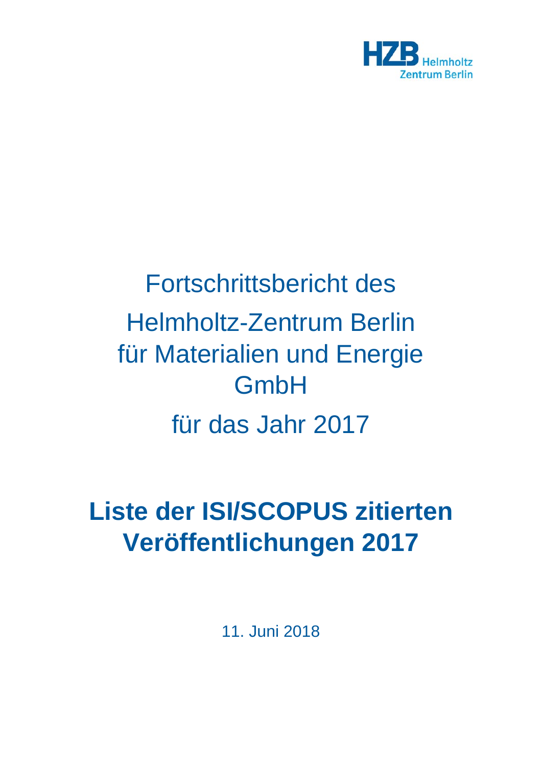HZB Helmholtz Zentrum Berlin

Fortschrittsbericht des

Helmholtz-Zentrum Berlin für Materialien und Energie GmbH

für das Jahr 2017

# Liste der ISI/SCOPUS zitierten Veröffentlichungen 2017

11. Juni 2018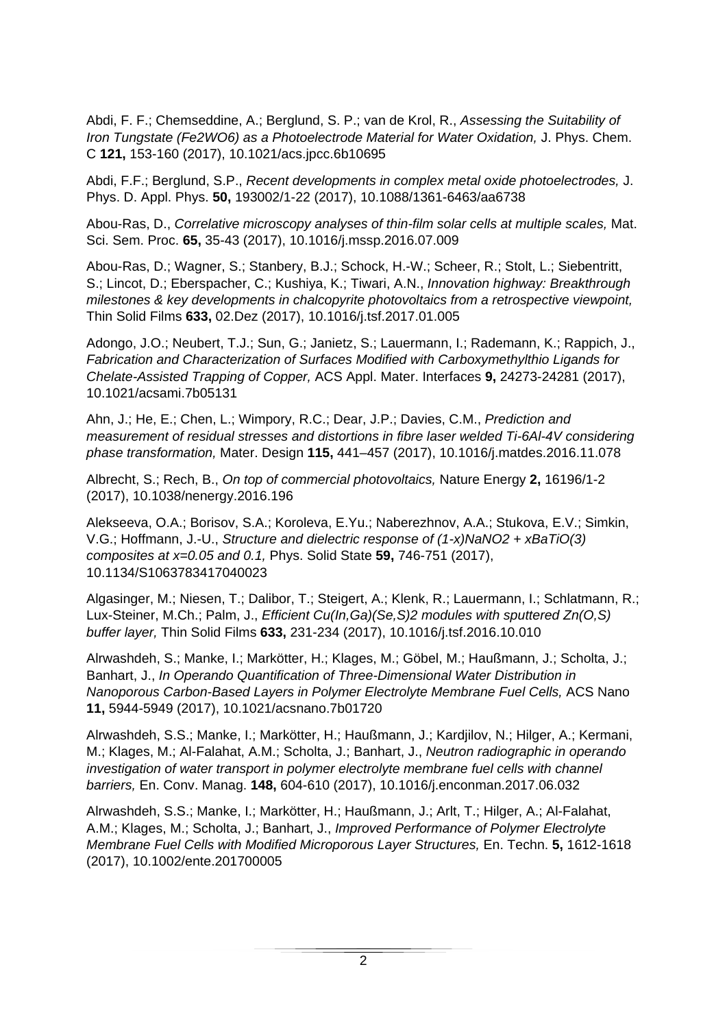Abdi, F. F.; Chemseddine, A.; Berglund, S. P.; van de Krol, R., *Assessing the Suitability of Iron Tungstate ($Fe_2WO_6$) as a Photoelectrode Material for Water Oxidation,* J. Phys. Chem. C **121,** 153-160 (2017), 10.1021/acs.jpcc.6b10695

Abdi, F.F.; Berglund, S.P., *Recent developments in complex metal oxide photoelectrodes,* J. Phys. D. Appl. Phys. **50,** 193002/1-22 (2017), 10.1088/1361-6463/aa6738

Abou-Ras, D., *Correlative microscopy analyses of thin-film solar cells at multiple scales,* Mat. Sci. Sem. Proc. **65,** 35-43 (2017), 10.1016/j.mssp.2016.07.009

Abou-Ras, D.; Wagner, S.; Stanbery, B.J.; Schock, H.-W.; Scheer, R.; Stolt, L.; Siebentritt, S.; Lincot, D.; Eberspacher, C.; Kushiya, K.; Tiwari, A.N., *Innovation highway: Breakthrough milestones & key developments in chalcopyrite photovoltaics from a retrospective viewpoint,* Thin Solid Films **633,** 02.Dez (2017), 10.1016/j.tsf.2017.01.005

Adongo, J.O.; Neubert, T.J.; Sun, G.; Janietz, S.; Lauermann, I.; Rademann, K.; Rappich, J., *Fabrication and Characterization of Surfaces Modified with Carboxymethylthio Ligands for Chelate-Assisted Trapping of Copper,* ACS Appl. Mater. Interfaces **9,** 24273-24281 (2017), 10.1021/acsami.7b05131

Ahn, J.; He, E.; Chen, L.; Wimpory, R.C.; Dear, J.P.; Davies, C.M., *Prediction and measurement of residual stresses and distortions in fibre laser welded Ti-6Al-4V considering phase transformation,* Mater. Design **115,** 441–457 (2017), 10.1016/j.matdes.2016.11.078

Albrecht, S.; Rech, B., *On top of commercial photovoltaics,* Nature Energy **2,** 16196/1-2 (2017), 10.1038/nenergy.2016.196

Alekseeva, O.A.; Borisov, S.A.; Koroleva, E.Yu.; Naberezhnov, A.A.; Stukova, E.V.; Simkin, V.G.; Hoffmann, J.-U., *Structure and dielectric response of (1-x)$NaNO_2$ + x$BaTiO_3$ composites at x=0.05 and 0.1,* Phys. Solid State **59,** 746-751 (2017), 10.1134/S1063783417040023

Algasinger, M.; Niesen, T.; Dalibor, T.; Steigert, A.; Klenk, R.; Lauermann, I.; Schlatmann, R.; Lux-Steiner, M.Ch.; Palm, J., *Efficient Cu(In,Ga)$(Se,S)_2$ modules with sputtered Zn(O,S) buffer layer,* Thin Solid Films **633,** 231-234 (2017), 10.1016/j.tsf.2016.10.010

Alrwashdeh, S.; Manke, I.; Markötter, H.; Klages, M.; Göbel, M.; Haußmann, J.; Scholta, J.; Banhart, J., *In Operando Quantification of Three-Dimensional Water Distribution in Nanoporous Carbon-Based Layers in Polymer Electrolyte Membrane Fuel Cells,* ACS Nano **11,** 5944-5949 (2017), 10.1021/acsnano.7b01720

Alrwashdeh, S.S.; Manke, I.; Markötter, H.; Haußmann, J.; Kardjilov, N.; Hilger, A.; Kermani, M.; Klages, M.; Al-Falahat, A.M.; Scholta, J.; Banhart, J., *Neutron radiographic in operando investigation of water transport in polymer electrolyte membrane fuel cells with channel barriers,* En. Conv. Manag. **148,** 604-610 (2017), 10.1016/j.enconman.2017.06.032

Alrwashdeh, S.S.; Manke, I.; Markötter, H.; Haußmann, J.; Arlt, T.; Hilger, A.; Al-Falahat, A.M.; Klages, M.; Scholta, J.; Banhart, J., *Improved Performance of Polymer Electrolyte Membrane Fuel Cells with Modified Microporous Layer Structures,* En. Techn. **5,** 1612-1618 (2017), 10.1002/ente.201700005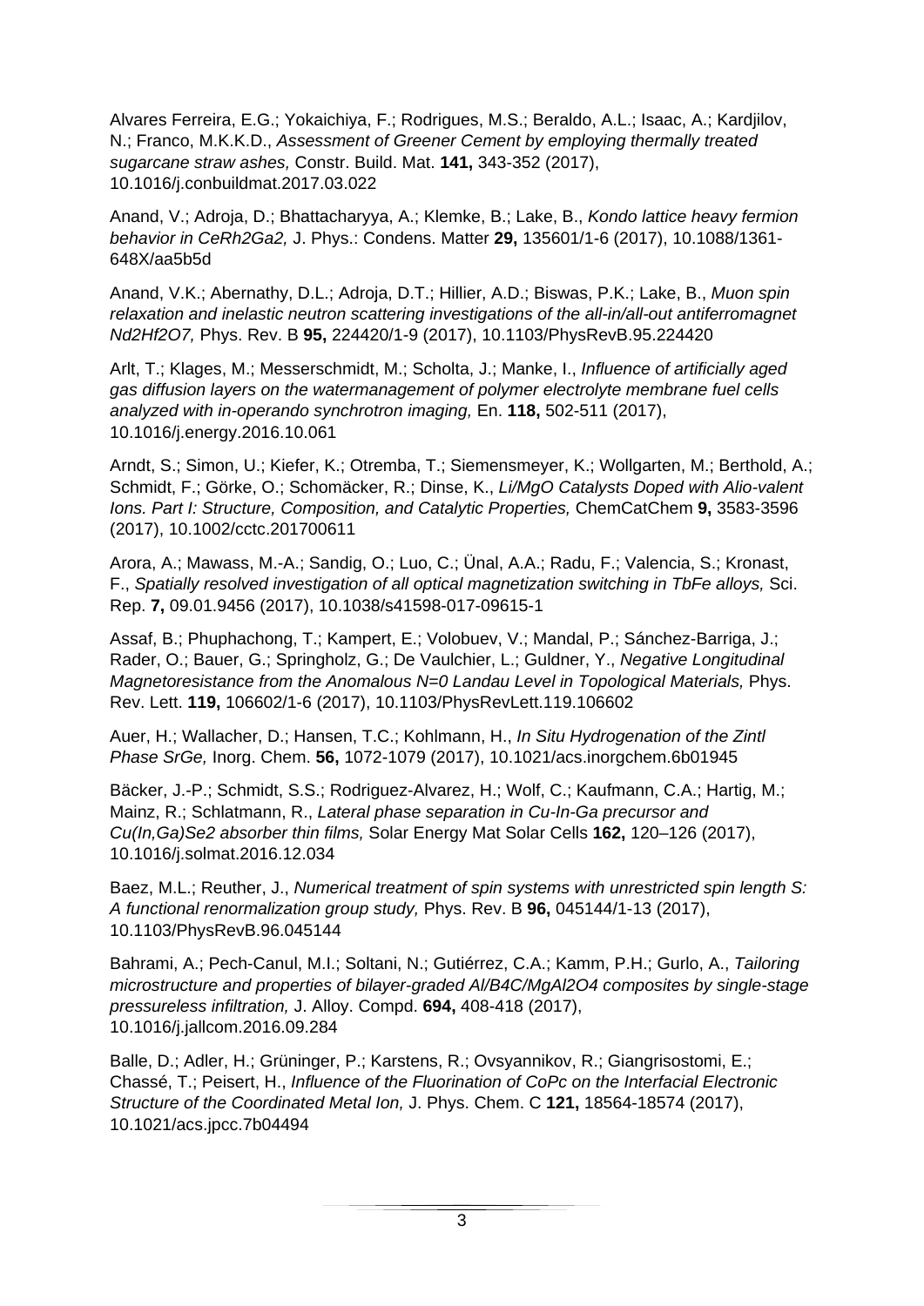Alvares Ferreira, E.G.; Yokaichiya, F.; Rodrigues, M.S.; Beraldo, A.L.; Isaac, A.; Kardjilov, N.; Franco, M.K.K.D., *Assessment of Greener Cement by employing thermally treated sugarcane straw ashes,* Constr. Build. Mat. **141,** 343-352 (2017), 10.1016/j.conbuildmat.2017.03.022

Anand, V.; Adroja, D.; Bhattacharyya, A.; Klemke, B.; Lake, B., *Kondo lattice heavy fermion behavior in $CeRh_2Ga_2$,* J. Phys.: Condens. Matter **29,** 135601/1-6 (2017), 10.1088/1361-648X/aa5b5d

Anand, V.K.; Abernathy, D.L.; Adroja, D.T.; Hillier, A.D.; Biswas, P.K.; Lake, B., *Muon spin relaxation and inelastic neutron scattering investigations of the all-in/all-out antiferromagnet $Nd_2Hf_2O_7$,* Phys. Rev. B **95,** 224420/1-9 (2017), 10.1103/PhysRevB.95.224420

Arlt, T.; Klages, M.; Messerschmidt, M.; Scholta, J.; Manke, I., *Influence of artificially aged gas diffusion layers on the watermanagement of polymer electrolyte membrane fuel cells analyzed with in-operando synchrotron imaging,* En. **118,** 502-511 (2017), 10.1016/j.energy.2016.10.061

Arndt, S.; Simon, U.; Kiefer, K.; Otremba, T.; Siemensmeyer, K.; Wollgarten, M.; Berthold, A.; Schmidt, F.; Görke, O.; Schomäcker, R.; Dinse, K., *Li/MgO Catalysts Doped with Alio-valent Ions. Part I: Structure, Composition, and Catalytic Properties,* ChemCatChem **9,** 3583-3596 (2017), 10.1002/cctc.201700611

Arora, A.; Mawass, M.-A.; Sandig, O.; Luo, C.; Ünal, A.A.; Radu, F.; Valencia, S.; Kronast, F., *Spatially resolved investigation of all optical magnetization switching in TbFe alloys,* Sci. Rep. **7,** 09.01.9456 (2017), 10.1038/s41598-017-09615-1

Assaf, B.; Phuphachong, T.; Kampert, E.; Volobuev, V.; Mandal, P.; Sánchez-Barriga, J.; Rader, O.; Bauer, G.; Springholz, G.; De Vaulchier, L.; Guldner, Y., *Negative Longitudinal Magnetoresistance from the Anomalous N=0 Landau Level in Topological Materials,* Phys. Rev. Lett. **119,** 106602/1-6 (2017), 10.1103/PhysRevLett.119.106602

Auer, H.; Wallacher, D.; Hansen, T.C.; Kohlmann, H., *In Situ Hydrogenation of the Zintl Phase SrGe,* Inorg. Chem. **56,** 1072-1079 (2017), 10.1021/acs.inorgchem.6b01945

Bäcker, J.-P.; Schmidt, S.S.; Rodriguez-Alvarez, H.; Wolf, C.; Kaufmann, C.A.; Hartig, M.; Mainz, R.; Schlatmann, R., *Lateral phase separation in Cu-In-Ga precursor and $Cu(In,Ga)Se_2$ absorber thin films,* Solar Energy Mat Solar Cells **162,** 120–126 (2017), 10.1016/j.solmat.2016.12.034

Baez, M.L.; Reuther, J., *Numerical treatment of spin systems with unrestricted spin length S: A functional renormalization group study,* Phys. Rev. B **96,** 045144/1-13 (2017), 10.1103/PhysRevB.96.045144

Bahrami, A.; Pech-Canul, M.I.; Soltani, N.; Gutiérrez, C.A.; Kamm, P.H.; Gurlo, A., *Tailoring microstructure and properties of bilayer-graded $Al/B_4C/MgAl_2O_4$ composites by single-stage pressureless infiltration,* J. Alloy. Compd. **694,** 408-418 (2017), 10.1016/j.jallcom.2016.09.284

Balle, D.; Adler, H.; Grüninger, P.; Karstens, R.; Ovsyannikov, R.; Giangrisostomi, E.; Chassé, T.; Peisert, H., *Influence of the Fluorination of CoPc on the Interfacial Electronic Structure of the Coordinated Metal Ion,* J. Phys. Chem. C **121,** 18564-18574 (2017), 10.1021/acs.jpcc.7b04494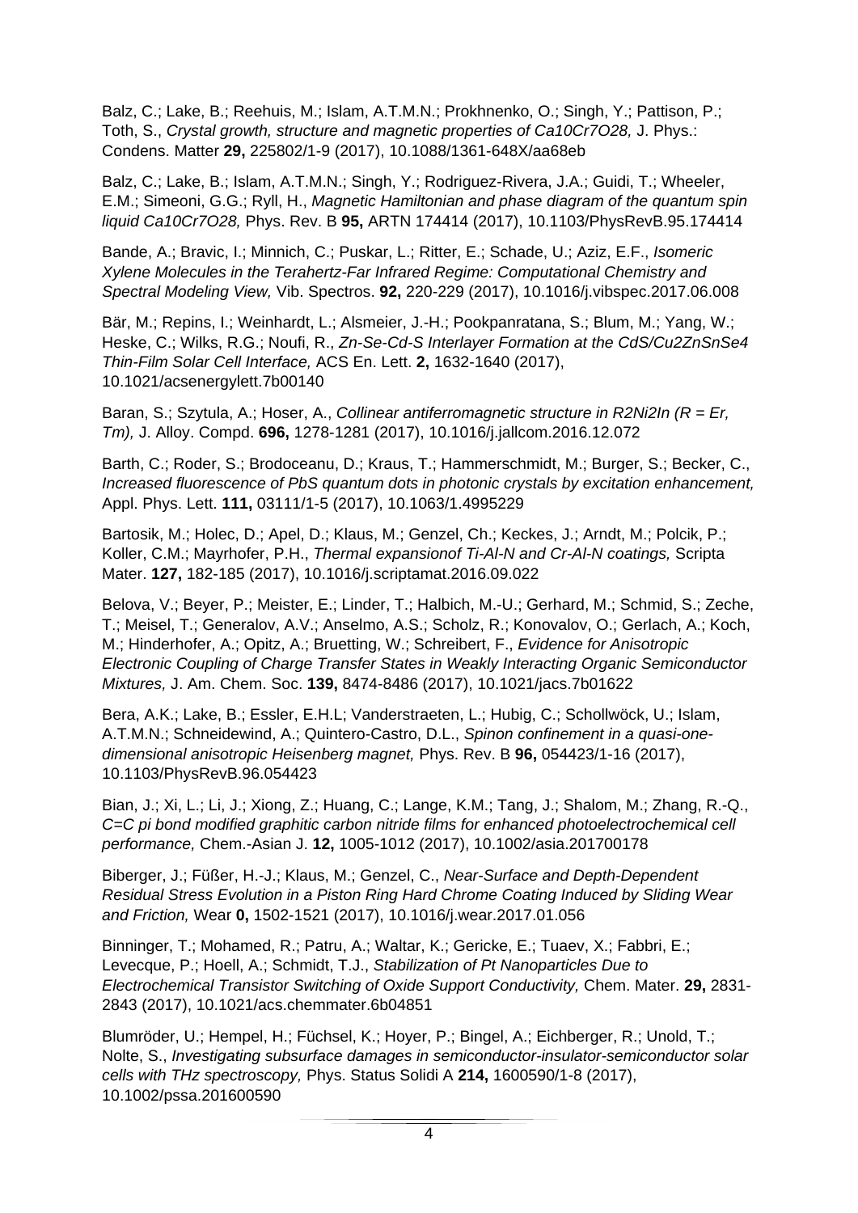Balz, C.; Lake, B.; Reehuis, M.; Islam, A.T.M.N.; Prokhnenko, O.; Singh, Y.; Pattison, P.; Toth, S., *Crystal growth, structure and magnetic properties of $Ca_{10}Cr_7O_{28}$,* J. Phys.: Condens. Matter **29,** 225802/1-9 (2017), 10.1088/1361-648X/aa68eb

Balz, C.; Lake, B.; Islam, A.T.M.N.; Singh, Y.; Rodriguez-Rivera, J.A.; Guidi, T.; Wheeler, E.M.; Simeoni, G.G.; Ryll, H., *Magnetic Hamiltonian and phase diagram of the quantum spin liquid $Ca_{10}Cr_7O_{28}$,* Phys. Rev. B **95,** ARTN 174414 (2017), 10.1103/PhysRevB.95.174414

Bande, A.; Bravic, I.; Minnich, C.; Puskar, L.; Ritter, E.; Schade, U.; Aziz, E.F., *Isomeric Xylene Molecules in the Terahertz-Far Infrared Regime: Computational Chemistry and Spectral Modeling View,* Vib. Spectros. **92,** 220-229 (2017), 10.1016/j.vibspec.2017.06.008

Bär, M.; Repins, I.; Weinhardt, L.; Alsmeier, J.-H.; Pookpanratana, S.; Blum, M.; Yang, W.; Heske, C.; Wilks, R.G.; Noufi, R., *Zn-Se-Cd-S Interlayer Formation at the CdS/$Cu_2ZnSnSe_4$ Thin-Film Solar Cell Interface,* ACS En. Lett. **2,** 1632-1640 (2017), 10.1021/acsenergylett.7b00140

Baran, S.; Szytula, A.; Hoser, A., *Collinear antiferromagnetic structure in $R_2Ni_2In$ (R = Er, Tm),* J. Alloy. Compd. **696,** 1278-1281 (2017), 10.1016/j.jallcom.2016.12.072

Barth, C.; Roder, S.; Brodoceanu, D.; Kraus, T.; Hammerschmidt, M.; Burger, S.; Becker, C., *Increased fluorescence of PbS quantum dots in photonic crystals by excitation enhancement,* Appl. Phys. Lett. **111,** 03111/1-5 (2017), 10.1063/1.4995229

Bartosik, M.; Holec, D.; Apel, D.; Klaus, M.; Genzel, Ch.; Keckes, J.; Arndt, M.; Polcik, P.; Koller, C.M.; Mayrhofer, P.H., *Thermal expansionof Ti-Al-N and Cr-Al-N coatings,* Scripta Mater. **127,** 182-185 (2017), 10.1016/j.scriptamat.2016.09.022

Belova, V.; Beyer, P.; Meister, E.; Linder, T.; Halbich, M.-U.; Gerhard, M.; Schmid, S.; Zeche, T.; Meisel, T.; Generalov, A.V.; Anselmo, A.S.; Scholz, R.; Konovalov, O.; Gerlach, A.; Koch, M.; Hinderhofer, A.; Opitz, A.; Bruetting, W.; Schreibert, F., *Evidence for Anisotropic Electronic Coupling of Charge Transfer States in Weakly Interacting Organic Semiconductor Mixtures,* J. Am. Chem. Soc. **139,** 8474-8486 (2017), 10.1021/jacs.7b01622

Bera, A.K.; Lake, B.; Essler, E.H.L; Vanderstraeten, L.; Hubig, C.; Schollwöck, U.; Islam, A.T.M.N.; Schneidewind, A.; Quintero-Castro, D.L., *Spinon confinement in a quasi-one-dimensional anisotropic Heisenberg magnet,* Phys. Rev. B **96,** 054423/1-16 (2017), 10.1103/PhysRevB.96.054423

Bian, J.; Xi, L.; Li, J.; Xiong, Z.; Huang, C.; Lange, K.M.; Tang, J.; Shalom, M.; Zhang, R.-Q., *C=C pi bond modified graphitic carbon nitride films for enhanced photoelectrochemical cell performance,* Chem.-Asian J. **12,** 1005-1012 (2017), 10.1002/asia.201700178

Biberger, J.; Füßer, H.-J.; Klaus, M.; Genzel, C., *Near-Surface and Depth-Dependent Residual Stress Evolution in a Piston Ring Hard Chrome Coating Induced by Sliding Wear and Friction,* Wear **0,** 1502-1521 (2017), 10.1016/j.wear.2017.01.056

Binninger, T.; Mohamed, R.; Patru, A.; Waltar, K.; Gericke, E.; Tuaev, X.; Fabbri, E.; Levecque, P.; Hoell, A.; Schmidt, T.J., *Stabilization of Pt Nanoparticles Due to Electrochemical Transistor Switching of Oxide Support Conductivity,* Chem. Mater. **29,** 2831-2843 (2017), 10.1021/acs.chemmater.6b04851

Blumröder, U.; Hempel, H.; Füchsel, K.; Hoyer, P.; Bingel, A.; Eichberger, R.; Unold, T.; Nolte, S., *Investigating subsurface damages in semiconductor-insulator-semiconductor solar cells with THz spectroscopy,* Phys. Status Solidi A **214,** 1600590/1-8 (2017), 10.1002/pssa.201600590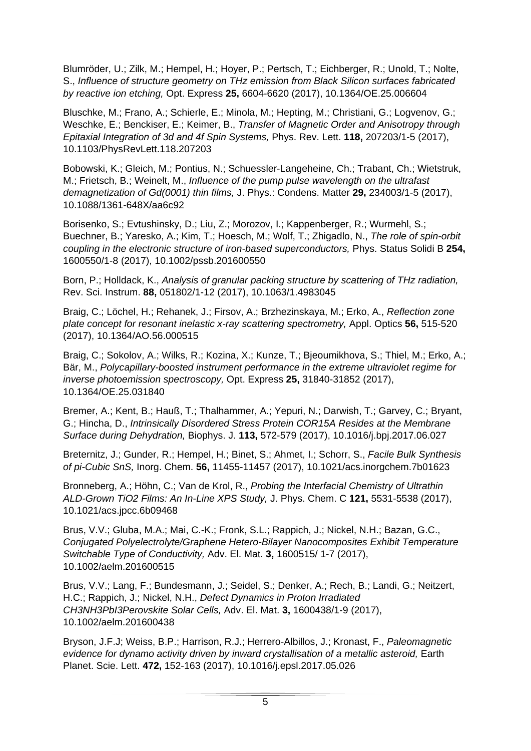Blumröder, U.; Zilk, M.; Hempel, H.; Hoyer, P.; Pertsch, T.; Eichberger, R.; Unold, T.; Nolte, S., *Influence of structure geometry on THz emission from Black Silicon surfaces fabricated by reactive ion etching,* Opt. Express **25,** 6604-6620 (2017), 10.1364/OE.25.006604

Bluschke, M.; Frano, A.; Schierle, E.; Minola, M.; Hepting, M.; Christiani, G.; Logvenov, G.; Weschke, E.; Benckiser, E.; Keimer, B., *Transfer of Magnetic Order and Anisotropy through Epitaxial Integration of 3d and 4f Spin Systems,* Phys. Rev. Lett. **118,** 207203/1-5 (2017), 10.1103/PhysRevLett.118.207203

Bobowski, K.; Gleich, M.; Pontius, N.; Schuessler-Langeheine, Ch.; Trabant, Ch.; Wietstruk, M.; Frietsch, B.; Weinelt, M., *Influence of the pump pulse wavelength on the ultrafast demagnetization of Gd(0001) thin films,* J. Phys.: Condens. Matter **29,** 234003/1-5 (2017), 10.1088/1361-648X/aa6c92

Borisenko, S.; Evtushinsky, D.; Liu, Z.; Morozov, I.; Kappenberger, R.; Wurmehl, S.; Buechner, B.; Yaresko, A.; Kim, T.; Hoesch, M.; Wolf, T.; Zhigadlo, N., *The role of spin-orbit coupling in the electronic structure of iron-based superconductors,* Phys. Status Solidi B **254,** 1600550/1-8 (2017), 10.1002/pssb.201600550

Born, P.; Holldack, K., *Analysis of granular packing structure by scattering of THz radiation,* Rev. Sci. Instrum. **88,** 051802/1-12 (2017), 10.1063/1.4983045

Braig, C.; Löchel, H.; Rehanek, J.; Firsov, A.; Brzhezinskaya, M.; Erko, A., *Reflection zone plate concept for resonant inelastic x-ray scattering spectrometry,* Appl. Optics **56,** 515-520 (2017), 10.1364/AO.56.000515

Braig, C.; Sokolov, A.; Wilks, R.; Kozina, X.; Kunze, T.; Bjeoumikhova, S.; Thiel, M.; Erko, A.; Bär, M., *Polycapillary-boosted instrument performance in the extreme ultraviolet regime for inverse photoemission spectroscopy,* Opt. Express **25,** 31840-31852 (2017), 10.1364/OE.25.031840

Bremer, A.; Kent, B.; Hauß, T.; Thalhammer, A.; Yepuri, N.; Darwish, T.; Garvey, C.; Bryant, G.; Hincha, D., *Intrinsically Disordered Stress Protein COR15A Resides at the Membrane Surface during Dehydration,* Biophys. J. **113,** 572-579 (2017), 10.1016/j.bpj.2017.06.027

Breternitz, J.; Gunder, R.; Hempel, H.; Binet, S.; Ahmet, I.; Schorr, S., *Facile Bulk Synthesis of pi-Cubic SnS,* Inorg. Chem. **56,** 11455-11457 (2017), 10.1021/acs.inorgchem.7b01623

Bronneberg, A.; Höhn, C.; Van de Krol, R., *Probing the Interfacial Chemistry of Ultrathin ALD-Grown TiO2 Films: An In-Line XPS Study,* J. Phys. Chem. C **121,** 5531-5538 (2017), 10.1021/acs.jpcc.6b09468

Brus, V.V.; Gluba, M.A.; Mai, C.-K.; Fronk, S.L.; Rappich, J.; Nickel, N.H.; Bazan, G.C., *Conjugated Polyelectrolyte/Graphene Hetero-Bilayer Nanocomposites Exhibit Temperature Switchable Type of Conductivity,* Adv. El. Mat. **3,** 1600515/ 1-7 (2017), 10.1002/aelm.201600515

Brus, V.V.; Lang, F.; Bundesmann, J.; Seidel, S.; Denker, A.; Rech, B.; Landi, G.; Neitzert, H.C.; Rappich, J.; Nickel, N.H., *Defect Dynamics in Proton Irradiated CH3NH3PbI3Perovskite Solar Cells,* Adv. El. Mat. **3,** 1600438/1-9 (2017), 10.1002/aelm.201600438

Bryson, J.F.J; Weiss, B.P.; Harrison, R.J.; Herrero-Albillos, J.; Kronast, F., *Paleomagnetic evidence for dynamo activity driven by inward crystallisation of a metallic asteroid,* Earth Planet. Scie. Lett. **472,** 152-163 (2017), 10.1016/j.epsl.2017.05.026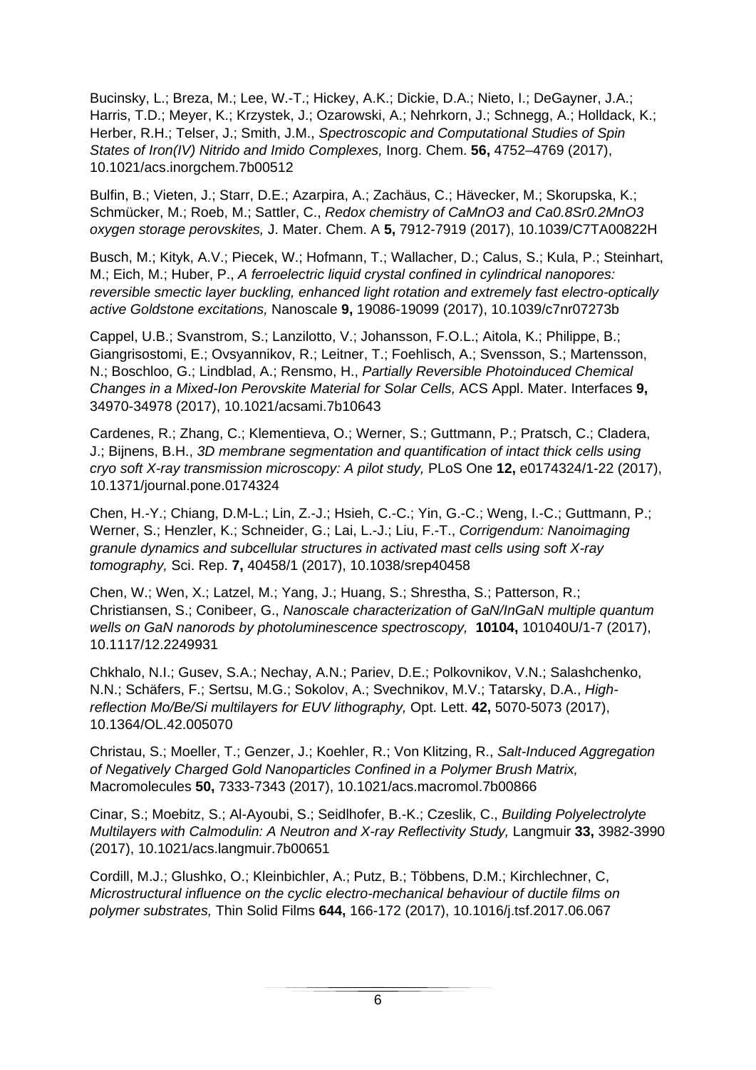Bucinsky, L.; Breza, M.; Lee, W.-T.; Hickey, A.K.; Dickie, D.A.; Nieto, I.; DeGayner, J.A.; Harris, T.D.; Meyer, K.; Krzystek, J.; Ozarowski, A.; Nehrkorn, J.; Schnegg, A.; Holldack, K.; Herber, R.H.; Telser, J.; Smith, J.M., *Spectroscopic and Computational Studies of Spin States of Iron(IV) Nitrido and Imido Complexes,* Inorg. Chem. **56,** 4752–4769 (2017), 10.1021/acs.inorgchem.7b00512

Bulfin, B.; Vieten, J.; Starr, D.E.; Azarpira, A.; Zachäus, C.; Hävecker, M.; Skorupska, K.; Schmücker, M.; Roeb, M.; Sattler, C., *Redox chemistry of CaMnO3 and Ca0.8Sr0.2MnO3 oxygen storage perovskites,* J. Mater. Chem. A **5,** 7912-7919 (2017), 10.1039/C7TA00822H

Busch, M.; Kityk, A.V.; Piecek, W.; Hofmann, T.; Wallacher, D.; Calus, S.; Kula, P.; Steinhart, M.; Eich, M.; Huber, P., *A ferroelectric liquid crystal confined in cylindrical nanopores: reversible smectic layer buckling, enhanced light rotation and extremely fast electro-optically active Goldstone excitations,* Nanoscale **9,** 19086-19099 (2017), 10.1039/c7nr07273b

Cappel, U.B.; Svanstrom, S.; Lanzilotto, V.; Johansson, F.O.L.; Aitola, K.; Philippe, B.; Giangrisostomi, E.; Ovsyannikov, R.; Leitner, T.; Foehlisch, A.; Svensson, S.; Martensson, N.; Boschloo, G.; Lindblad, A.; Rensmo, H., *Partially Reversible Photoinduced Chemical Changes in a Mixed-Ion Perovskite Material for Solar Cells,* ACS Appl. Mater. Interfaces **9,** 34970-34978 (2017), 10.1021/acsami.7b10643

Cardenes, R.; Zhang, C.; Klementieva, O.; Werner, S.; Guttmann, P.; Pratsch, C.; Cladera, J.; Bijnens, B.H., *3D membrane segmentation and quantification of intact thick cells using cryo soft X-ray transmission microscopy: A pilot study,* PLoS One **12,** e0174324/1-22 (2017), 10.1371/journal.pone.0174324

Chen, H.-Y.; Chiang, D.M-L.; Lin, Z.-J.; Hsieh, C.-C.; Yin, G.-C.; Weng, I.-C.; Guttmann, P.; Werner, S.; Henzler, K.; Schneider, G.; Lai, L.-J.; Liu, F.-T., *Corrigendum: Nanoimaging granule dynamics and subcellular structures in activated mast cells using soft X-ray tomography,* Sci. Rep. **7,** 40458/1 (2017), 10.1038/srep40458

Chen, W.; Wen, X.; Latzel, M.; Yang, J.; Huang, S.; Shrestha, S.; Patterson, R.; Christiansen, S.; Conibeer, G., *Nanoscale characterization of GaN/InGaN multiple quantum wells on GaN nanorods by photoluminescence spectroscopy,* **10104,** 101040U/1-7 (2017), 10.1117/12.2249931

Chkhalo, N.I.; Gusev, S.A.; Nechay, A.N.; Pariev, D.E.; Polkovnikov, V.N.; Salashchenko, N.N.; Schäfers, F.; Sertsu, M.G.; Sokolov, A.; Svechnikov, M.V.; Tatarsky, D.A., *High-reflection Mo/Be/Si multilayers for EUV lithography,* Opt. Lett. **42,** 5070-5073 (2017), 10.1364/OL.42.005070

Christau, S.; Moeller, T.; Genzer, J.; Koehler, R.; Von Klitzing, R., *Salt-Induced Aggregation of Negatively Charged Gold Nanoparticles Confined in a Polymer Brush Matrix,* Macromolecules **50,** 7333-7343 (2017), 10.1021/acs.macromol.7b00866

Cinar, S.; Moebitz, S.; Al-Ayoubi, S.; Seidlhofer, B.-K.; Czeslik, C., *Building Polyelectrolyte Multilayers with Calmodulin: A Neutron and X-ray Reflectivity Study,* Langmuir **33,** 3982-3990 (2017), 10.1021/acs.langmuir.7b00651

Cordill, M.J.; Glushko, O.; Kleinbichler, A.; Putz, B.; Többens, D.M.; Kirchlechner, C, *Microstructural influence on the cyclic electro-mechanical behaviour of ductile films on polymer substrates,* Thin Solid Films **644,** 166-172 (2017), 10.1016/j.tsf.2017.06.067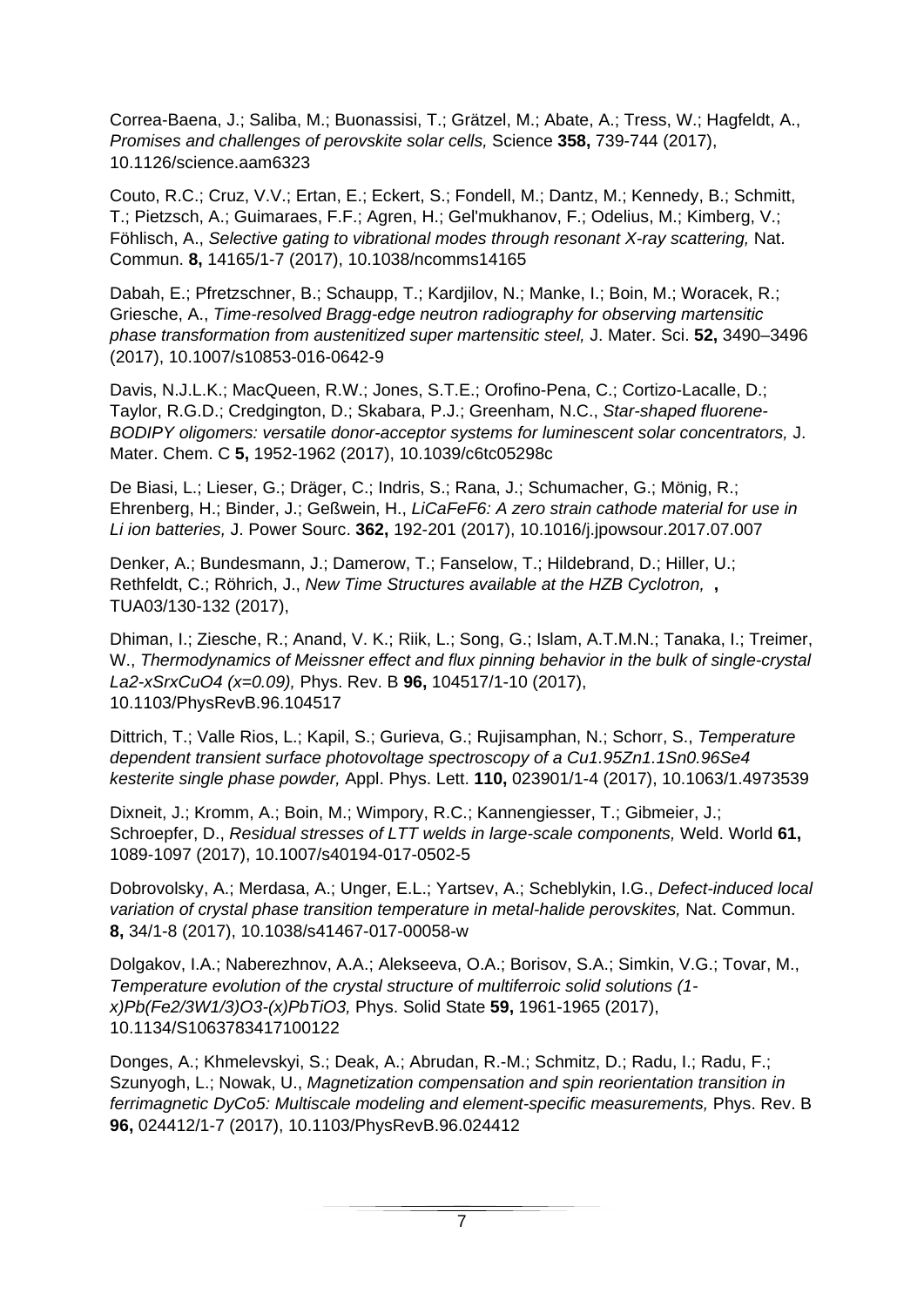Correa-Baena, J.; Saliba, M.; Buonassisi, T.; Grätzel, M.; Abate, A.; Tress, W.; Hagfeldt, A., *Promises and challenges of perovskite solar cells,* Science **358,** 739-744 (2017), 10.1126/science.aam6323

Couto, R.C.; Cruz, V.V.; Ertan, E.; Eckert, S.; Fondell, M.; Dantz, M.; Kennedy, B.; Schmitt, T.; Pietzsch, A.; Guimaraes, F.F.; Agren, H.; Gel'mukhanov, F.; Odelius, M.; Kimberg, V.; Föhlisch, A., *Selective gating to vibrational modes through resonant X-ray scattering,* Nat. Commun. **8,** 14165/1-7 (2017), 10.1038/ncomms14165

Dabah, E.; Pfretzschner, B.; Schaupp, T.; Kardjilov, N.; Manke, I.; Boin, M.; Woracek, R.; Griesche, A., *Time-resolved Bragg-edge neutron radiography for observing martensitic phase transformation from austenitized super martensitic steel,* J. Mater. Sci. **52,** 3490–3496 (2017), 10.1007/s10853-016-0642-9

Davis, N.J.L.K.; MacQueen, R.W.; Jones, S.T.E.; Orofino-Pena, C.; Cortizo-Lacalle, D.; Taylor, R.G.D.; Credgington, D.; Skabara, P.J.; Greenham, N.C., *Star-shaped fluorene-BODIPY oligomers: versatile donor-acceptor systems for luminescent solar concentrators,* J. Mater. Chem. C **5,** 1952-1962 (2017), 10.1039/c6tc05298c

De Biasi, L.; Lieser, G.; Dräger, C.; Indris, S.; Rana, J.; Schumacher, G.; Mönig, R.; Ehrenberg, H.; Binder, J.; Geßwein, H., *LiCaFeF6: A zero strain cathode material for use in Li ion batteries,* J. Power Sourc. **362,** 192-201 (2017), 10.1016/j.jpowsour.2017.07.007

Denker, A.; Bundesmann, J.; Damerow, T.; Fanselow, T.; Hildebrand, D.; Hiller, U.; Rethfeldt, C.; Röhrich, J., *New Time Structures available at the HZB Cyclotron,* **,** TUA03/130-132 (2017),

Dhiman, I.; Ziesche, R.; Anand, V. K.; Riik, L.; Song, G.; Islam, A.T.M.N.; Tanaka, I.; Treimer, W., *Thermodynamics of Meissner effect and flux pinning behavior in the bulk of single-crystal La2-xSrxCuO4 (x=0.09),* Phys. Rev. B **96,** 104517/1-10 (2017), 10.1103/PhysRevB.96.104517

Dittrich, T.; Valle Rios, L.; Kapil, S.; Gurieva, G.; Rujisamphan, N.; Schorr, S., *Temperature dependent transient surface photovoltage spectroscopy of a Cu1.95Zn1.1Sn0.96Se4 kesterite single phase powder,* Appl. Phys. Lett. **110,** 023901/1-4 (2017), 10.1063/1.4973539

Dixneit, J.; Kromm, A.; Boin, M.; Wimpory, R.C.; Kannengiesser, T.; Gibmeier, J.; Schroepfer, D., *Residual stresses of LTT welds in large-scale components,* Weld. World **61,** 1089-1097 (2017), 10.1007/s40194-017-0502-5

Dobrovolsky, A.; Merdasa, A.; Unger, E.L.; Yartsev, A.; Scheblykin, I.G., *Defect-induced local variation of crystal phase transition temperature in metal-halide perovskites,* Nat. Commun. **8,** 34/1-8 (2017), 10.1038/s41467-017-00058-w

Dolgakov, I.A.; Naberezhnov, A.A.; Alekseeva, O.A.; Borisov, S.A.; Simkin, V.G.; Tovar, M., *Temperature evolution of the crystal structure of multiferroic solid solutions (1-x)Pb(Fe2/3W1/3)O3-(x)PbTiO3,* Phys. Solid State **59,** 1961-1965 (2017), 10.1134/S1063783417100122

Donges, A.; Khmelevskyi, S.; Deak, A.; Abrudan, R.-M.; Schmitz, D.; Radu, I.; Radu, F.; Szunyogh, L.; Nowak, U., *Magnetization compensation and spin reorientation transition in ferrimagnetic DyCo5: Multiscale modeling and element-specific measurements,* Phys. Rev. B **96,** 024412/1-7 (2017), 10.1103/PhysRevB.96.024412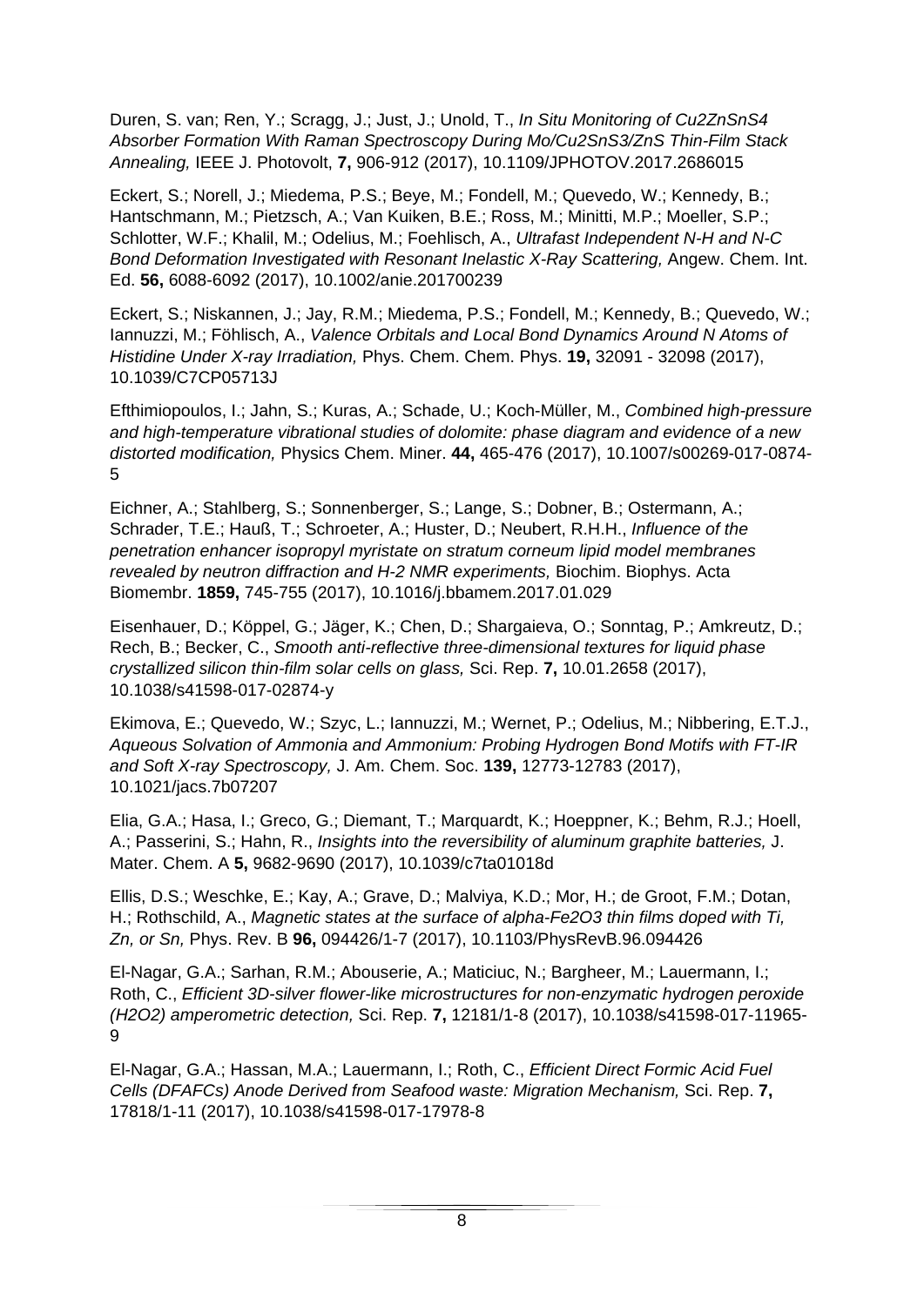Duren, S. van; Ren, Y.; Scragg, J.; Just, J.; Unold, T., *In Situ Monitoring of $Cu_2ZnSnS_4$ Absorber Formation With Raman Spectroscopy During Mo/$Cu_2SnS_3$/ZnS Thin-Film Stack Annealing,* IEEE J. Photovolt, **7,** 906-912 (2017), 10.1109/JPHOTOV.2017.2686015

Eckert, S.; Norell, J.; Miedema, P.S.; Beye, M.; Fondell, M.; Quevedo, W.; Kennedy, B.; Hantschmann, M.; Pietzsch, A.; Van Kuiken, B.E.; Ross, M.; Minitti, M.P.; Moeller, S.P.; Schlotter, W.F.; Khalil, M.; Odelius, M.; Foehlisch, A., *Ultrafast Independent N-H and N-C Bond Deformation Investigated with Resonant Inelastic X-Ray Scattering,* Angew. Chem. Int. Ed. **56,** 6088-6092 (2017), 10.1002/anie.201700239

Eckert, S.; Niskannen, J.; Jay, R.M.; Miedema, P.S.; Fondell, M.; Kennedy, B.; Quevedo, W.; Iannuzzi, M.; Föhlisch, A., *Valence Orbitals and Local Bond Dynamics Around N Atoms of Histidine Under X-ray Irradiation,* Phys. Chem. Chem. Phys. **19,** 32091 - 32098 (2017), 10.1039/C7CP05713J

Efthimiopoulos, I.; Jahn, S.; Kuras, A.; Schade, U.; Koch-Müller, M., *Combined high-pressure and high-temperature vibrational studies of dolomite: phase diagram and evidence of a new distorted modification,* Physics Chem. Miner. **44,** 465-476 (2017), 10.1007/s00269-017-0874-5

Eichner, A.; Stahlberg, S.; Sonnenberger, S.; Lange, S.; Dobner, B.; Ostermann, A.; Schrader, T.E.; Hauß, T.; Schroeter, A.; Huster, D.; Neubert, R.H.H., *Influence of the penetration enhancer isopropyl myristate on stratum corneum lipid model membranes revealed by neutron diffraction and H-2 NMR experiments,* Biochim. Biophys. Acta Biomembr. **1859,** 745-755 (2017), 10.1016/j.bbamem.2017.01.029

Eisenhauer, D.; Köppel, G.; Jäger, K.; Chen, D.; Shargaieva, O.; Sonntag, P.; Amkreutz, D.; Rech, B.; Becker, C., *Smooth anti-reflective three-dimensional textures for liquid phase crystallized silicon thin-film solar cells on glass,* Sci. Rep. **7,** 10.01.2658 (2017), 10.1038/s41598-017-02874-y

Ekimova, E.; Quevedo, W.; Szyc, L.; Iannuzzi, M.; Wernet, P.; Odelius, M.; Nibbering, E.T.J., *Aqueous Solvation of Ammonia and Ammonium: Probing Hydrogen Bond Motifs with FT-IR and Soft X-ray Spectroscopy,* J. Am. Chem. Soc. **139,** 12773-12783 (2017), 10.1021/jacs.7b07207

Elia, G.A.; Hasa, I.; Greco, G.; Diemant, T.; Marquardt, K.; Hoeppner, K.; Behm, R.J.; Hoell, A.; Passerini, S.; Hahn, R., *Insights into the reversibility of aluminum graphite batteries,* J. Mater. Chem. A **5,** 9682-9690 (2017), 10.1039/c7ta01018d

Ellis, D.S.; Weschke, E.; Kay, A.; Grave, D.; Malviya, K.D.; Mor, H.; de Groot, F.M.; Dotan, H.; Rothschild, A., *Magnetic states at the surface of alpha-$Fe_2O_3$ thin films doped with Ti, Zn, or Sn,* Phys. Rev. B **96,** 094426/1-7 (2017), 10.1103/PhysRevB.96.094426

El-Nagar, G.A.; Sarhan, R.M.; Abouserie, A.; Maticiuc, N.; Bargheer, M.; Lauermann, I.; Roth, C., *Efficient 3D-silver flower-like microstructures for non-enzymatic hydrogen peroxide ($H_2O_2$) amperometric detection,* Sci. Rep. **7,** 12181/1-8 (2017), 10.1038/s41598-017-11965-9

El-Nagar, G.A.; Hassan, M.A.; Lauermann, I.; Roth, C., *Efficient Direct Formic Acid Fuel Cells (DFAFCs) Anode Derived from Seafood waste: Migration Mechanism,* Sci. Rep. **7,** 17818/1-11 (2017), 10.1038/s41598-017-17978-8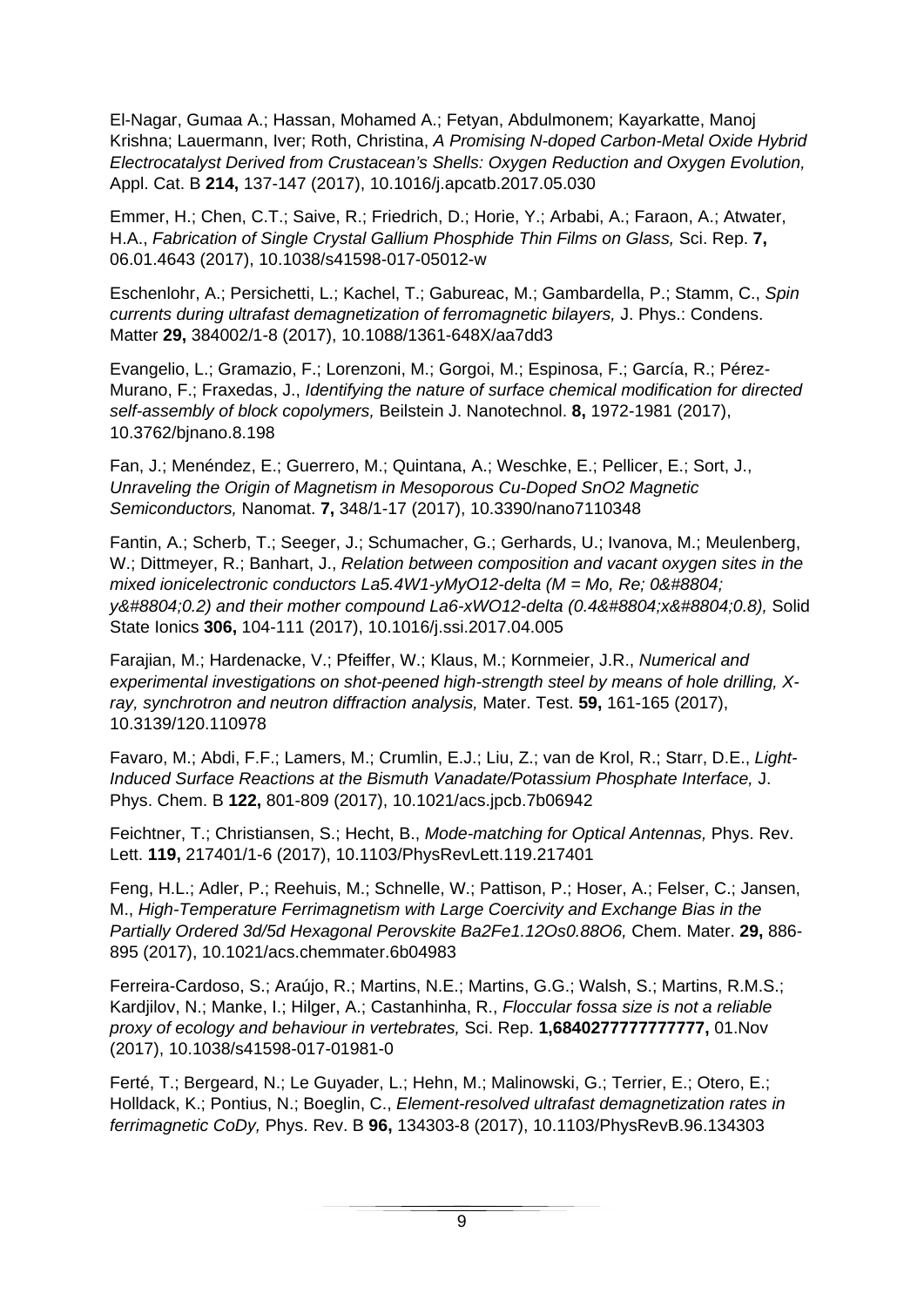El-Nagar, Gumaa A.; Hassan, Mohamed A.; Fetyan, Abdulmonem; Kayarkatte, Manoj Krishna; Lauermann, Iver; Roth, Christina, *A Promising N-doped Carbon-Metal Oxide Hybrid Electrocatalyst Derived from Crustacean's Shells: Oxygen Reduction and Oxygen Evolution,* Appl. Cat. B **214,** 137-147 (2017), 10.1016/j.apcatb.2017.05.030

Emmer, H.; Chen, C.T.; Saive, R.; Friedrich, D.; Horie, Y.; Arbabi, A.; Faraon, A.; Atwater, H.A., *Fabrication of Single Crystal Gallium Phosphide Thin Films on Glass,* Sci. Rep. **7,** 06.01.4643 (2017), 10.1038/s41598-017-05012-w

Eschenlohr, A.; Persichetti, L.; Kachel, T.; Gabureac, M.; Gambardella, P.; Stamm, C., *Spin currents during ultrafast demagnetization of ferromagnetic bilayers,* J. Phys.: Condens. Matter **29,** 384002/1-8 (2017), 10.1088/1361-648X/aa7dd3

Evangelio, L.; Gramazio, F.; Lorenzoni, M.; Gorgoi, M.; Espinosa, F.; García, R.; Pérez-Murano, F.; Fraxedas, J., *Identifying the nature of surface chemical modification for directed self-assembly of block copolymers,* Beilstein J. Nanotechnol. **8,** 1972-1981 (2017), 10.3762/bjnano.8.198

Fan, J.; Menéndez, E.; Guerrero, M.; Quintana, A.; Weschke, E.; Pellicer, E.; Sort, J., *Unraveling the Origin of Magnetism in Mesoporous Cu-Doped SnO2 Magnetic Semiconductors,* Nanomat. **7,** 348/1-17 (2017), 10.3390/nano7110348

Fantin, A.; Scherb, T.; Seeger, J.; Schumacher, G.; Gerhards, U.; Ivanova, M.; Meulenberg, W.; Dittmeyer, R.; Banhart, J., *Relation between composition and vacant oxygen sites in the mixed ionicelectronic conductors La5.4W1-yMyO12-delta (M = Mo, Re; 0&#8804; y&#8804;0.2) and their mother compound La6-xWO12-delta (0.4&#8804;x&#8804;0.8),* Solid State Ionics **306,** 104-111 (2017), 10.1016/j.ssi.2017.04.005

Farajian, M.; Hardenacke, V.; Pfeiffer, W.; Klaus, M.; Kornmeier, J.R., *Numerical and experimental investigations on shot-peened high-strength steel by means of hole drilling, X-ray, synchrotron and neutron diffraction analysis,* Mater. Test. **59,** 161-165 (2017), 10.3139/120.110978

Favaro, M.; Abdi, F.F.; Lamers, M.; Crumlin, E.J.; Liu, Z.; van de Krol, R.; Starr, D.E., *Light-Induced Surface Reactions at the Bismuth Vanadate/Potassium Phosphate Interface,* J. Phys. Chem. B **122,** 801-809 (2017), 10.1021/acs.jpcb.7b06942

Feichtner, T.; Christiansen, S.; Hecht, B., *Mode-matching for Optical Antennas,* Phys. Rev. Lett. **119,** 217401/1-6 (2017), 10.1103/PhysRevLett.119.217401

Feng, H.L.; Adler, P.; Reehuis, M.; Schnelle, W.; Pattison, P.; Hoser, A.; Felser, C.; Jansen, M., *High-Temperature Ferrimagnetism with Large Coercivity and Exchange Bias in the Partially Ordered 3d/5d Hexagonal Perovskite Ba2Fe1.12Os0.88O6,* Chem. Mater. **29,** 886-895 (2017), 10.1021/acs.chemmater.6b04983

Ferreira-Cardoso, S.; Araújo, R.; Martins, N.E.; Martins, G.G.; Walsh, S.; Martins, R.M.S.; Kardjilov, N.; Manke, I.; Hilger, A.; Castanhinha, R., *Floccular fossa size is not a reliable proxy of ecology and behaviour in vertebrates,* Sci. Rep. **1,6840277777777777,** 01.Nov (2017), 10.1038/s41598-017-01981-0

Ferté, T.; Bergeard, N.; Le Guyader, L.; Hehn, M.; Malinowski, G.; Terrier, E.; Otero, E.; Holldack, K.; Pontius, N.; Boeglin, C., *Element-resolved ultrafast demagnetization rates in ferrimagnetic CoDy,* Phys. Rev. B **96,** 134303-8 (2017), 10.1103/PhysRevB.96.134303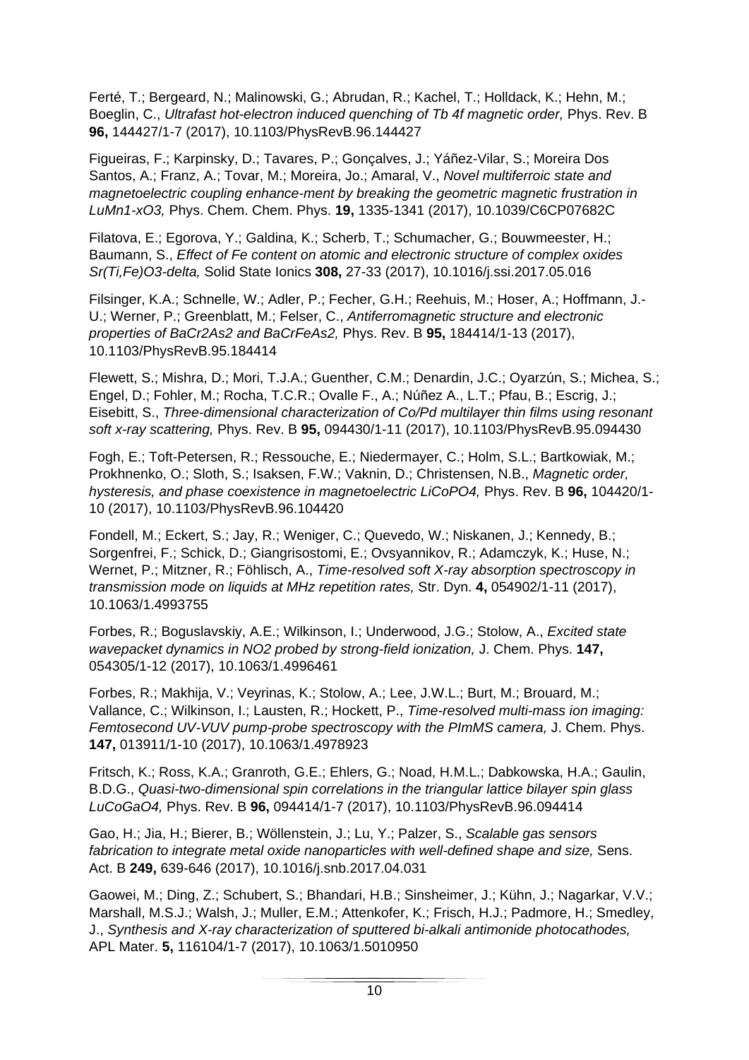Ferté, T.; Bergeard, N.; Malinowski, G.; Abrudan, R.; Kachel, T.; Holldack, K.; Hehn, M.; Boeglin, C., *Ultrafast hot-electron induced quenching of Tb 4f magnetic order,* Phys. Rev. B **96,** 144427/1-7 (2017), 10.1103/PhysRevB.96.144427

Figueiras, F.; Karpinsky, D.; Tavares, P.; Gonçalves, J.; Yáñez-Vilar, S.; Moreira Dos Santos, A.; Franz, A.; Tovar, M.; Moreira, Jo.; Amaral, V., *Novel multiferroic state and magnetoelectric coupling enhance-ment by breaking the geometric magnetic frustration in LuMn1-xO3,* Phys. Chem. Chem. Phys. **19,** 1335-1341 (2017), 10.1039/C6CP07682C

Filatova, E.; Egorova, Y.; Galdina, K.; Scherb, T.; Schumacher, G.; Bouwmeester, H.; Baumann, S., *Effect of Fe content on atomic and electronic structure of complex oxides Sr(Ti,Fe)O3-delta,* Solid State Ionics **308,** 27-33 (2017), 10.1016/j.ssi.2017.05.016

Filsinger, K.A.; Schnelle, W.; Adler, P.; Fecher, G.H.; Reehuis, M.; Hoser, A.; Hoffmann, J.-U.; Werner, P.; Greenblatt, M.; Felser, C., *Antiferromagnetic structure and electronic properties of BaCr2As2 and BaCrFeAs2,* Phys. Rev. B **95,** 184414/1-13 (2017), 10.1103/PhysRevB.95.184414

Flewett, S.; Mishra, D.; Mori, T.J.A.; Guenther, C.M.; Denardin, J.C.; Oyarzún, S.; Michea, S.; Engel, D.; Fohler, M.; Rocha, T.C.R.; Ovalle F., A.; Núñez A., L.T.; Pfau, B.; Escrig, J.; Eisebitt, S., *Three-dimensional characterization of Co/Pd multilayer thin films using resonant soft x-ray scattering,* Phys. Rev. B **95,** 094430/1-11 (2017), 10.1103/PhysRevB.95.094430

Fogh, E.; Toft-Petersen, R.; Ressouche, E.; Niedermayer, C.; Holm, S.L.; Bartkowiak, M.; Prokhnenko, O.; Sloth, S.; Isaksen, F.W.; Vaknin, D.; Christensen, N.B., *Magnetic order, hysteresis, and phase coexistence in magnetoelectric LiCoPO4,* Phys. Rev. B **96,** 104420/1-10 (2017), 10.1103/PhysRevB.96.104420

Fondell, M.; Eckert, S.; Jay, R.; Weniger, C.; Quevedo, W.; Niskanen, J.; Kennedy, B.; Sorgenfrei, F.; Schick, D.; Giangrisostomi, E.; Ovsyannikov, R.; Adamczyk, K.; Huse, N.; Wernet, P.; Mitzner, R.; Föhlisch, A., *Time-resolved soft X-ray absorption spectroscopy in transmission mode on liquids at MHz repetition rates,* Str. Dyn. **4,** 054902/1-11 (2017), 10.1063/1.4993755

Forbes, R.; Boguslavskiy, A.E.; Wilkinson, I.; Underwood, J.G.; Stolow, A., *Excited state wavepacket dynamics in NO2 probed by strong-field ionization,* J. Chem. Phys. **147,** 054305/1-12 (2017), 10.1063/1.4996461

Forbes, R.; Makhija, V.; Veyrinas, K.; Stolow, A.; Lee, J.W.L.; Burt, M.; Brouard, M.; Vallance, C.; Wilkinson, I.; Lausten, R.; Hockett, P., *Time-resolved multi-mass ion imaging: Femtosecond UV-VUV pump-probe spectroscopy with the PImMS camera,* J. Chem. Phys. **147,** 013911/1-10 (2017), 10.1063/1.4978923

Fritsch, K.; Ross, K.A.; Granroth, G.E.; Ehlers, G.; Noad, H.M.L.; Dabkowska, H.A.; Gaulin, B.D.G., *Quasi-two-dimensional spin correlations in the triangular lattice bilayer spin glass LuCoGaO4,* Phys. Rev. B **96,** 094414/1-7 (2017), 10.1103/PhysRevB.96.094414

Gao, H.; Jia, H.; Bierer, B.; Wöllenstein, J.; Lu, Y.; Palzer, S., *Scalable gas sensors fabrication to integrate metal oxide nanoparticles with well-defined shape and size,* Sens. Act. B **249,** 639-646 (2017), 10.1016/j.snb.2017.04.031

Gaowei, M.; Ding, Z.; Schubert, S.; Bhandari, H.B.; Sinsheimer, J.; Kühn, J.; Nagarkar, V.V.; Marshall, M.S.J.; Walsh, J.; Muller, E.M.; Attenkofer, K.; Frisch, H.J.; Padmore, H.; Smedley, J., *Synthesis and X-ray characterization of sputtered bi-alkali antimonide photocathodes,* APL Mater. **5,** 116104/1-7 (2017), 10.1063/1.5010950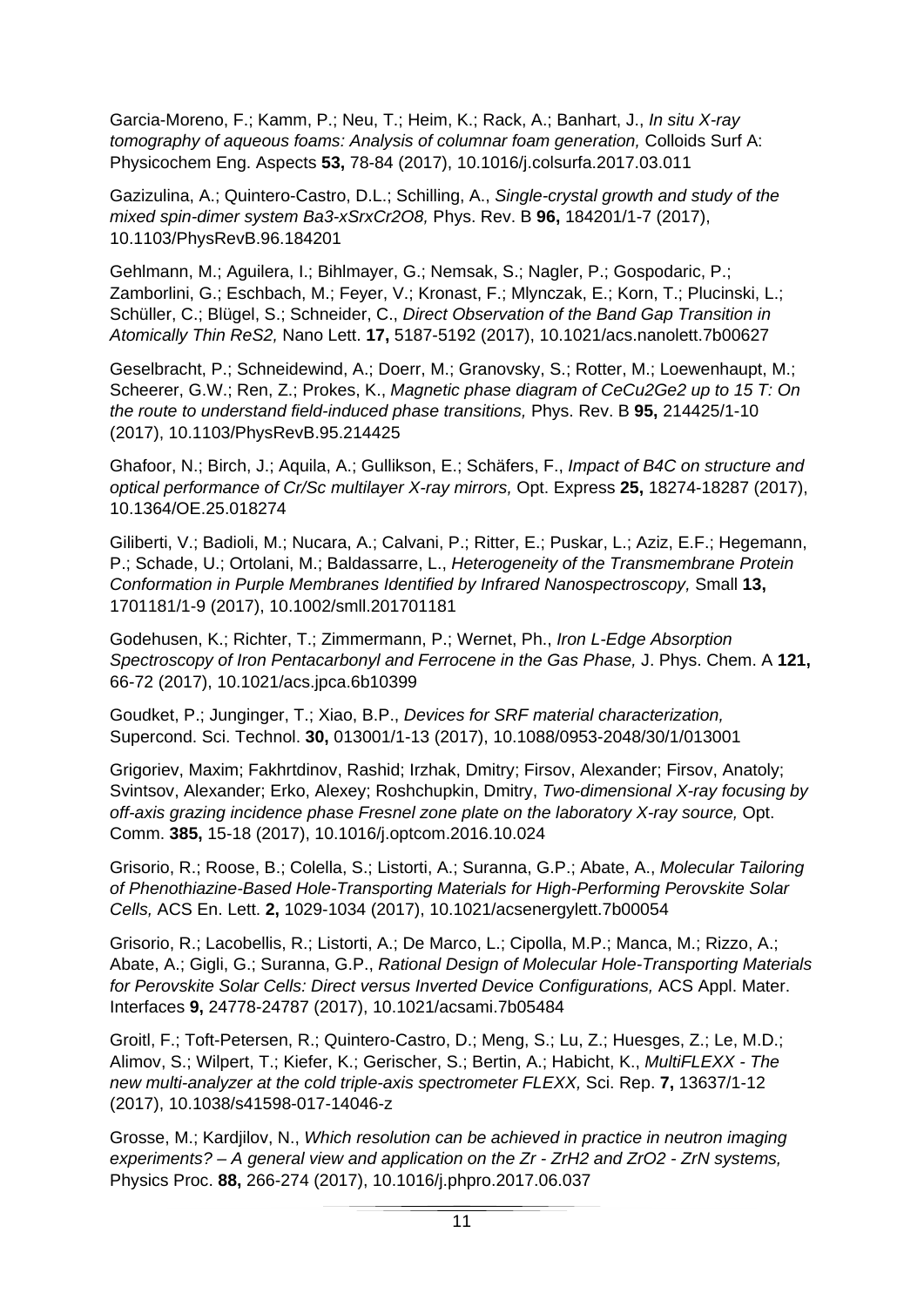Garcia-Moreno, F.; Kamm, P.; Neu, T.; Heim, K.; Rack, A.; Banhart, J., *In situ X-ray tomography of aqueous foams: Analysis of columnar foam generation,* Colloids Surf A: Physicochem Eng. Aspects **53,** 78-84 (2017), 10.1016/j.colsurfa.2017.03.011

Gazizulina, A.; Quintero-Castro, D.L.; Schilling, A., *Single-crystal growth and study of the mixed spin-dimer system Ba3-xSrxCr2O8,* Phys. Rev. B **96,** 184201/1-7 (2017), 10.1103/PhysRevB.96.184201

Gehlmann, M.; Aguilera, I.; Bihlmayer, G.; Nemsak, S.; Nagler, P.; Gospodaric, P.; Zamborlini, G.; Eschbach, M.; Feyer, V.; Kronast, F.; Mlynczak, E.; Korn, T.; Plucinski, L.; Schüller, C.; Blügel, S.; Schneider, C., *Direct Observation of the Band Gap Transition in Atomically Thin ReS2,* Nano Lett. **17,** 5187-5192 (2017), 10.1021/acs.nanolett.7b00627

Geselbracht, P.; Schneidewind, A.; Doerr, M.; Granovsky, S.; Rotter, M.; Loewenhaupt, M.; Scheerer, G.W.; Ren, Z.; Prokes, K., *Magnetic phase diagram of CeCu2Ge2 up to 15 T: On the route to understand field-induced phase transitions,* Phys. Rev. B **95,** 214425/1-10 (2017), 10.1103/PhysRevB.95.214425

Ghafoor, N.; Birch, J.; Aquila, A.; Gullikson, E.; Schäfers, F., *Impact of B4C on structure and optical performance of Cr/Sc multilayer X-ray mirrors,* Opt. Express **25,** 18274-18287 (2017), 10.1364/OE.25.018274

Giliberti, V.; Badioli, M.; Nucara, A.; Calvani, P.; Ritter, E.; Puskar, L.; Aziz, E.F.; Hegemann, P.; Schade, U.; Ortolani, M.; Baldassarre, L., *Heterogeneity of the Transmembrane Protein Conformation in Purple Membranes Identified by Infrared Nanospectroscopy,* Small **13,** 1701181/1-9 (2017), 10.1002/smll.201701181

Godehusen, K.; Richter, T.; Zimmermann, P.; Wernet, Ph., *Iron L-Edge Absorption Spectroscopy of Iron Pentacarbonyl and Ferrocene in the Gas Phase,* J. Phys. Chem. A **121,** 66-72 (2017), 10.1021/acs.jpca.6b10399

Goudket, P.; Junginger, T.; Xiao, B.P., *Devices for SRF material characterization,* Supercond. Sci. Technol. **30,** 013001/1-13 (2017), 10.1088/0953-2048/30/1/013001

Grigoriev, Maxim; Fakhrtdinov, Rashid; Irzhak, Dmitry; Firsov, Alexander; Firsov, Anatoly; Svintsov, Alexander; Erko, Alexey; Roshchupkin, Dmitry, *Two-dimensional X-ray focusing by off-axis grazing incidence phase Fresnel zone plate on the laboratory X-ray source,* Opt. Comm. **385,** 15-18 (2017), 10.1016/j.optcom.2016.10.024

Grisorio, R.; Roose, B.; Colella, S.; Listorti, A.; Suranna, G.P.; Abate, A., *Molecular Tailoring of Phenothiazine-Based Hole-Transporting Materials for High-Performing Perovskite Solar Cells,* ACS En. Lett. **2,** 1029-1034 (2017), 10.1021/acsenergylett.7b00054

Grisorio, R.; Iacobellis, R.; Listorti, A.; De Marco, L.; Cipolla, M.P.; Manca, M.; Rizzo, A.; Abate, A.; Gigli, G.; Suranna, G.P., *Rational Design of Molecular Hole-Transporting Materials for Perovskite Solar Cells: Direct versus Inverted Device Configurations,* ACS Appl. Mater. Interfaces **9,** 24778-24787 (2017), 10.1021/acsami.7b05484

Groitl, F.; Toft-Petersen, R.; Quintero-Castro, D.; Meng, S.; Lu, Z.; Huesges, Z.; Le, M.D.; Alimov, S.; Wilpert, T.; Kiefer, K.; Gerischer, S.; Bertin, A.; Habicht, K., *MultiFLEXX - The new multi-analyzer at the cold triple-axis spectrometer FLEXX,* Sci. Rep. **7,** 13637/1-12 (2017), 10.1038/s41598-017-14046-z

Grosse, M.; Kardjilov, N., *Which resolution can be achieved in practice in neutron imaging experiments? – A general view and application on the Zr - ZrH2 and ZrO2 - ZrN systems,* Physics Proc. **88,** 266-274 (2017), 10.1016/j.phpro.2017.06.037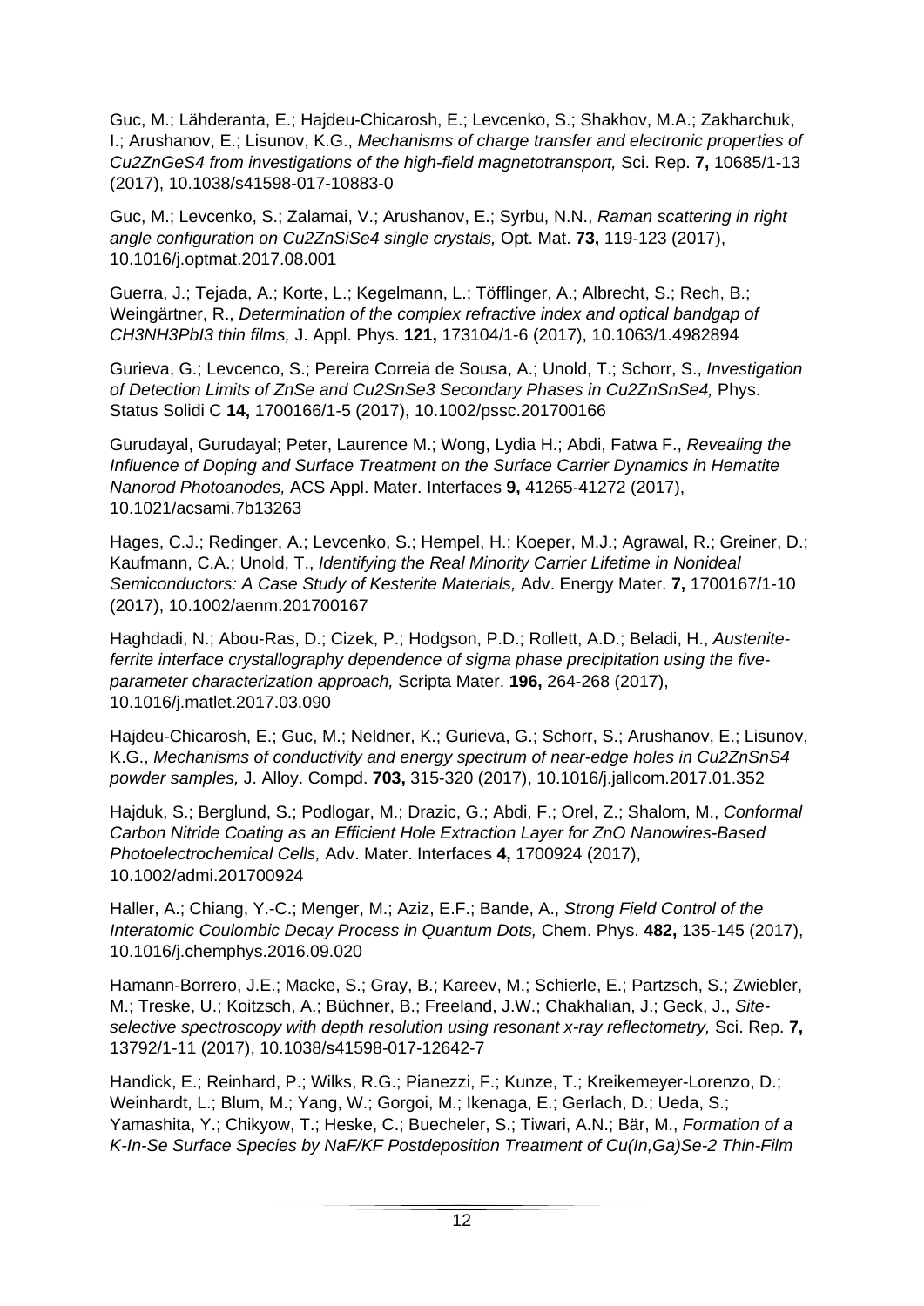Guc, M.; Lähderanta, E.; Hajdeu-Chicarosh, E.; Levcenko, S.; Shakhov, M.A.; Zakharchuk, I.; Arushanov, E.; Lisunov, K.G., *Mechanisms of charge transfer and electronic properties of Cu2ZnGeS4 from investigations of the high-field magnetotransport,* Sci. Rep. **7,** 10685/1-13 (2017), 10.1038/s41598-017-10883-0

Guc, M.; Levcenko, S.; Zalamai, V.; Arushanov, E.; Syrbu, N.N., *Raman scattering in right angle configuration on Cu2ZnSiSe4 single crystals,* Opt. Mat. **73,** 119-123 (2017), 10.1016/j.optmat.2017.08.001

Guerra, J.; Tejada, A.; Korte, L.; Kegelmann, L.; Töfflinger, A.; Albrecht, S.; Rech, B.; Weingärtner, R., *Determination of the complex refractive index and optical bandgap of CH3NH3PbI3 thin films,* J. Appl. Phys. **121,** 173104/1-6 (2017), 10.1063/1.4982894

Gurieva, G.; Levcenco, S.; Pereira Correia de Sousa, A.; Unold, T.; Schorr, S., *Investigation of Detection Limits of ZnSe and Cu2SnSe3 Secondary Phases in Cu2ZnSnSe4,* Phys. Status Solidi C **14,** 1700166/1-5 (2017), 10.1002/pssc.201700166

Gurudayal, Gurudayal; Peter, Laurence M.; Wong, Lydia H.; Abdi, Fatwa F., *Revealing the Influence of Doping and Surface Treatment on the Surface Carrier Dynamics in Hematite Nanorod Photoanodes,* ACS Appl. Mater. Interfaces **9,** 41265-41272 (2017), 10.1021/acsami.7b13263

Hages, C.J.; Redinger, A.; Levcenko, S.; Hempel, H.; Koeper, M.J.; Agrawal, R.; Greiner, D.; Kaufmann, C.A.; Unold, T., *Identifying the Real Minority Carrier Lifetime in Nonideal Semiconductors: A Case Study of Kesterite Materials,* Adv. Energy Mater. **7,** 1700167/1-10 (2017), 10.1002/aenm.201700167

Haghdadi, N.; Abou-Ras, D.; Cizek, P.; Hodgson, P.D.; Rollett, A.D.; Beladi, H., *Austenite-ferrite interface crystallography dependence of sigma phase precipitation using the five-parameter characterization approach,* Scripta Mater. **196,** 264-268 (2017), 10.1016/j.matlet.2017.03.090

Hajdeu-Chicarosh, E.; Guc, M.; Neldner, K.; Gurieva, G.; Schorr, S.; Arushanov, E.; Lisunov, K.G., *Mechanisms of conductivity and energy spectrum of near-edge holes in Cu2ZnSnS4 powder samples,* J. Alloy. Compd. **703,** 315-320 (2017), 10.1016/j.jallcom.2017.01.352

Hajduk, S.; Berglund, S.; Podlogar, M.; Drazic, G.; Abdi, F.; Orel, Z.; Shalom, M., *Conformal Carbon Nitride Coating as an Efficient Hole Extraction Layer for ZnO Nanowires-Based Photoelectrochemical Cells,* Adv. Mater. Interfaces **4,** 1700924 (2017), 10.1002/admi.201700924

Haller, A.; Chiang, Y.-C.; Menger, M.; Aziz, E.F.; Bande, A., *Strong Field Control of the Interatomic Coulombic Decay Process in Quantum Dots,* Chem. Phys. **482,** 135-145 (2017), 10.1016/j.chemphys.2016.09.020

Hamann-Borrero, J.E.; Macke, S.; Gray, B.; Kareev, M.; Schierle, E.; Partzsch, S.; Zwiebler, M.; Treske, U.; Koitzsch, A.; Büchner, B.; Freeland, J.W.; Chakhalian, J.; Geck, J., *Site-selective spectroscopy with depth resolution using resonant x-ray reflectometry,* Sci. Rep. **7,** 13792/1-11 (2017), 10.1038/s41598-017-12642-7

Handick, E.; Reinhard, P.; Wilks, R.G.; Pianezzi, F.; Kunze, T.; Kreikemeyer-Lorenzo, D.; Weinhardt, L.; Blum, M.; Yang, W.; Gorgoi, M.; Ikenaga, E.; Gerlach, D.; Ueda, S.; Yamashita, Y.; Chikyow, T.; Heske, C.; Buecheler, S.; Tiwari, A.N.; Bär, M., *Formation of a K-In-Se Surface Species by NaF/KF Postdeposition Treatment of Cu(In,Ga)Se-2 Thin-Film*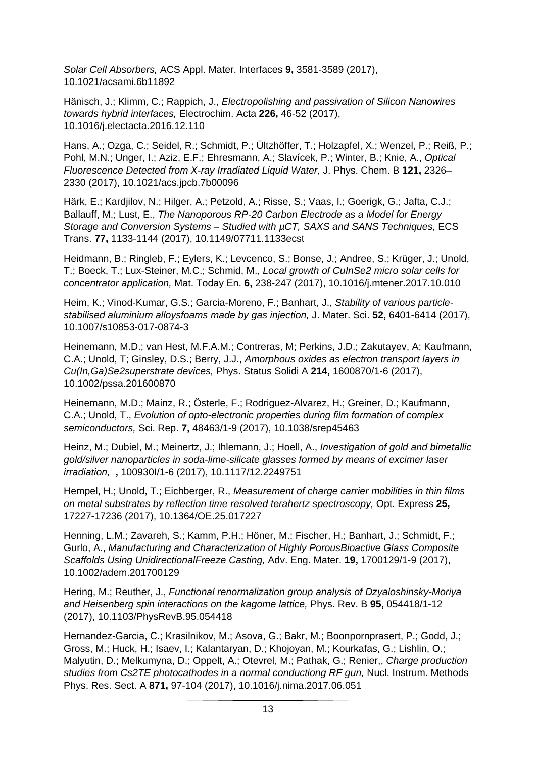*Solar Cell Absorbers,* ACS Appl. Mater. Interfaces **9,** 3581-3589 (2017), 10.1021/acsami.6b11892

Hänisch, J.; Klimm, C.; Rappich, J., *Electropolishing and passivation of Silicon Nanowires towards hybrid interfaces,* Electrochim. Acta **226,** 46-52 (2017), 10.1016/j.electacta.2016.12.110

Hans, A.; Ozga, C.; Seidel, R.; Schmidt, P.; Ültzhöffer, T.; Holzapfel, X.; Wenzel, P.; Reiß, P.; Pohl, M.N.; Unger, I.; Aziz, E.F.; Ehresmann, A.; Slavícek, P.; Winter, B.; Knie, A., *Optical Fluorescence Detected from X-ray Irradiated Liquid Water,* J. Phys. Chem. B **121,** 2326–2330 (2017), 10.1021/acs.jpcb.7b00096

Härk, E.; Kardjilov, N.; Hilger, A.; Petzold, A.; Risse, S.; Vaas, I.; Goerigk, G.; Jafta, C.J.; Ballauff, M.; Lust, E., *The Nanoporous RP-20 Carbon Electrode as a Model for Energy Storage and Conversion Systems – Studied with µCT, SAXS and SANS Techniques,* ECS Trans. **77,** 1133-1144 (2017), 10.1149/07711.1133ecst

Heidmann, B.; Ringleb, F.; Eylers, K.; Levcenco, S.; Bonse, J.; Andree, S.; Krüger, J.; Unold, T.; Boeck, T.; Lux-Steiner, M.C.; Schmid, M., *Local growth of CuInSe2 micro solar cells for concentrator application,* Mat. Today En. **6,** 238-247 (2017), 10.1016/j.mtener.2017.10.010

Heim, K.; Vinod-Kumar, G.S.; Garcia-Moreno, F.; Banhart, J., *Stability of various particle-stabilised aluminium alloysfoams made by gas injection,* J. Mater. Sci. **52,** 6401-6414 (2017), 10.1007/s10853-017-0874-3

Heinemann, M.D.; van Hest, M.F.A.M.; Contreras, M; Perkins, J.D.; Zakutayev, A; Kaufmann, C.A.; Unold, T; Ginsley, D.S.; Berry, J.J., *Amorphous oxides as electron transport layers in Cu(In,Ga)Se2superstrate devices,* Phys. Status Solidi A **214,** 1600870/1-6 (2017), 10.1002/pssa.201600870

Heinemann, M.D.; Mainz, R.; Österle, F.; Rodriguez-Alvarez, H.; Greiner, D.; Kaufmann, C.A.; Unold, T., *Evolution of opto-electronic properties during film formation of complex semiconductors,* Sci. Rep. **7,** 48463/1-9 (2017), 10.1038/srep45463

Heinz, M.; Dubiel, M.; Meinertz, J.; Ihlemann, J.; Hoell, A., *Investigation of gold and bimetallic gold/silver nanoparticles in soda-lime-silicate glasses formed by means of excimer laser irradiation,* **,** 100930I/1-6 (2017), 10.1117/12.2249751

Hempel, H.; Unold, T.; Eichberger, R., *Measurement of charge carrier mobilities in thin films on metal substrates by reflection time resolved terahertz spectroscopy,* Opt. Express **25,** 17227-17236 (2017), 10.1364/OE.25.017227

Henning, L.M.; Zavareh, S.; Kamm, P.H.; Höner, M.; Fischer, H.; Banhart, J.; Schmidt, F.; Gurlo, A., *Manufacturing and Characterization of Highly PorousBioactive Glass Composite Scaffolds Using UnidirectionalFreeze Casting,* Adv. Eng. Mater. **19,** 1700129/1-9 (2017), 10.1002/adem.201700129

Hering, M.; Reuther, J., *Functional renormalization group analysis of Dzyaloshinsky-Moriya and Heisenberg spin interactions on the kagome lattice,* Phys. Rev. B **95,** 054418/1-12 (2017), 10.1103/PhysRevB.95.054418

Hernandez-Garcia, C.; Krasilnikov, M.; Asova, G.; Bakr, M.; Boonpornprasert, P.; Godd, J.; Gross, M.; Huck, H.; Isaev, I.; Kalantaryan, D.; Khojoyan, M.; Kourkafas, G.; Lishlin, O.; Malyutin, D.; Melkumyna, D.; Oppelt, A.; Otevrel, M.; Pathak, G.; Renier,, *Charge production studies from Cs2TE photocathodes in a normal conductiong RF gun,* Nucl. Instrum. Methods Phys. Res. Sect. A **871,** 97-104 (2017), 10.1016/j.nima.2017.06.051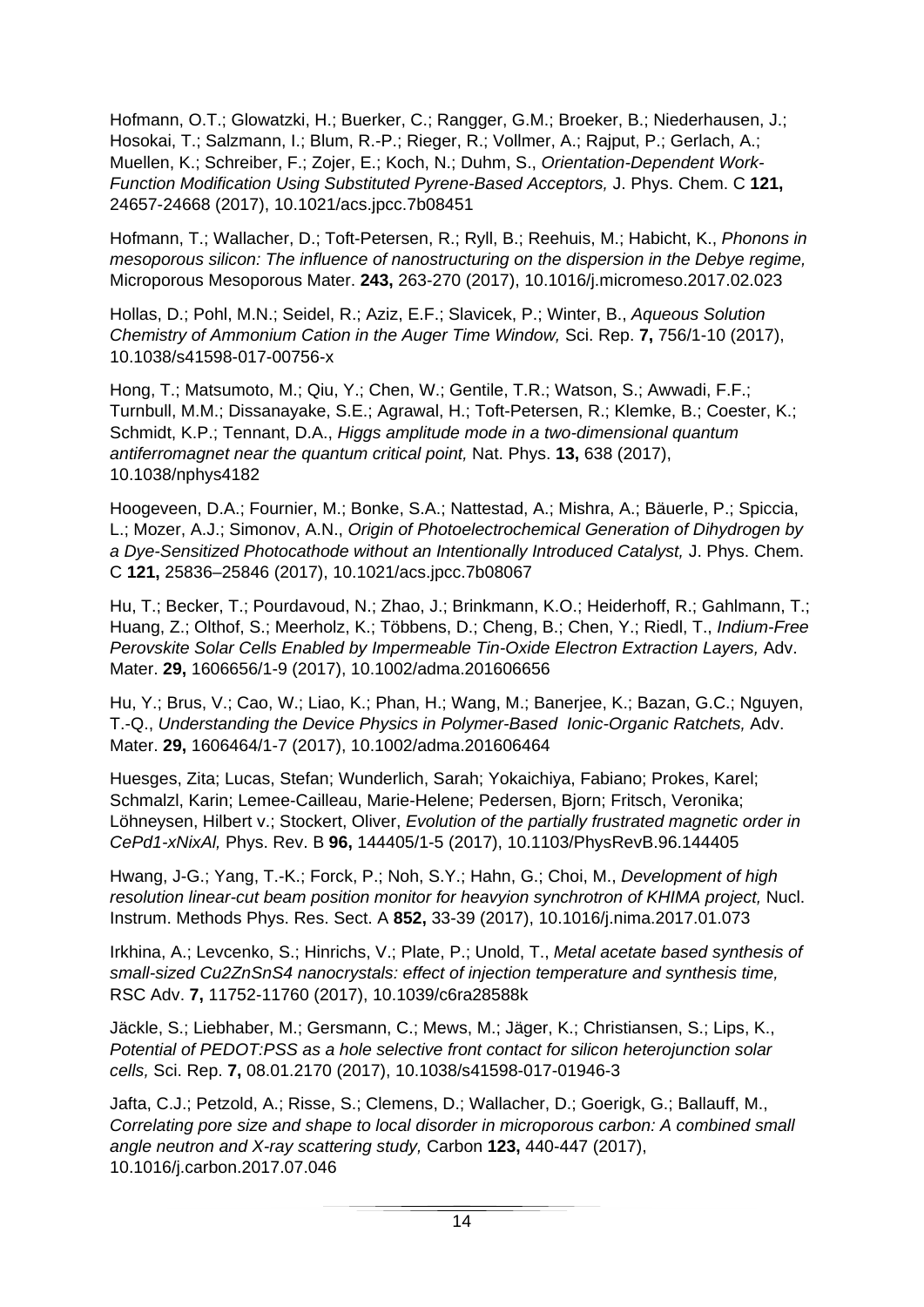Hofmann, O.T.; Glowatzki, H.; Buerker, C.; Rangger, G.M.; Broeker, B.; Niederhausen, J.; Hosokai, T.; Salzmann, I.; Blum, R.-P.; Rieger, R.; Vollmer, A.; Rajput, P.; Gerlach, A.; Muellen, K.; Schreiber, F.; Zojer, E.; Koch, N.; Duhm, S., *Orientation-Dependent Work-Function Modification Using Substituted Pyrene-Based Acceptors,* J. Phys. Chem. C **121,** 24657-24668 (2017), 10.1021/acs.jpcc.7b08451

Hofmann, T.; Wallacher, D.; Toft-Petersen, R.; Ryll, B.; Reehuis, M.; Habicht, K., *Phonons in mesoporous silicon: The influence of nanostructuring on the dispersion in the Debye regime,* Microporous Mesoporous Mater. **243,** 263-270 (2017), 10.1016/j.micromeso.2017.02.023

Hollas, D.; Pohl, M.N.; Seidel, R.; Aziz, E.F.; Slavicek, P.; Winter, B., *Aqueous Solution Chemistry of Ammonium Cation in the Auger Time Window,* Sci. Rep. **7,** 756/1-10 (2017), 10.1038/s41598-017-00756-x

Hong, T.; Matsumoto, M.; Qiu, Y.; Chen, W.; Gentile, T.R.; Watson, S.; Awwadi, F.F.; Turnbull, M.M.; Dissanayake, S.E.; Agrawal, H.; Toft-Petersen, R.; Klemke, B.; Coester, K.; Schmidt, K.P.; Tennant, D.A., *Higgs amplitude mode in a two-dimensional quantum antiferromagnet near the quantum critical point,* Nat. Phys. **13,** 638 (2017), 10.1038/nphys4182

Hoogeveen, D.A.; Fournier, M.; Bonke, S.A.; Nattestad, A.; Mishra, A.; Bäuerle, P.; Spiccia, L.; Mozer, A.J.; Simonov, A.N., *Origin of Photoelectrochemical Generation of Dihydrogen by a Dye-Sensitized Photocathode without an Intentionally Introduced Catalyst,* J. Phys. Chem. C **121,** 25836–25846 (2017), 10.1021/acs.jpcc.7b08067

Hu, T.; Becker, T.; Pourdavoud, N.; Zhao, J.; Brinkmann, K.O.; Heiderhoff, R.; Gahlmann, T.; Huang, Z.; Olthof, S.; Meerholz, K.; Többens, D.; Cheng, B.; Chen, Y.; Riedl, T., *Indium-Free Perovskite Solar Cells Enabled by Impermeable Tin-Oxide Electron Extraction Layers,* Adv. Mater. **29,** 1606656/1-9 (2017), 10.1002/adma.201606656

Hu, Y.; Brus, V.; Cao, W.; Liao, K.; Phan, H.; Wang, M.; Banerjee, K.; Bazan, G.C.; Nguyen, T.-Q., *Understanding the Device Physics in Polymer-Based Ionic-Organic Ratchets,* Adv. Mater. **29,** 1606464/1-7 (2017), 10.1002/adma.201606464

Huesges, Zita; Lucas, Stefan; Wunderlich, Sarah; Yokaichiya, Fabiano; Prokes, Karel; Schmalzl, Karin; Lemee-Cailleau, Marie-Helene; Pedersen, Bjorn; Fritsch, Veronika; Löhneysen, Hilbert v.; Stockert, Oliver, *Evolution of the partially frustrated magnetic order in CePd1-xNixAl,* Phys. Rev. B **96,** 144405/1-5 (2017), 10.1103/PhysRevB.96.144405

Hwang, J-G.; Yang, T.-K.; Forck, P.; Noh, S.Y.; Hahn, G.; Choi, M., *Development of high resolution linear-cut beam position monitor for heavyion synchrotron of KHIMA project,* Nucl. Instrum. Methods Phys. Res. Sect. A **852,** 33-39 (2017), 10.1016/j.nima.2017.01.073

Irkhina, A.; Levcenko, S.; Hinrichs, V.; Plate, P.; Unold, T., *Metal acetate based synthesis of small-sized Cu2ZnSnS4 nanocrystals: effect of injection temperature and synthesis time,* RSC Adv. **7,** 11752-11760 (2017), 10.1039/c6ra28588k

Jäckle, S.; Liebhaber, M.; Gersmann, C.; Mews, M.; Jäger, K.; Christiansen, S.; Lips, K., *Potential of PEDOT:PSS as a hole selective front contact for silicon heterojunction solar cells,* Sci. Rep. **7,** 08.01.2170 (2017), 10.1038/s41598-017-01946-3

Jafta, C.J.; Petzold, A.; Risse, S.; Clemens, D.; Wallacher, D.; Goerigk, G.; Ballauff, M., *Correlating pore size and shape to local disorder in microporous carbon: A combined small angle neutron and X-ray scattering study,* Carbon **123,** 440-447 (2017), 10.1016/j.carbon.2017.07.046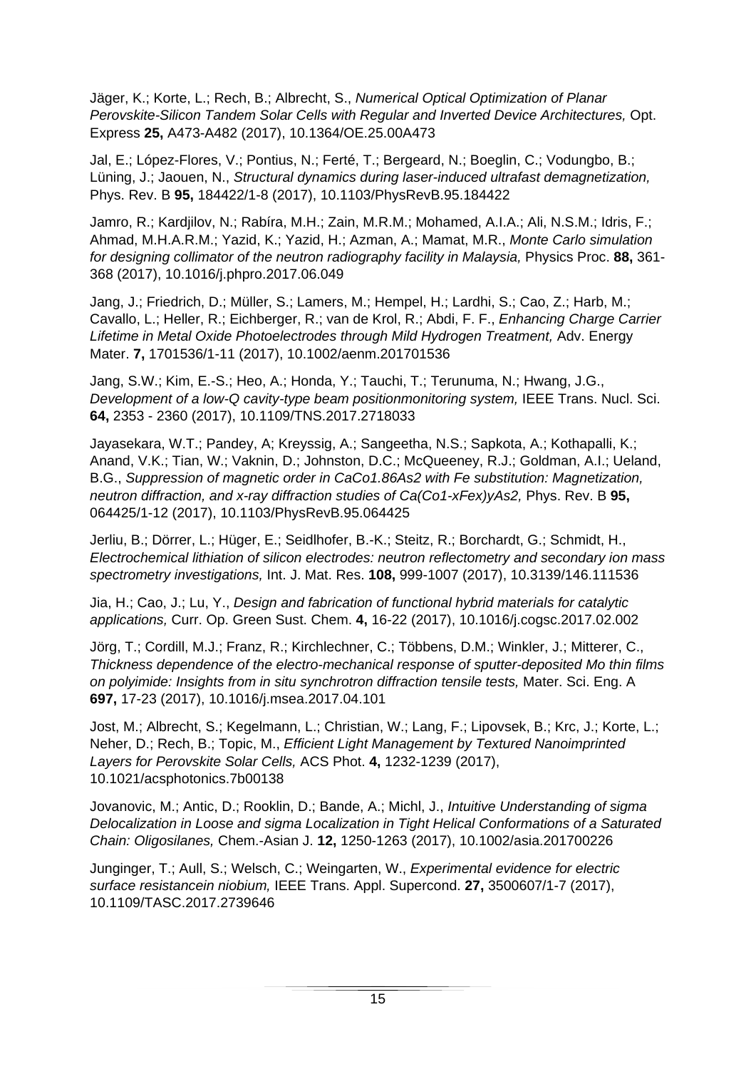Jäger, K.; Korte, L.; Rech, B.; Albrecht, S., *Numerical Optical Optimization of Planar Perovskite-Silicon Tandem Solar Cells with Regular and Inverted Device Architectures,* Opt. Express **25,** A473-A482 (2017), 10.1364/OE.25.00A473

Jal, E.; López-Flores, V.; Pontius, N.; Ferté, T.; Bergeard, N.; Boeglin, C.; Vodungbo, B.; Lüning, J.; Jaouen, N., *Structural dynamics during laser-induced ultrafast demagnetization,* Phys. Rev. B **95,** 184422/1-8 (2017), 10.1103/PhysRevB.95.184422

Jamro, R.; Kardjilov, N.; Rabíra, M.H.; Zain, M.R.M.; Mohamed, A.I.A.; Ali, N.S.M.; Idris, F.; Ahmad, M.H.A.R.M.; Yazid, K.; Yazid, H.; Azman, A.; Mamat, M.R., *Monte Carlo simulation for designing collimator of the neutron radiography facility in Malaysia,* Physics Proc. **88,** 361-368 (2017), 10.1016/j.phpro.2017.06.049

Jang, J.; Friedrich, D.; Müller, S.; Lamers, M.; Hempel, H.; Lardhi, S.; Cao, Z.; Harb, M.; Cavallo, L.; Heller, R.; Eichberger, R.; van de Krol, R.; Abdi, F. F., *Enhancing Charge Carrier Lifetime in Metal Oxide Photoelectrodes through Mild Hydrogen Treatment,* Adv. Energy Mater. **7,** 1701536/1-11 (2017), 10.1002/aenm.201701536

Jang, S.W.; Kim, E.-S.; Heo, A.; Honda, Y.; Tauchi, T.; Terunuma, N.; Hwang, J.G., *Development of a low-Q cavity-type beam positionmonitoring system,* IEEE Trans. Nucl. Sci. **64,** 2353 - 2360 (2017), 10.1109/TNS.2017.2718033

Jayasekara, W.T.; Pandey, A; Kreyssig, A.; Sangeetha, N.S.; Sapkota, A.; Kothapalli, K.; Anand, V.K.; Tian, W.; Vaknin, D.; Johnston, D.C.; McQueeney, R.J.; Goldman, A.I.; Ueland, B.G., *Suppression of magnetic order in CaCo1.86As2 with Fe substitution: Magnetization, neutron diffraction, and x-ray diffraction studies of Ca(Co1-xFex)yAs2,* Phys. Rev. B **95,** 064425/1-12 (2017), 10.1103/PhysRevB.95.064425

Jerliu, B.; Dörrer, L.; Hüger, E.; Seidlhofer, B.-K.; Steitz, R.; Borchardt, G.; Schmidt, H., *Electrochemical lithiation of silicon electrodes: neutron reflectometry and secondary ion mass spectrometry investigations,* Int. J. Mat. Res. **108,** 999-1007 (2017), 10.3139/146.111536

Jia, H.; Cao, J.; Lu, Y., *Design and fabrication of functional hybrid materials for catalytic applications,* Curr. Op. Green Sust. Chem. **4,** 16-22 (2017), 10.1016/j.cogsc.2017.02.002

Jörg, T.; Cordill, M.J.; Franz, R.; Kirchlechner, C.; Többens, D.M.; Winkler, J.; Mitterer, C., *Thickness dependence of the electro-mechanical response of sputter-deposited Mo thin films on polyimide: Insights from in situ synchrotron diffraction tensile tests,* Mater. Sci. Eng. A **697,** 17-23 (2017), 10.1016/j.msea.2017.04.101

Jost, M.; Albrecht, S.; Kegelmann, L.; Christian, W.; Lang, F.; Lipovsek, B.; Krc, J.; Korte, L.; Neher, D.; Rech, B.; Topic, M., *Efficient Light Management by Textured Nanoimprinted Layers for Perovskite Solar Cells,* ACS Phot. **4,** 1232-1239 (2017), 10.1021/acsphotonics.7b00138

Jovanovic, M.; Antic, D.; Rooklin, D.; Bande, A.; Michl, J., *Intuitive Understanding of sigma Delocalization in Loose and sigma Localization in Tight Helical Conformations of a Saturated Chain: Oligosilanes,* Chem.-Asian J. **12,** 1250-1263 (2017), 10.1002/asia.201700226

Junginger, T.; Aull, S.; Welsch, C.; Weingarten, W., *Experimental evidence for electric surface resistancein niobium,* IEEE Trans. Appl. Supercond. **27,** 3500607/1-7 (2017), 10.1109/TASC.2017.2739646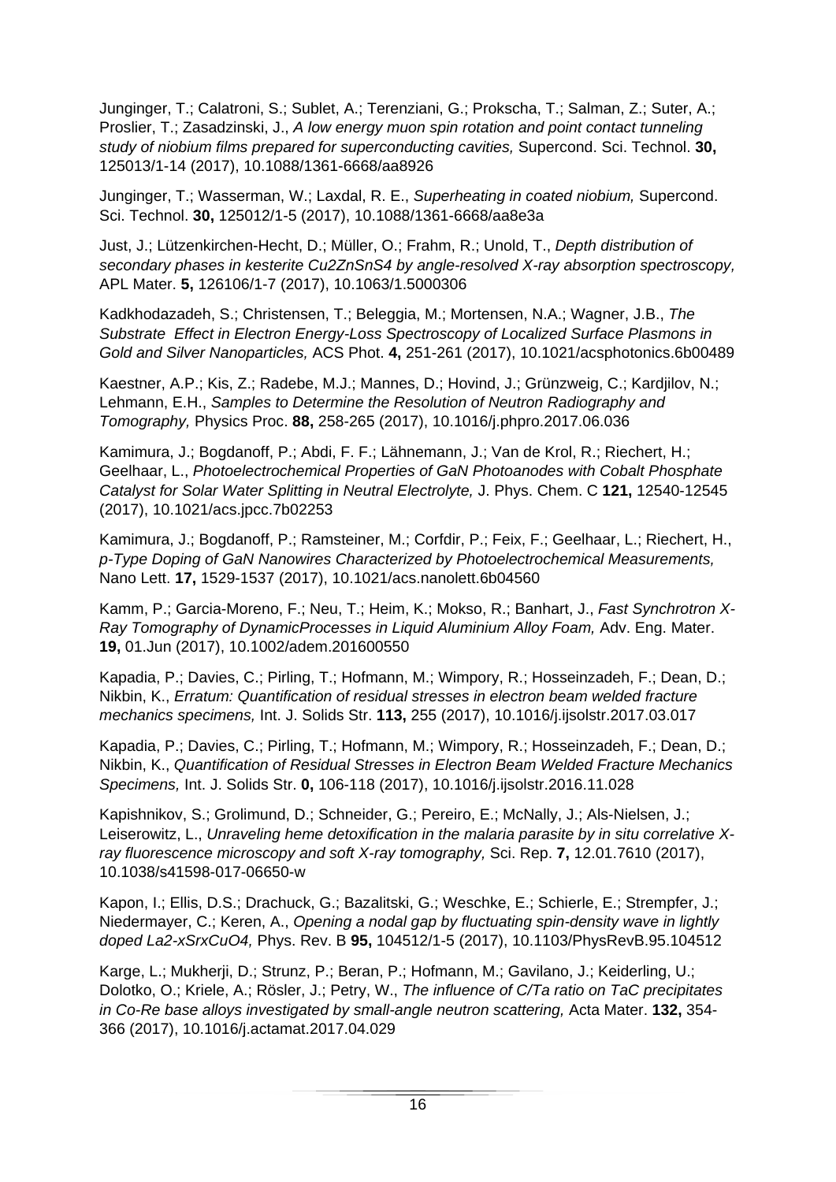Junginger, T.; Calatroni, S.; Sublet, A.; Terenziani, G.; Prokscha, T.; Salman, Z.; Suter, A.; Proslier, T.; Zasadzinski, J., *A low energy muon spin rotation and point contact tunneling study of niobium films prepared for superconducting cavities,* Supercond. Sci. Technol. **30,** 125013/1-14 (2017), 10.1088/1361-6668/aa8926

Junginger, T.; Wasserman, W.; Laxdal, R. E., *Superheating in coated niobium,* Supercond. Sci. Technol. **30,** 125012/1-5 (2017), 10.1088/1361-6668/aa8e3a

Just, J.; Lützenkirchen-Hecht, D.; Müller, O.; Frahm, R.; Unold, T., *Depth distribution of secondary phases in kesterite Cu2ZnSnS4 by angle-resolved X-ray absorption spectroscopy,* APL Mater. **5,** 126106/1-7 (2017), 10.1063/1.5000306

Kadkhodazadeh, S.; Christensen, T.; Beleggia, M.; Mortensen, N.A.; Wagner, J.B., *The Substrate Effect in Electron Energy-Loss Spectroscopy of Localized Surface Plasmons in Gold and Silver Nanoparticles,* ACS Phot. **4,** 251-261 (2017), 10.1021/acsphotonics.6b00489

Kaestner, A.P.; Kis, Z.; Radebe, M.J.; Mannes, D.; Hovind, J.; Grünzweig, C.; Kardjilov, N.; Lehmann, E.H., *Samples to Determine the Resolution of Neutron Radiography and Tomography,* Physics Proc. **88,** 258-265 (2017), 10.1016/j.phpro.2017.06.036

Kamimura, J.; Bogdanoff, P.; Abdi, F. F.; Lähnemann, J.; Van de Krol, R.; Riechert, H.; Geelhaar, L., *Photoelectrochemical Properties of GaN Photoanodes with Cobalt Phosphate Catalyst for Solar Water Splitting in Neutral Electrolyte,* J. Phys. Chem. C **121,** 12540-12545 (2017), 10.1021/acs.jpcc.7b02253

Kamimura, J.; Bogdanoff, P.; Ramsteiner, M.; Corfdir, P.; Feix, F.; Geelhaar, L.; Riechert, H., *p-Type Doping of GaN Nanowires Characterized by Photoelectrochemical Measurements,* Nano Lett. **17,** 1529-1537 (2017), 10.1021/acs.nanolett.6b04560

Kamm, P.; Garcia-Moreno, F.; Neu, T.; Heim, K.; Mokso, R.; Banhart, J., *Fast Synchrotron X-Ray Tomography of DynamicProcesses in Liquid Aluminium Alloy Foam,* Adv. Eng. Mater. **19,** 01.Jun (2017), 10.1002/adem.201600550

Kapadia, P.; Davies, C.; Pirling, T.; Hofmann, M.; Wimpory, R.; Hosseinzadeh, F.; Dean, D.; Nikbin, K., *Erratum: Quantification of residual stresses in electron beam welded fracture mechanics specimens,* Int. J. Solids Str. **113,** 255 (2017), 10.1016/j.ijsolstr.2017.03.017

Kapadia, P.; Davies, C.; Pirling, T.; Hofmann, M.; Wimpory, R.; Hosseinzadeh, F.; Dean, D.; Nikbin, K., *Quantification of Residual Stresses in Electron Beam Welded Fracture Mechanics Specimens,* Int. J. Solids Str. **0,** 106-118 (2017), 10.1016/j.ijsolstr.2016.11.028

Kapishnikov, S.; Grolimund, D.; Schneider, G.; Pereiro, E.; McNally, J.; Als-Nielsen, J.; Leiserowitz, L., *Unraveling heme detoxification in the malaria parasite by in situ correlative X-ray fluorescence microscopy and soft X-ray tomography,* Sci. Rep. **7,** 12.01.7610 (2017), 10.1038/s41598-017-06650-w

Kapon, I.; Ellis, D.S.; Drachuck, G.; Bazalitski, G.; Weschke, E.; Schierle, E.; Strempfer, J.; Niedermayer, C.; Keren, A., *Opening a nodal gap by fluctuating spin-density wave in lightly doped La2-xSrxCuO4,* Phys. Rev. B **95,** 104512/1-5 (2017), 10.1103/PhysRevB.95.104512

Karge, L.; Mukherji, D.; Strunz, P.; Beran, P.; Hofmann, M.; Gavilano, J.; Keiderling, U.; Dolotko, O.; Kriele, A.; Rösler, J.; Petry, W., *The influence of C/Ta ratio on TaC precipitates in Co-Re base alloys investigated by small-angle neutron scattering,* Acta Mater. **132,** 354-366 (2017), 10.1016/j.actamat.2017.04.029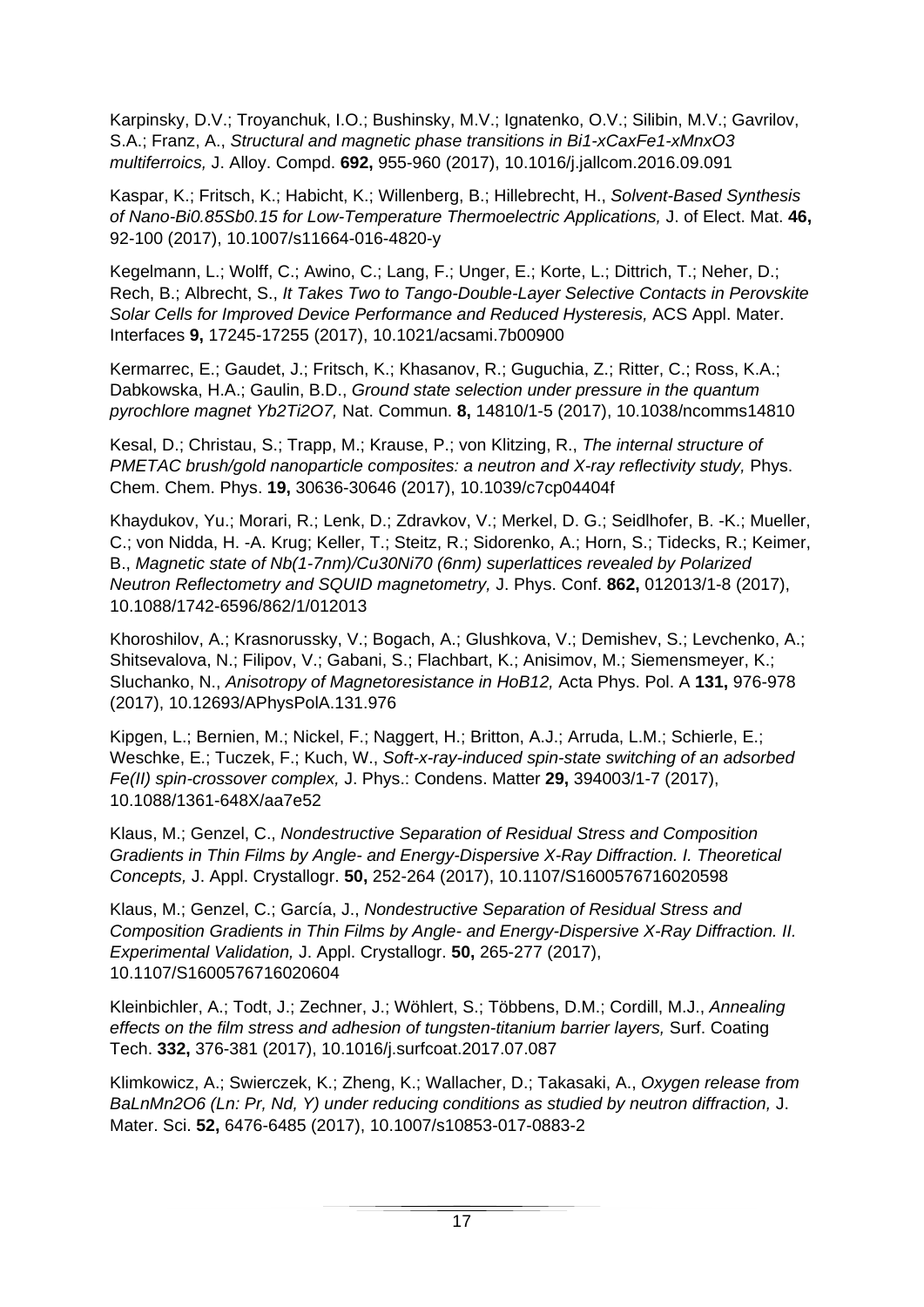Karpinsky, D.V.; Troyanchuk, I.O.; Bushinsky, M.V.; Ignatenko, O.V.; Silibin, M.V.; Gavrilov, S.A.; Franz, A., *Structural and magnetic phase transitions in Bi1-xCaxFe1-xMnxO3 multiferroics,* J. Alloy. Compd. **692,** 955-960 (2017), 10.1016/j.jallcom.2016.09.091

Kaspar, K.; Fritsch, K.; Habicht, K.; Willenberg, B.; Hillebrecht, H., *Solvent-Based Synthesis of Nano-Bi0.85Sb0.15 for Low-Temperature Thermoelectric Applications,* J. of Elect. Mat. **46,** 92-100 (2017), 10.1007/s11664-016-4820-y

Kegelmann, L.; Wolff, C.; Awino, C.; Lang, F.; Unger, E.; Korte, L.; Dittrich, T.; Neher, D.; Rech, B.; Albrecht, S., *It Takes Two to Tango-Double-Layer Selective Contacts in Perovskite Solar Cells for Improved Device Performance and Reduced Hysteresis,* ACS Appl. Mater. Interfaces **9,** 17245-17255 (2017), 10.1021/acsami.7b00900

Kermarrec, E.; Gaudet, J.; Fritsch, K.; Khasanov, R.; Guguchia, Z.; Ritter, C.; Ross, K.A.; Dabkowska, H.A.; Gaulin, B.D., *Ground state selection under pressure in the quantum pyrochlore magnet Yb2Ti2O7,* Nat. Commun. **8,** 14810/1-5 (2017), 10.1038/ncomms14810

Kesal, D.; Christau, S.; Trapp, M.; Krause, P.; von Klitzing, R., *The internal structure of PMETAC brush/gold nanoparticle composites: a neutron and X-ray reflectivity study,* Phys. Chem. Chem. Phys. **19,** 30636-30646 (2017), 10.1039/c7cp04404f

Khaydukov, Yu.; Morari, R.; Lenk, D.; Zdravkov, V.; Merkel, D. G.; Seidlhofer, B. -K.; Mueller, C.; von Nidda, H. -A. Krug; Keller, T.; Steitz, R.; Sidorenko, A.; Horn, S.; Tidecks, R.; Keimer, B., *Magnetic state of Nb(1-7nm)/Cu30Ni70 (6nm) superlattices revealed by Polarized Neutron Reflectometry and SQUID magnetometry,* J. Phys. Conf. **862,** 012013/1-8 (2017), 10.1088/1742-6596/862/1/012013

Khoroshilov, A.; Krasnorussky, V.; Bogach, A.; Glushkova, V.; Demishev, S.; Levchenko, A.; Shitsevalova, N.; Filipov, V.; Gabani, S.; Flachbart, K.; Anisimov, M.; Siemensmeyer, K.; Sluchanko, N., *Anisotropy of Magnetoresistance in HoB12,* Acta Phys. Pol. A **131,** 976-978 (2017), 10.12693/APhysPolA.131.976

Kipgen, L.; Bernien, M.; Nickel, F.; Naggert, H.; Britton, A.J.; Arruda, L.M.; Schierle, E.; Weschke, E.; Tuczek, F.; Kuch, W., *Soft-x-ray-induced spin-state switching of an adsorbed Fe(II) spin-crossover complex,* J. Phys.: Condens. Matter **29,** 394003/1-7 (2017), 10.1088/1361-648X/aa7e52

Klaus, M.; Genzel, C., *Nondestructive Separation of Residual Stress and Composition Gradients in Thin Films by Angle- and Energy-Dispersive X-Ray Diffraction. I. Theoretical Concepts,* J. Appl. Crystallogr. **50,** 252-264 (2017), 10.1107/S1600576716020598

Klaus, M.; Genzel, C.; García, J., *Nondestructive Separation of Residual Stress and Composition Gradients in Thin Films by Angle- and Energy-Dispersive X-Ray Diffraction. II. Experimental Validation,* J. Appl. Crystallogr. **50,** 265-277 (2017), 10.1107/S1600576716020604

Kleinbichler, A.; Todt, J.; Zechner, J.; Wöhlert, S.; Többens, D.M.; Cordill, M.J., *Annealing effects on the film stress and adhesion of tungsten-titanium barrier layers,* Surf. Coating Tech. **332,** 376-381 (2017), 10.1016/j.surfcoat.2017.07.087

Klimkowicz, A.; Swierczek, K.; Zheng, K.; Wallacher, D.; Takasaki, A., *Oxygen release from BaLnMn2O6 (Ln: Pr, Nd, Y) under reducing conditions as studied by neutron diffraction,* J. Mater. Sci. **52,** 6476-6485 (2017), 10.1007/s10853-017-0883-2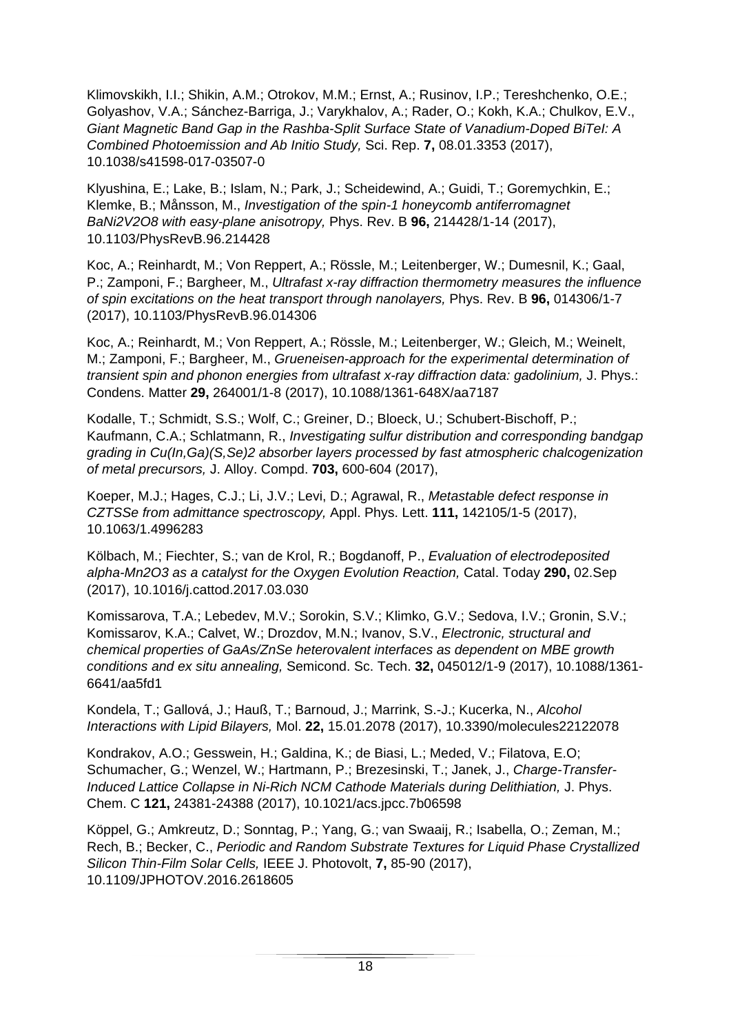Klimovskikh, I.I.; Shikin, A.M.; Otrokov, M.M.; Ernst, A.; Rusinov, I.P.; Tereshchenko, O.E.; Golyashov, V.A.; Sánchez-Barriga, J.; Varykhalov, A.; Rader, O.; Kokh, K.A.; Chulkov, E.V., *Giant Magnetic Band Gap in the Rashba-Split Surface State of Vanadium-Doped BiTeI: A Combined Photoemission and Ab Initio Study,* Sci. Rep. **7,** 08.01.3353 (2017), 10.1038/s41598-017-03507-0

Klyushina, E.; Lake, B.; Islam, N.; Park, J.; Scheidewind, A.; Guidi, T.; Goremychkin, E.; Klemke, B.; Månsson, M., *Investigation of the spin-1 honeycomb antiferromagnet BaNi2V2O8 with easy-plane anisotropy,* Phys. Rev. B **96,** 214428/1-14 (2017), 10.1103/PhysRevB.96.214428

Koc, A.; Reinhardt, M.; Von Reppert, A.; Rössle, M.; Leitenberger, W.; Dumesnil, K.; Gaal, P.; Zamponi, F.; Bargheer, M., *Ultrafast x-ray diffraction thermometry measures the influence of spin excitations on the heat transport through nanolayers,* Phys. Rev. B **96,** 014306/1-7 (2017), 10.1103/PhysRevB.96.014306

Koc, A.; Reinhardt, M.; Von Reppert, A.; Rössle, M.; Leitenberger, W.; Gleich, M.; Weinelt, M.; Zamponi, F.; Bargheer, M., *Grueneisen-approach for the experimental determination of transient spin and phonon energies from ultrafast x-ray diffraction data: gadolinium,* J. Phys.: Condens. Matter **29,** 264001/1-8 (2017), 10.1088/1361-648X/aa7187

Kodalle, T.; Schmidt, S.S.; Wolf, C.; Greiner, D.; Bloeck, U.; Schubert-Bischoff, P.; Kaufmann, C.A.; Schlatmann, R., *Investigating sulfur distribution and corresponding bandgap grading in Cu(In,Ga)(S,Se)2 absorber layers processed by fast atmospheric chalcogenization of metal precursors,* J. Alloy. Compd. **703,** 600-604 (2017),

Koeper, M.J.; Hages, C.J.; Li, J.V.; Levi, D.; Agrawal, R., *Metastable defect response in CZTSSe from admittance spectroscopy,* Appl. Phys. Lett. **111,** 142105/1-5 (2017), 10.1063/1.4996283

Kölbach, M.; Fiechter, S.; van de Krol, R.; Bogdanoff, P., *Evaluation of electrodeposited alpha-Mn2O3 as a catalyst for the Oxygen Evolution Reaction,* Catal. Today **290,** 02.Sep (2017), 10.1016/j.cattod.2017.03.030

Komissarova, T.A.; Lebedev, M.V.; Sorokin, S.V.; Klimko, G.V.; Sedova, I.V.; Gronin, S.V.; Komissarov, K.A.; Calvet, W.; Drozdov, M.N.; Ivanov, S.V., *Electronic, structural and chemical properties of GaAs/ZnSe heterovalent interfaces as dependent on MBE growth conditions and ex situ annealing,* Semicond. Sc. Tech. **32,** 045012/1-9 (2017), 10.1088/1361-6641/aa5fd1

Kondela, T.; Gallová, J.; Hauß, T.; Barnoud, J.; Marrink, S.-J.; Kucerka, N., *Alcohol Interactions with Lipid Bilayers,* Mol. **22,** 15.01.2078 (2017), 10.3390/molecules22122078

Kondrakov, A.O.; Gesswein, H.; Galdina, K.; de Biasi, L.; Meded, V.; Filatova, E.O; Schumacher, G.; Wenzel, W.; Hartmann, P.; Brezesinski, T.; Janek, J., *Charge-Transfer-Induced Lattice Collapse in Ni-Rich NCM Cathode Materials during Delithiation,* J. Phys. Chem. C **121,** 24381-24388 (2017), 10.1021/acs.jpcc.7b06598

Köppel, G.; Amkreutz, D.; Sonntag, P.; Yang, G.; van Swaaij, R.; Isabella, O.; Zeman, M.; Rech, B.; Becker, C., *Periodic and Random Substrate Textures for Liquid Phase Crystallized Silicon Thin-Film Solar Cells,* IEEE J. Photovolt, **7,** 85-90 (2017), 10.1109/JPHOTOV.2016.2618605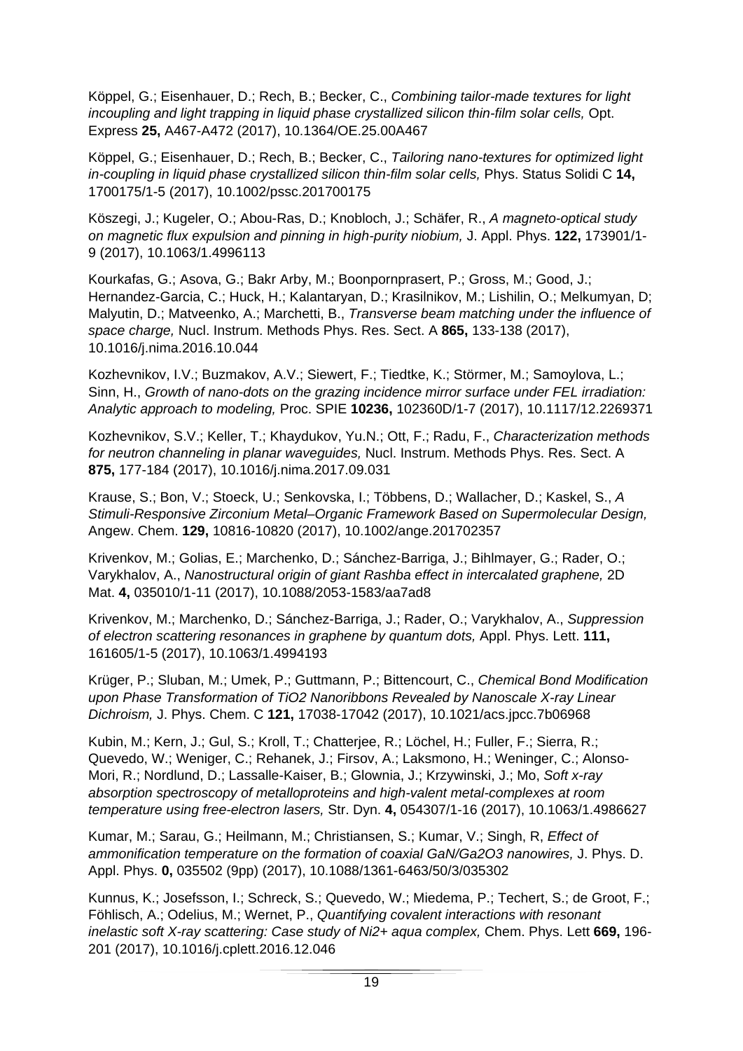Köppel, G.; Eisenhauer, D.; Rech, B.; Becker, C., *Combining tailor-made textures for light incoupling and light trapping in liquid phase crystallized silicon thin-film solar cells,* Opt. Express **25,** A467-A472 (2017), 10.1364/OE.25.00A467

Köppel, G.; Eisenhauer, D.; Rech, B.; Becker, C., *Tailoring nano-textures for optimized light in-coupling in liquid phase crystallized silicon thin-film solar cells,* Phys. Status Solidi C **14,** 1700175/1-5 (2017), 10.1002/pssc.201700175

Köszegi, J.; Kugeler, O.; Abou-Ras, D.; Knobloch, J.; Schäfer, R., *A magneto-optical study on magnetic flux expulsion and pinning in high-purity niobium,* J. Appl. Phys. **122,** 173901/1-9 (2017), 10.1063/1.4996113

Kourkafas, G.; Asova, G.; Bakr Arby, M.; Boonpornprasert, P.; Gross, M.; Good, J.; Hernandez-Garcia, C.; Huck, H.; Kalantaryan, D.; Krasilnikov, M.; Lishilin, O.; Melkumyan, D; Malyutin, D.; Matveenko, A.; Marchetti, B., *Transverse beam matching under the influence of space charge,* Nucl. Instrum. Methods Phys. Res. Sect. A **865,** 133-138 (2017), 10.1016/j.nima.2016.10.044

Kozhevnikov, I.V.; Buzmakov, A.V.; Siewert, F.; Tiedtke, K.; Störmer, M.; Samoylova, L.; Sinn, H., *Growth of nano-dots on the grazing incidence mirror surface under FEL irradiation: Analytic approach to modeling,* Proc. SPIE **10236,** 102360D/1-7 (2017), 10.1117/12.2269371

Kozhevnikov, S.V.; Keller, T.; Khaydukov, Yu.N.; Ott, F.; Radu, F., *Characterization methods for neutron channeling in planar waveguides,* Nucl. Instrum. Methods Phys. Res. Sect. A **875,** 177-184 (2017), 10.1016/j.nima.2017.09.031

Krause, S.; Bon, V.; Stoeck, U.; Senkovska, I.; Többens, D.; Wallacher, D.; Kaskel, S., *A Stimuli-Responsive Zirconium Metal–Organic Framework Based on Supermolecular Design,* Angew. Chem. **129,** 10816-10820 (2017), 10.1002/ange.201702357

Krivenkov, M.; Golias, E.; Marchenko, D.; Sánchez-Barriga, J.; Bihlmayer, G.; Rader, O.; Varykhalov, A., *Nanostructural origin of giant Rashba effect in intercalated graphene,* 2D Mat. **4,** 035010/1-11 (2017), 10.1088/2053-1583/aa7ad8

Krivenkov, M.; Marchenko, D.; Sánchez-Barriga, J.; Rader, O.; Varykhalov, A., *Suppression of electron scattering resonances in graphene by quantum dots,* Appl. Phys. Lett. **111,** 161605/1-5 (2017), 10.1063/1.4994193

Krüger, P.; Sluban, M.; Umek, P.; Guttmann, P.; Bittencourt, C., *Chemical Bond Modification upon Phase Transformation of TiO2 Nanoribbons Revealed by Nanoscale X-ray Linear Dichroism,* J. Phys. Chem. C **121,** 17038-17042 (2017), 10.1021/acs.jpcc.7b06968

Kubin, M.; Kern, J.; Gul, S.; Kroll, T.; Chatterjee, R.; Löchel, H.; Fuller, F.; Sierra, R.; Quevedo, W.; Weniger, C.; Rehanek, J.; Firsov, A.; Laksmono, H.; Weninger, C.; Alonso-Mori, R.; Nordlund, D.; Lassalle-Kaiser, B.; Glownia, J.; Krzywinski, J.; Mo, *Soft x-ray absorption spectroscopy of metalloproteins and high-valent metal-complexes at room temperature using free-electron lasers,* Str. Dyn. **4,** 054307/1-16 (2017), 10.1063/1.4986627

Kumar, M.; Sarau, G.; Heilmann, M.; Christiansen, S.; Kumar, V.; Singh, R, *Effect of ammonification temperature on the formation of coaxial GaN/Ga2O3 nanowires,* J. Phys. D. Appl. Phys. **0,** 035502 (9pp) (2017), 10.1088/1361-6463/50/3/035302

Kunnus, K.; Josefsson, I.; Schreck, S.; Quevedo, W.; Miedema, P.; Techert, S.; de Groot, F.; Föhlisch, A.; Odelius, M.; Wernet, P., *Quantifying covalent interactions with resonant inelastic soft X-ray scattering: Case study of Ni2+ aqua complex,* Chem. Phys. Lett **669,** 196-201 (2017), 10.1016/j.cplett.2016.12.046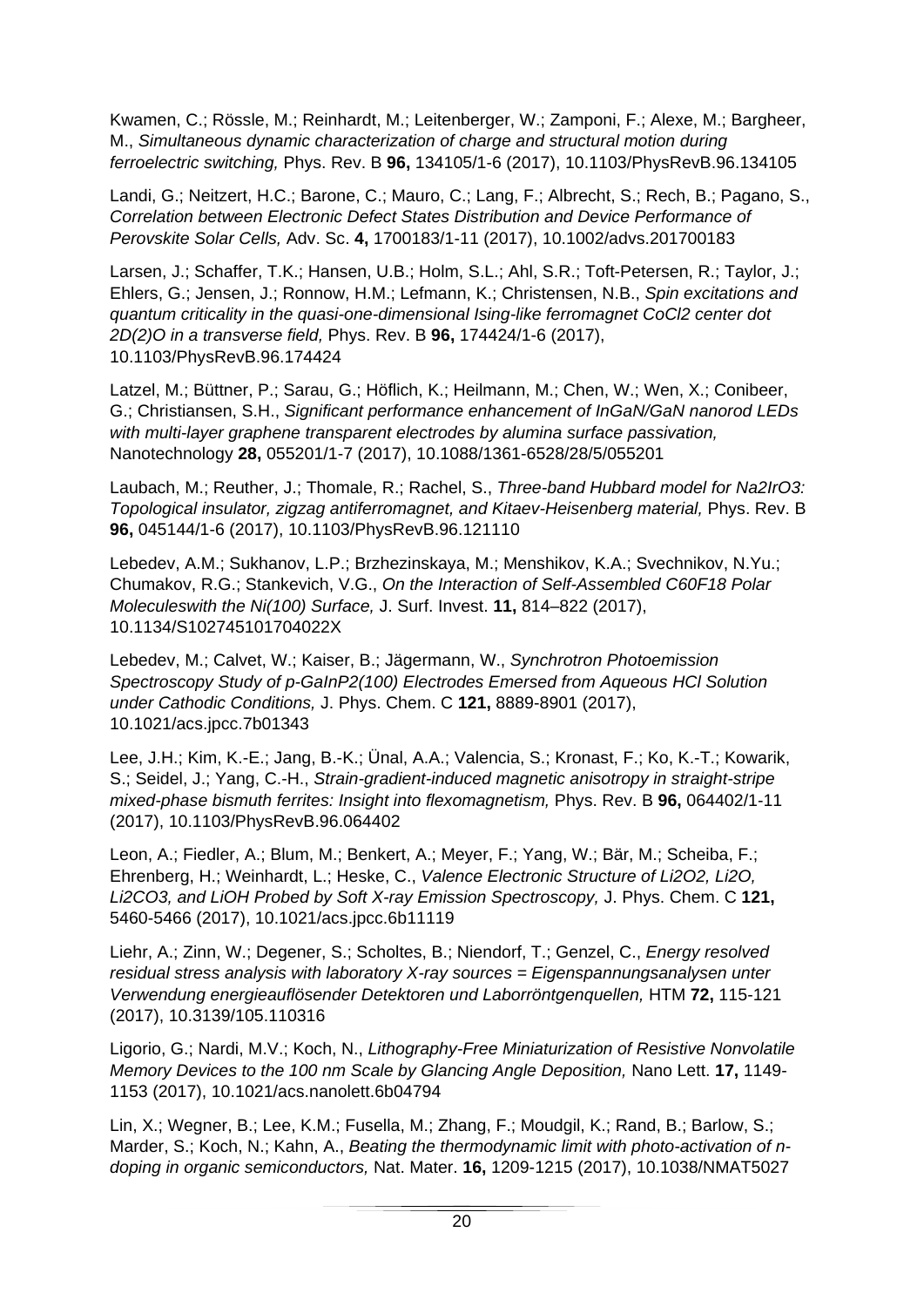Kwamen, C.; Rössle, M.; Reinhardt, M.; Leitenberger, W.; Zamponi, F.; Alexe, M.; Bargheer, M., *Simultaneous dynamic characterization of charge and structural motion during ferroelectric switching,* Phys. Rev. B **96,** 134105/1-6 (2017), 10.1103/PhysRevB.96.134105

Landi, G.; Neitzert, H.C.; Barone, C.; Mauro, C.; Lang, F.; Albrecht, S.; Rech, B.; Pagano, S., *Correlation between Electronic Defect States Distribution and Device Performance of Perovskite Solar Cells,* Adv. Sc. **4,** 1700183/1-11 (2017), 10.1002/advs.201700183

Larsen, J.; Schaffer, T.K.; Hansen, U.B.; Holm, S.L.; Ahl, S.R.; Toft-Petersen, R.; Taylor, J.; Ehlers, G.; Jensen, J.; Ronnow, H.M.; Lefmann, K.; Christensen, N.B., *Spin excitations and quantum criticality in the quasi-one-dimensional Ising-like ferromagnet CoCl2 center dot 2D(2)O in a transverse field,* Phys. Rev. B **96,** 174424/1-6 (2017), 10.1103/PhysRevB.96.174424

Latzel, M.; Büttner, P.; Sarau, G.; Höflich, K.; Heilmann, M.; Chen, W.; Wen, X.; Conibeer, G.; Christiansen, S.H., *Significant performance enhancement of InGaN/GaN nanorod LEDs with multi-layer graphene transparent electrodes by alumina surface passivation,* Nanotechnology **28,** 055201/1-7 (2017), 10.1088/1361-6528/28/5/055201

Laubach, M.; Reuther, J.; Thomale, R.; Rachel, S., *Three-band Hubbard model for Na2IrO3: Topological insulator, zigzag antiferromagnet, and Kitaev-Heisenberg material,* Phys. Rev. B **96,** 045144/1-6 (2017), 10.1103/PhysRevB.96.121110

Lebedev, A.M.; Sukhanov, L.P.; Brzhezinskaya, M.; Menshikov, K.A.; Svechnikov, N.Yu.; Chumakov, R.G.; Stankevich, V.G., *On the Interaction of Self-Assembled C60F18 Polar Moleculeswith the Ni(100) Surface,* J. Surf. Invest. **11,** 814–822 (2017), 10.1134/S102745101704022X

Lebedev, M.; Calvet, W.; Kaiser, B.; Jägermann, W., *Synchrotron Photoemission Spectroscopy Study of p-GaInP2(100) Electrodes Emersed from Aqueous HCl Solution under Cathodic Conditions,* J. Phys. Chem. C **121,** 8889-8901 (2017), 10.1021/acs.jpcc.7b01343

Lee, J.H.; Kim, K.-E.; Jang, B.-K.; Ünal, A.A.; Valencia, S.; Kronast, F.; Ko, K.-T.; Kowarik, S.; Seidel, J.; Yang, C.-H., *Strain-gradient-induced magnetic anisotropy in straight-stripe mixed-phase bismuth ferrites: Insight into flexomagnetism,* Phys. Rev. B **96,** 064402/1-11 (2017), 10.1103/PhysRevB.96.064402

Leon, A.; Fiedler, A.; Blum, M.; Benkert, A.; Meyer, F.; Yang, W.; Bär, M.; Scheiba, F.; Ehrenberg, H.; Weinhardt, L.; Heske, C., *Valence Electronic Structure of Li2O2, Li2O, Li2CO3, and LiOH Probed by Soft X-ray Emission Spectroscopy,* J. Phys. Chem. C **121,** 5460-5466 (2017), 10.1021/acs.jpcc.6b11119

Liehr, A.; Zinn, W.; Degener, S.; Scholtes, B.; Niendorf, T.; Genzel, C., *Energy resolved residual stress analysis with laboratory X-ray sources = Eigenspannungsanalysen unter Verwendung energieauflösender Detektoren und Laborröntgenquellen,* HTM **72,** 115-121 (2017), 10.3139/105.110316

Ligorio, G.; Nardi, M.V.; Koch, N., *Lithography-Free Miniaturization of Resistive Nonvolatile Memory Devices to the 100 nm Scale by Glancing Angle Deposition,* Nano Lett. **17,** 1149-1153 (2017), 10.1021/acs.nanolett.6b04794

Lin, X.; Wegner, B.; Lee, K.M.; Fusella, M.; Zhang, F.; Moudgil, K.; Rand, B.; Barlow, S.; Marder, S.; Koch, N.; Kahn, A., *Beating the thermodynamic limit with photo-activation of n-doping in organic semiconductors,* Nat. Mater. **16,** 1209-1215 (2017), 10.1038/NMAT5027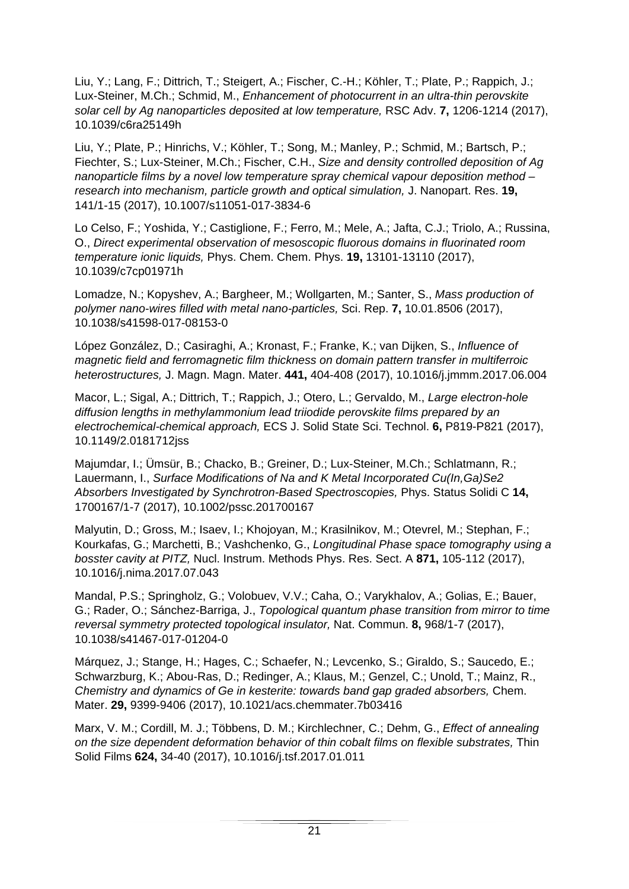Liu, Y.; Lang, F.; Dittrich, T.; Steigert, A.; Fischer, C.-H.; Köhler, T.; Plate, P.; Rappich, J.; Lux-Steiner, M.Ch.; Schmid, M., *Enhancement of photocurrent in an ultra-thin perovskite solar cell by Ag nanoparticles deposited at low temperature,* RSC Adv. **7,** 1206-1214 (2017), 10.1039/c6ra25149h

Liu, Y.; Plate, P.; Hinrichs, V.; Köhler, T.; Song, M.; Manley, P.; Schmid, M.; Bartsch, P.; Fiechter, S.; Lux-Steiner, M.Ch.; Fischer, C.H., *Size and density controlled deposition of Ag nanoparticle films by a novel low temperature spray chemical vapour deposition method – research into mechanism, particle growth and optical simulation,* J. Nanopart. Res. **19,** 141/1-15 (2017), 10.1007/s11051-017-3834-6

Lo Celso, F.; Yoshida, Y.; Castiglione, F.; Ferro, M.; Mele, A.; Jafta, C.J.; Triolo, A.; Russina, O., *Direct experimental observation of mesoscopic fluorous domains in fluorinated room temperature ionic liquids,* Phys. Chem. Chem. Phys. **19,** 13101-13110 (2017), 10.1039/c7cp01971h

Lomadze, N.; Kopyshev, A.; Bargheer, M.; Wollgarten, M.; Santer, S., *Mass production of polymer nano-wires filled with metal nano-particles,* Sci. Rep. **7,** 10.01.8506 (2017), 10.1038/s41598-017-08153-0

López González, D.; Casiraghi, A.; Kronast, F.; Franke, K.; van Dijken, S., *Influence of magnetic field and ferromagnetic film thickness on domain pattern transfer in multiferroic heterostructures,* J. Magn. Magn. Mater. **441,** 404-408 (2017), 10.1016/j.jmmm.2017.06.004

Macor, L.; Sigal, A.; Dittrich, T.; Rappich, J.; Otero, L.; Gervaldo, M., *Large electron-hole diffusion lengths in methylammonium lead triiodide perovskite films prepared by an electrochemical-chemical approach,* ECS J. Solid State Sci. Technol. **6,** P819-P821 (2017), 10.1149/2.0181712jss

Majumdar, I.; Ümsür, B.; Chacko, B.; Greiner, D.; Lux-Steiner, M.Ch.; Schlatmann, R.; Lauermann, I., *Surface Modifications of Na and K Metal Incorporated Cu(In,Ga)Se2 Absorbers Investigated by Synchrotron-Based Spectroscopies,* Phys. Status Solidi C **14,** 1700167/1-7 (2017), 10.1002/pssc.201700167

Malyutin, D.; Gross, M.; Isaev, I.; Khojoyan, M.; Krasilnikov, M.; Otevrel, M.; Stephan, F.; Kourkafas, G.; Marchetti, B.; Vashchenko, G., *Longitudinal Phase space tomography using a bosster cavity at PITZ,* Nucl. Instrum. Methods Phys. Res. Sect. A **871,** 105-112 (2017), 10.1016/j.nima.2017.07.043

Mandal, P.S.; Springholz, G.; Volobuev, V.V.; Caha, O.; Varykhalov, A.; Golias, E.; Bauer, G.; Rader, O.; Sánchez-Barriga, J., *Topological quantum phase transition from mirror to time reversal symmetry protected topological insulator,* Nat. Commun. **8,** 968/1-7 (2017), 10.1038/s41467-017-01204-0

Márquez, J.; Stange, H.; Hages, C.; Schaefer, N.; Levcenko, S.; Giraldo, S.; Saucedo, E.; Schwarzburg, K.; Abou-Ras, D.; Redinger, A.; Klaus, M.; Genzel, C.; Unold, T.; Mainz, R., *Chemistry and dynamics of Ge in kesterite: towards band gap graded absorbers,* Chem. Mater. **29,** 9399-9406 (2017), 10.1021/acs.chemmater.7b03416

Marx, V. M.; Cordill, M. J.; Többens, D. M.; Kirchlechner, C.; Dehm, G., *Effect of annealing on the size dependent deformation behavior of thin cobalt films on flexible substrates,* Thin Solid Films **624,** 34-40 (2017), 10.1016/j.tsf.2017.01.011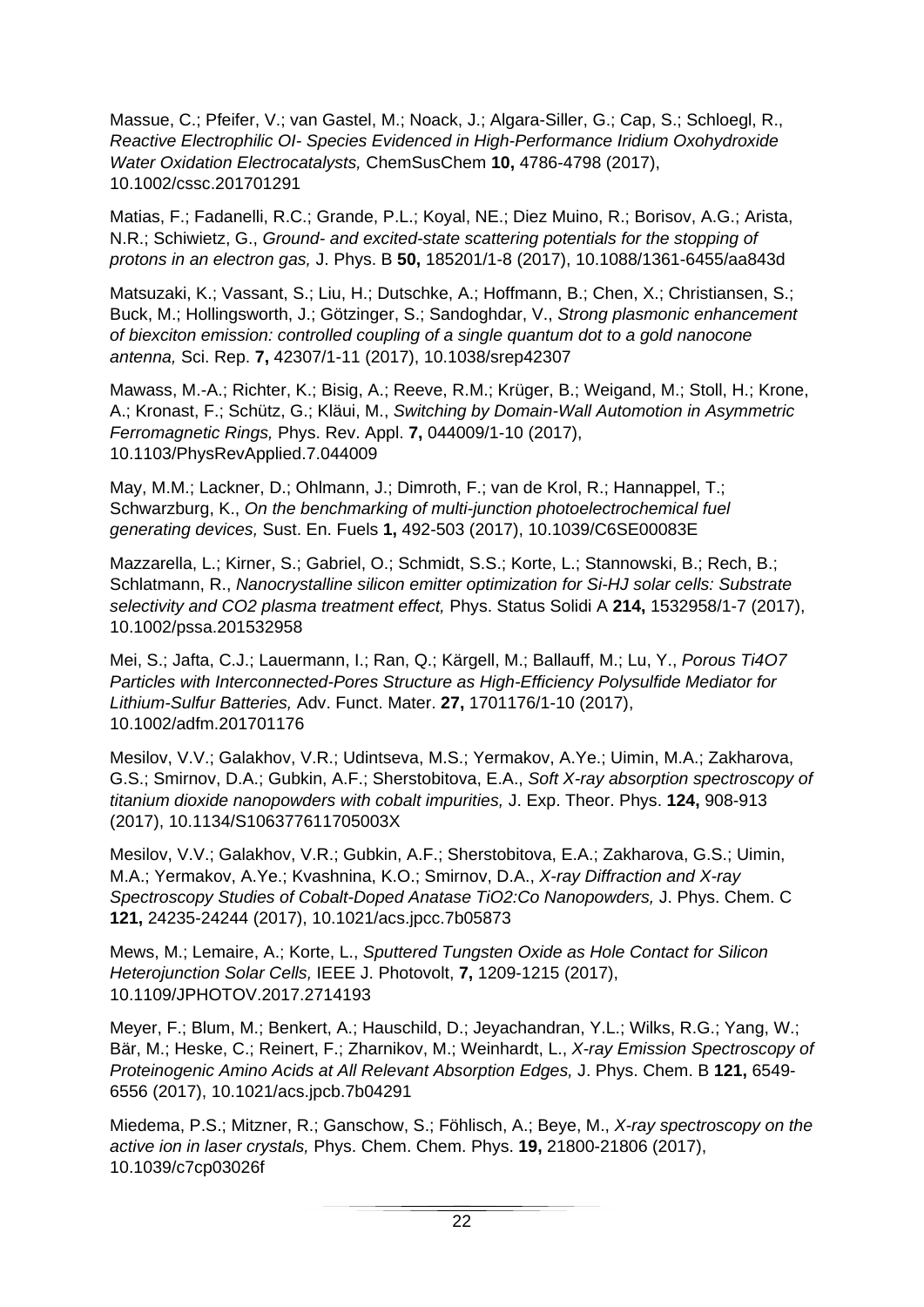Massue, C.; Pfeifer, V.; van Gastel, M.; Noack, J.; Algara-Siller, G.; Cap, S.; Schloegl, R., *Reactive Electrophilic OI- Species Evidenced in High-Performance Iridium Oxohydroxide Water Oxidation Electrocatalysts,* ChemSusChem **10,** 4786-4798 (2017), 10.1002/cssc.201701291

Matias, F.; Fadanelli, R.C.; Grande, P.L.; Koyal, NE.; Diez Muino, R.; Borisov, A.G.; Arista, N.R.; Schiwietz, G., *Ground- and excited-state scattering potentials for the stopping of protons in an electron gas,* J. Phys. B **50,** 185201/1-8 (2017), 10.1088/1361-6455/aa843d

Matsuzaki, K.; Vassant, S.; Liu, H.; Dutschke, A.; Hoffmann, B.; Chen, X.; Christiansen, S.; Buck, M.; Hollingsworth, J.; Götzinger, S.; Sandoghdar, V., *Strong plasmonic enhancement of biexciton emission: controlled coupling of a single quantum dot to a gold nanocone antenna,* Sci. Rep. **7,** 42307/1-11 (2017), 10.1038/srep42307

Mawass, M.-A.; Richter, K.; Bisig, A.; Reeve, R.M.; Krüger, B.; Weigand, M.; Stoll, H.; Krone, A.; Kronast, F.; Schütz, G.; Kläui, M., *Switching by Domain-Wall Automotion in Asymmetric Ferromagnetic Rings,* Phys. Rev. Appl. **7,** 044009/1-10 (2017), 10.1103/PhysRevApplied.7.044009

May, M.M.; Lackner, D.; Ohlmann, J.; Dimroth, F.; van de Krol, R.; Hannappel, T.; Schwarzburg, K., *On the benchmarking of multi-junction photoelectrochemical fuel generating devices,* Sust. En. Fuels **1,** 492-503 (2017), 10.1039/C6SE00083E

Mazzarella, L.; Kirner, S.; Gabriel, O.; Schmidt, S.S.; Korte, L.; Stannowski, B.; Rech, B.; Schlatmann, R., *Nanocrystalline silicon emitter optimization for Si-HJ solar cells: Substrate selectivity and CO2 plasma treatment effect,* Phys. Status Solidi A **214,** 1532958/1-7 (2017), 10.1002/pssa.201532958

Mei, S.; Jafta, C.J.; Lauermann, I.; Ran, Q.; Kärgell, M.; Ballauff, M.; Lu, Y., *Porous Ti4O7 Particles with Interconnected-Pores Structure as High-Efficiency Polysulfide Mediator for Lithium-Sulfur Batteries,* Adv. Funct. Mater. **27,** 1701176/1-10 (2017), 10.1002/adfm.201701176

Mesilov, V.V.; Galakhov, V.R.; Udintseva, M.S.; Yermakov, A.Ye.; Uimin, M.A.; Zakharova, G.S.; Smirnov, D.A.; Gubkin, A.F.; Sherstobitova, E.A., *Soft X-ray absorption spectroscopy of titanium dioxide nanopowders with cobalt impurities,* J. Exp. Theor. Phys. **124,** 908-913 (2017), 10.1134/S106377611705003X

Mesilov, V.V.; Galakhov, V.R.; Gubkin, A.F.; Sherstobitova, E.A.; Zakharova, G.S.; Uimin, M.A.; Yermakov, A.Ye.; Kvashnina, K.O.; Smirnov, D.A., *X-ray Diffraction and X-ray Spectroscopy Studies of Cobalt-Doped Anatase TiO2:Co Nanopowders,* J. Phys. Chem. C **121,** 24235-24244 (2017), 10.1021/acs.jpcc.7b05873

Mews, M.; Lemaire, A.; Korte, L., *Sputtered Tungsten Oxide as Hole Contact for Silicon Heterojunction Solar Cells,* IEEE J. Photovolt, **7,** 1209-1215 (2017), 10.1109/JPHOTOV.2017.2714193

Meyer, F.; Blum, M.; Benkert, A.; Hauschild, D.; Jeyachandran, Y.L.; Wilks, R.G.; Yang, W.; Bär, M.; Heske, C.; Reinert, F.; Zharnikov, M.; Weinhardt, L., *X-ray Emission Spectroscopy of Proteinogenic Amino Acids at All Relevant Absorption Edges,* J. Phys. Chem. B **121,** 6549-6556 (2017), 10.1021/acs.jpcb.7b04291

Miedema, P.S.; Mitzner, R.; Ganschow, S.; Föhlisch, A.; Beye, M., *X-ray spectroscopy on the active ion in laser crystals,* Phys. Chem. Chem. Phys. **19,** 21800-21806 (2017), 10.1039/c7cp03026f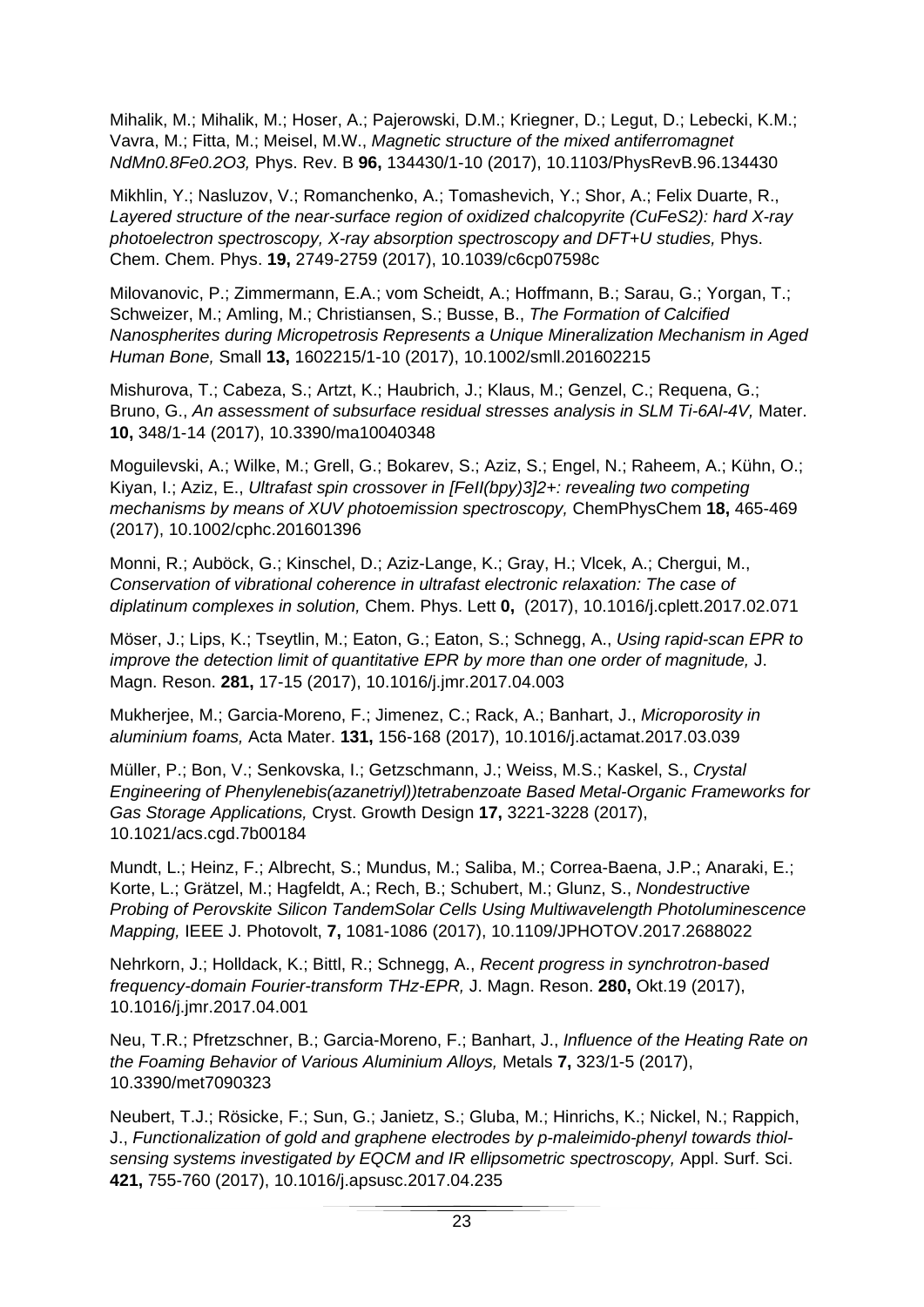Mihalik, M.; Mihalik, M.; Hoser, A.; Pajerowski, D.M.; Kriegner, D.; Legut, D.; Lebecki, K.M.; Vavra, M.; Fitta, M.; Meisel, M.W., *Magnetic structure of the mixed antiferromagnet NdMn0.8Fe0.2O3,* Phys. Rev. B **96,** 134430/1-10 (2017), 10.1103/PhysRevB.96.134430

Mikhlin, Y.; Nasluzov, V.; Romanchenko, A.; Tomashevich, Y.; Shor, A.; Felix Duarte, R., *Layered structure of the near-surface region of oxidized chalcopyrite (CuFeS2): hard X-ray photoelectron spectroscopy, X-ray absorption spectroscopy and DFT+U studies,* Phys. Chem. Chem. Phys. **19,** 2749-2759 (2017), 10.1039/c6cp07598c

Milovanovic, P.; Zimmermann, E.A.; vom Scheidt, A.; Hoffmann, B.; Sarau, G.; Yorgan, T.; Schweizer, M.; Amling, M.; Christiansen, S.; Busse, B., *The Formation of Calcified Nanospherites during Micropetrosis Represents a Unique Mineralization Mechanism in Aged Human Bone,* Small **13,** 1602215/1-10 (2017), 10.1002/smll.201602215

Mishurova, T.; Cabeza, S.; Artzt, K.; Haubrich, J.; Klaus, M.; Genzel, C.; Requena, G.; Bruno, G., *An assessment of subsurface residual stresses analysis in SLM Ti-6Al-4V,* Mater. **10,** 348/1-14 (2017), 10.3390/ma10040348

Moguilevski, A.; Wilke, M.; Grell, G.; Bokarev, S.; Aziz, S.; Engel, N.; Raheem, A.; Kühn, O.; Kiyan, I.; Aziz, E., *Ultrafast spin crossover in [FeII(bpy)3]2+: revealing two competing mechanisms by means of XUV photoemission spectroscopy,* ChemPhysChem **18,** 465-469 (2017), 10.1002/cphc.201601396

Monni, R.; Auböck, G.; Kinschel, D.; Aziz-Lange, K.; Gray, H.; Vlcek, A.; Chergui, M., *Conservation of vibrational coherence in ultrafast electronic relaxation: The case of diplatinum complexes in solution,* Chem. Phys. Lett **0,** (2017), 10.1016/j.cplett.2017.02.071

Möser, J.; Lips, K.; Tseytlin, M.; Eaton, G.; Eaton, S.; Schnegg, A., *Using rapid-scan EPR to improve the detection limit of quantitative EPR by more than one order of magnitude,* J. Magn. Reson. **281,** 17-15 (2017), 10.1016/j.jmr.2017.04.003

Mukherjee, M.; Garcia-Moreno, F.; Jimenez, C.; Rack, A.; Banhart, J., *Microporosity in aluminium foams,* Acta Mater. **131,** 156-168 (2017), 10.1016/j.actamat.2017.03.039

Müller, P.; Bon, V.; Senkovska, I.; Getzschmann, J.; Weiss, M.S.; Kaskel, S., *Crystal Engineering of Phenylenebis(azanetriyl))tetrabenzoate Based Metal-Organic Frameworks for Gas Storage Applications,* Cryst. Growth Design **17,** 3221-3228 (2017), 10.1021/acs.cgd.7b00184

Mundt, L.; Heinz, F.; Albrecht, S.; Mundus, M.; Saliba, M.; Correa-Baena, J.P.; Anaraki, E.; Korte, L.; Grätzel, M.; Hagfeldt, A.; Rech, B.; Schubert, M.; Glunz, S., *Nondestructive Probing of Perovskite Silicon TandemSolar Cells Using Multiwavelength Photoluminescence Mapping,* IEEE J. Photovolt, **7,** 1081-1086 (2017), 10.1109/JPHOTOV.2017.2688022

Nehrkorn, J.; Holldack, K.; Bittl, R.; Schnegg, A., *Recent progress in synchrotron-based frequency-domain Fourier-transform THz-EPR,* J. Magn. Reson. **280,** Okt.19 (2017), 10.1016/j.jmr.2017.04.001

Neu, T.R.; Pfretzschner, B.; Garcia-Moreno, F.; Banhart, J., *Influence of the Heating Rate on the Foaming Behavior of Various Aluminium Alloys,* Metals **7,** 323/1-5 (2017), 10.3390/met7090323

Neubert, T.J.; Rösicke, F.; Sun, G.; Janietz, S.; Gluba, M.; Hinrichs, K.; Nickel, N.; Rappich, J., *Functionalization of gold and graphene electrodes by p-maleimido-phenyl towards thiol-sensing systems investigated by EQCM and IR ellipsometric spectroscopy,* Appl. Surf. Sci. **421,** 755-760 (2017), 10.1016/j.apsusc.2017.04.235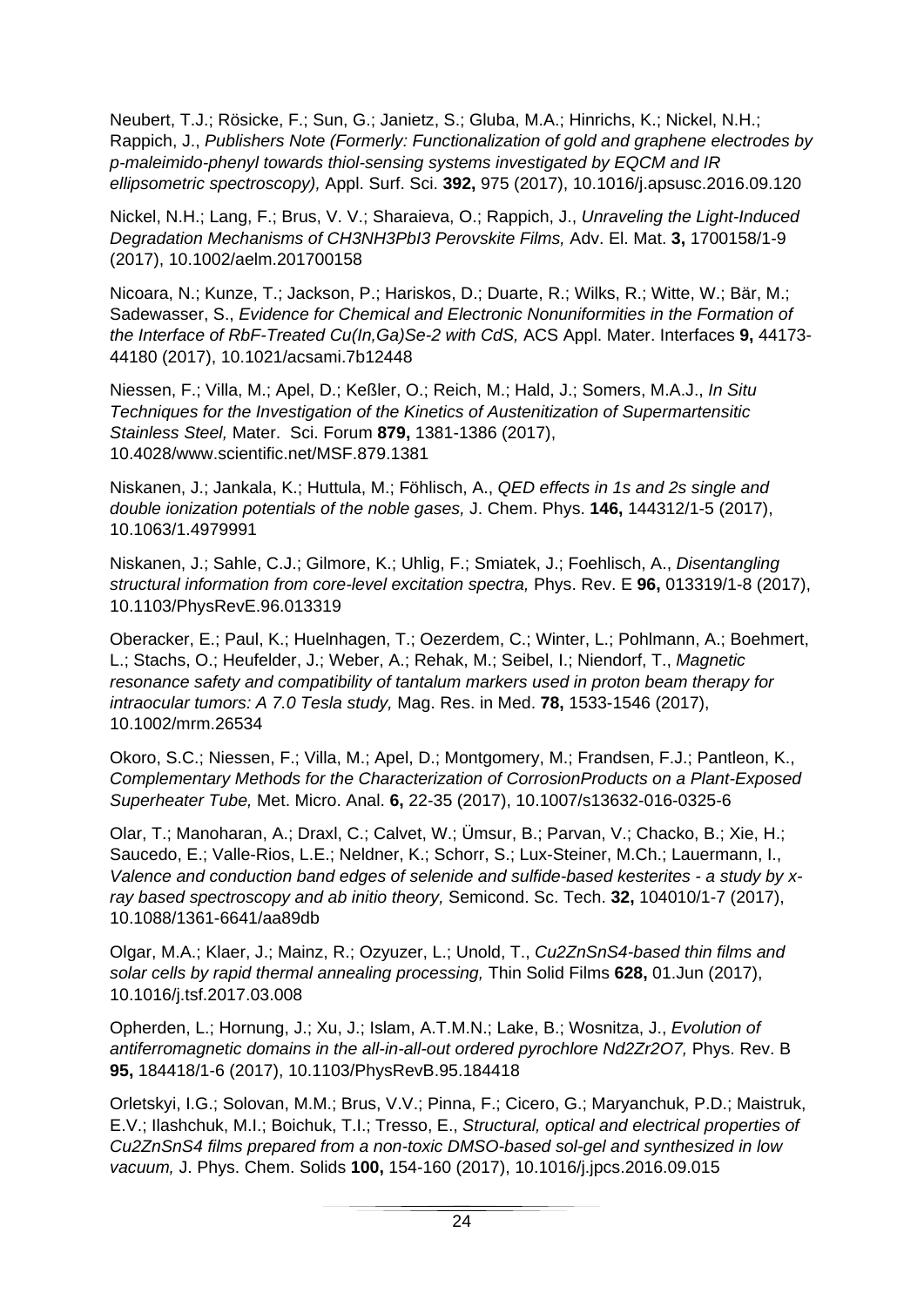Neubert, T.J.; Rösicke, F.; Sun, G.; Janietz, S.; Gluba, M.A.; Hinrichs, K.; Nickel, N.H.; Rappich, J., *Publishers Note (Formerly: Functionalization of gold and graphene electrodes by p-maleimido-phenyl towards thiol-sensing systems investigated by EQCM and IR ellipsometric spectroscopy),* Appl. Surf. Sci. **392,** 975 (2017), 10.1016/j.apsusc.2016.09.120

Nickel, N.H.; Lang, F.; Brus, V. V.; Sharaieva, O.; Rappich, J., *Unraveling the Light-Induced Degradation Mechanisms of CH3NH3PbI3 Perovskite Films,* Adv. El. Mat. **3,** 1700158/1-9 (2017), 10.1002/aelm.201700158

Nicoara, N.; Kunze, T.; Jackson, P.; Hariskos, D.; Duarte, R.; Wilks, R.; Witte, W.; Bär, M.; Sadewasser, S., *Evidence for Chemical and Electronic Nonuniformities in the Formation of the Interface of RbF-Treated Cu(In,Ga)Se-2 with CdS,* ACS Appl. Mater. Interfaces **9,** 44173-44180 (2017), 10.1021/acsami.7b12448

Niessen, F.; Villa, M.; Apel, D.; Keßler, O.; Reich, M.; Hald, J.; Somers, M.A.J., *In Situ Techniques for the Investigation of the Kinetics of Austenitization of Supermartensitic Stainless Steel,* Mater. Sci. Forum **879,** 1381-1386 (2017), 10.4028/www.scientific.net/MSF.879.1381

Niskanen, J.; Jankala, K.; Huttula, M.; Föhlisch, A., *QED effects in 1s and 2s single and double ionization potentials of the noble gases,* J. Chem. Phys. **146,** 144312/1-5 (2017), 10.1063/1.4979991

Niskanen, J.; Sahle, C.J.; Gilmore, K.; Uhlig, F.; Smiatek, J.; Foehlisch, A., *Disentangling structural information from core-level excitation spectra,* Phys. Rev. E **96,** 013319/1-8 (2017), 10.1103/PhysRevE.96.013319

Oberacker, E.; Paul, K.; Huelnhagen, T.; Oezerdem, C.; Winter, L.; Pohlmann, A.; Boehmert, L.; Stachs, O.; Heufelder, J.; Weber, A.; Rehak, M.; Seibel, I.; Niendorf, T., *Magnetic resonance safety and compatibility of tantalum markers used in proton beam therapy for intraocular tumors: A 7.0 Tesla study,* Mag. Res. in Med. **78,** 1533-1546 (2017), 10.1002/mrm.26534

Okoro, S.C.; Niessen, F.; Villa, M.; Apel, D.; Montgomery, M.; Frandsen, F.J.; Pantleon, K., *Complementary Methods for the Characterization of CorrosionProducts on a Plant-Exposed Superheater Tube,* Met. Micro. Anal. **6,** 22-35 (2017), 10.1007/s13632-016-0325-6

Olar, T.; Manoharan, A.; Draxl, C.; Calvet, W.; Ümsur, B.; Parvan, V.; Chacko, B.; Xie, H.; Saucedo, E.; Valle-Rios, L.E.; Neldner, K.; Schorr, S.; Lux-Steiner, M.Ch.; Lauermann, I., *Valence and conduction band edges of selenide and sulfide-based kesterites - a study by x-ray based spectroscopy and ab initio theory,* Semicond. Sc. Tech. **32,** 104010/1-7 (2017), 10.1088/1361-6641/aa89db

Olgar, M.A.; Klaer, J.; Mainz, R.; Ozyuzer, L.; Unold, T., *Cu2ZnSnS4-based thin films and solar cells by rapid thermal annealing processing,* Thin Solid Films **628,** 01.Jun (2017), 10.1016/j.tsf.2017.03.008

Opherden, L.; Hornung, J.; Xu, J.; Islam, A.T.M.N.; Lake, B.; Wosnitza, J., *Evolution of antiferromagnetic domains in the all-in-all-out ordered pyrochlore Nd2Zr2O7,* Phys. Rev. B **95,** 184418/1-6 (2017), 10.1103/PhysRevB.95.184418

Orletskyi, I.G.; Solovan, M.M.; Brus, V.V.; Pinna, F.; Cicero, G.; Maryanchuk, P.D.; Maistruk, E.V.; Ilashchuk, M.I.; Boichuk, T.I.; Tresso, E., *Structural, optical and electrical properties of Cu2ZnSnS4 films prepared from a non-toxic DMSO-based sol-gel and synthesized in low vacuum,* J. Phys. Chem. Solids **100,** 154-160 (2017), 10.1016/j.jpcs.2016.09.015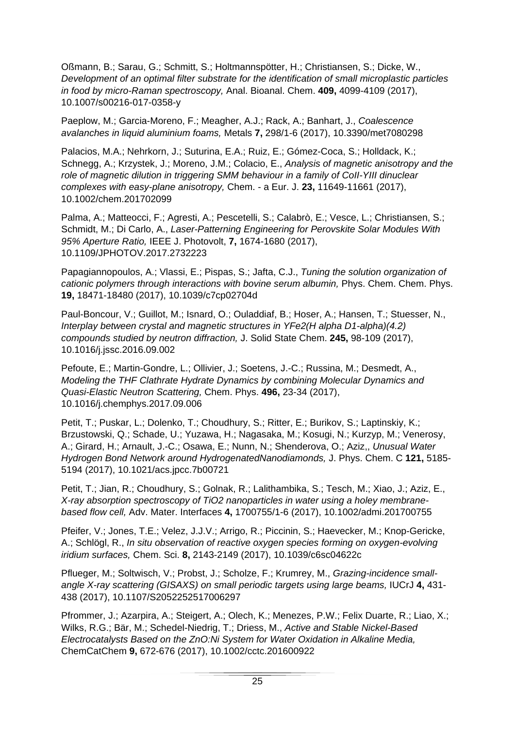Oßmann, B.; Sarau, G.; Schmitt, S.; Holtmannspötter, H.; Christiansen, S.; Dicke, W., *Development of an optimal filter substrate for the identification of small microplastic particles in food by micro-Raman spectroscopy,* Anal. Bioanal. Chem. **409,** 4099-4109 (2017), 10.1007/s00216-017-0358-y

Paeplow, M.; Garcia-Moreno, F.; Meagher, A.J.; Rack, A.; Banhart, J., *Coalescence avalanches in liquid aluminium foams,* Metals **7,** 298/1-6 (2017), 10.3390/met7080298

Palacios, M.A.; Nehrkorn, J.; Suturina, E.A.; Ruiz, E.; Gómez-Coca, S.; Holldack, K.; Schnegg, A.; Krzystek, J.; Moreno, J.M.; Colacio, E., *Analysis of magnetic anisotropy and the role of magnetic dilution in triggering SMM behaviour in a family of CoII-YIII dinuclear complexes with easy-plane anisotropy,* Chem. - a Eur. J. **23,** 11649-11661 (2017), 10.1002/chem.201702099

Palma, A.; Matteocci, F.; Agresti, A.; Pescetelli, S.; Calabrò, E.; Vesce, L.; Christiansen, S.; Schmidt, M.; Di Carlo, A., *Laser-Patterning Engineering for Perovskite Solar Modules With 95% Aperture Ratio,* IEEE J. Photovolt, **7,** 1674-1680 (2017), 10.1109/JPHOTOV.2017.2732223

Papagiannopoulos, A.; Vlassi, E.; Pispas, S.; Jafta, C.J., *Tuning the solution organization of cationic polymers through interactions with bovine serum albumin,* Phys. Chem. Chem. Phys. **19,** 18471-18480 (2017), 10.1039/c7cp02704d

Paul-Boncour, V.; Guillot, M.; Isnard, O.; Ouladdiaf, B.; Hoser, A.; Hansen, T.; Stuesser, N., *Interplay between crystal and magnetic structures in YFe2(H alpha D1-alpha)(4.2) compounds studied by neutron diffraction,* J. Solid State Chem. **245,** 98-109 (2017), 10.1016/j.jssc.2016.09.002

Pefoute, E.; Martin-Gondre, L.; Ollivier, J.; Soetens, J.-C.; Russina, M.; Desmedt, A., *Modeling the THF Clathrate Hydrate Dynamics by combining Molecular Dynamics and Quasi-Elastic Neutron Scattering,* Chem. Phys. **496,** 23-34 (2017), 10.1016/j.chemphys.2017.09.006

Petit, T.; Puskar, L.; Dolenko, T.; Choudhury, S.; Ritter, E.; Burikov, S.; Laptinskiy, K.; Brzustowski, Q.; Schade, U.; Yuzawa, H.; Nagasaka, M.; Kosugi, N.; Kurzyp, M.; Venerosy, A.; Girard, H.; Arnault, J.-C.; Osawa, E.; Nunn, N.; Shenderova, O.; Aziz,, *Unusual Water Hydrogen Bond Network around HydrogenatedNanodiamonds,* J. Phys. Chem. C **121,** 5185-5194 (2017), 10.1021/acs.jpcc.7b00721

Petit, T.; Jian, R.; Choudhury, S.; Golnak, R.; Lalithambika, S.; Tesch, M.; Xiao, J.; Aziz, E., *X-ray absorption spectroscopy of TiO2 nanoparticles in water using a holey membrane-based flow cell,* Adv. Mater. Interfaces **4,** 1700755/1-6 (2017), 10.1002/admi.201700755

Pfeifer, V.; Jones, T.E.; Velez, J.J.V.; Arrigo, R.; Piccinin, S.; Haevecker, M.; Knop-Gericke, A.; Schlögl, R., *In situ observation of reactive oxygen species forming on oxygen-evolving iridium surfaces,* Chem. Sci. **8,** 2143-2149 (2017), 10.1039/c6sc04622c

Pflueger, M.; Soltwisch, V.; Probst, J.; Scholze, F.; Krumrey, M., *Grazing-incidence small-angle X-ray scattering (GISAXS) on small periodic targets using large beams,* IUCrJ **4,** 431-438 (2017), 10.1107/S2052252517006297

Pfrommer, J.; Azarpira, A.; Steigert, A.; Olech, K.; Menezes, P.W.; Felix Duarte, R.; Liao, X.; Wilks, R.G.; Bär, M.; Schedel-Niedrig, T.; Driess, M., *Active and Stable Nickel-Based Electrocatalysts Based on the ZnO:Ni System for Water Oxidation in Alkaline Media,* ChemCatChem **9,** 672-676 (2017), 10.1002/cctc.201600922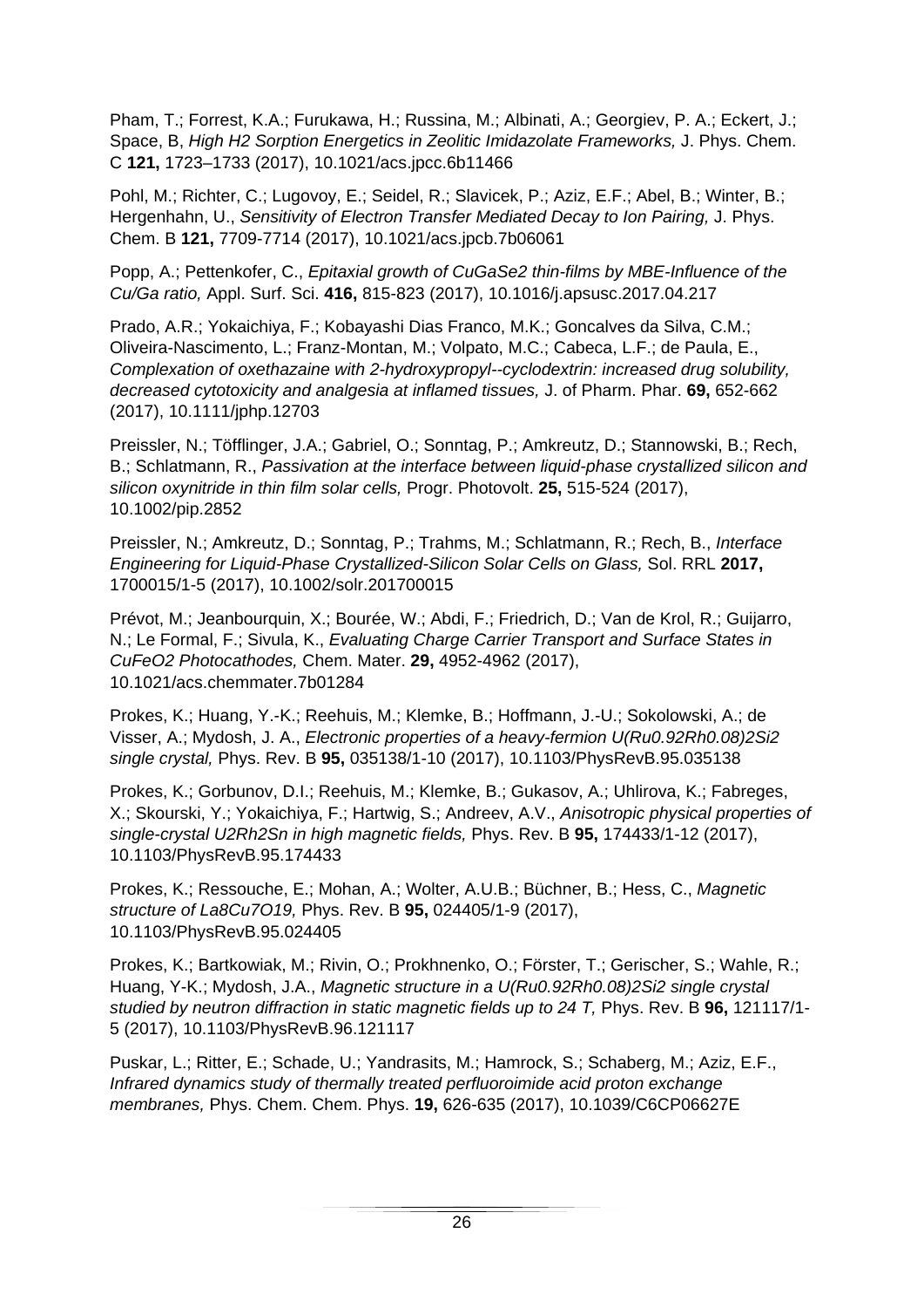Pham, T.; Forrest, K.A.; Furukawa, H.; Russina, M.; Albinati, A.; Georgiev, P. A.; Eckert, J.; Space, B, *High H2 Sorption Energetics in Zeolitic Imidazolate Frameworks,* J. Phys. Chem. C **121,** 1723–1733 (2017), 10.1021/acs.jpcc.6b11466

Pohl, M.; Richter, C.; Lugovoy, E.; Seidel, R.; Slavicek, P.; Aziz, E.F.; Abel, B.; Winter, B.; Hergenhahn, U., *Sensitivity of Electron Transfer Mediated Decay to Ion Pairing,* J. Phys. Chem. B **121,** 7709-7714 (2017), 10.1021/acs.jpcb.7b06061

Popp, A.; Pettenkofer, C., *Epitaxial growth of CuGaSe2 thin-films by MBE-Influence of the Cu/Ga ratio,* Appl. Surf. Sci. **416,** 815-823 (2017), 10.1016/j.apsusc.2017.04.217

Prado, A.R.; Yokaichiya, F.; Kobayashi Dias Franco, M.K.; Goncalves da Silva, C.M.; Oliveira-Nascimento, L.; Franz-Montan, M.; Volpato, M.C.; Cabeca, L.F.; de Paula, E., *Complexation of oxethazaine with 2-hydroxypropyl--cyclodextrin: increased drug solubility, decreased cytotoxicity and analgesia at inflamed tissues,* J. of Pharm. Phar. **69,** 652-662 (2017), 10.1111/jphp.12703

Preissler, N.; Töfflinger, J.A.; Gabriel, O.; Sonntag, P.; Amkreutz, D.; Stannowski, B.; Rech, B.; Schlatmann, R., *Passivation at the interface between liquid-phase crystallized silicon and silicon oxynitride in thin film solar cells,* Progr. Photovolt. **25,** 515-524 (2017), 10.1002/pip.2852

Preissler, N.; Amkreutz, D.; Sonntag, P.; Trahms, M.; Schlatmann, R.; Rech, B., *Interface Engineering for Liquid-Phase Crystallized-Silicon Solar Cells on Glass,* Sol. RRL **2017,** 1700015/1-5 (2017), 10.1002/solr.201700015

Prévot, M.; Jeanbourquin, X.; Bourée, W.; Abdi, F.; Friedrich, D.; Van de Krol, R.; Guijarro, N.; Le Formal, F.; Sivula, K., *Evaluating Charge Carrier Transport and Surface States in CuFeO2 Photocathodes,* Chem. Mater. **29,** 4952-4962 (2017), 10.1021/acs.chemmater.7b01284

Prokes, K.; Huang, Y.-K.; Reehuis, M.; Klemke, B.; Hoffmann, J.-U.; Sokolowski, A.; de Visser, A.; Mydosh, J. A., *Electronic properties of a heavy-fermion U(Ru0.92Rh0.08)2Si2 single crystal,* Phys. Rev. B **95,** 035138/1-10 (2017), 10.1103/PhysRevB.95.035138

Prokes, K.; Gorbunov, D.I.; Reehuis, M.; Klemke, B.; Gukasov, A.; Uhlirova, K.; Fabreges, X.; Skourski, Y.; Yokaichiya, F.; Hartwig, S.; Andreev, A.V., *Anisotropic physical properties of single-crystal U2Rh2Sn in high magnetic fields,* Phys. Rev. B **95,** 174433/1-12 (2017), 10.1103/PhysRevB.95.174433

Prokes, K.; Ressouche, E.; Mohan, A.; Wolter, A.U.B.; Büchner, B.; Hess, C., *Magnetic structure of La8Cu7O19,* Phys. Rev. B **95,** 024405/1-9 (2017), 10.1103/PhysRevB.95.024405

Prokes, K.; Bartkowiak, M.; Rivin, O.; Prokhnenko, O.; Förster, T.; Gerischer, S.; Wahle, R.; Huang, Y-K.; Mydosh, J.A., *Magnetic structure in a U(Ru0.92Rh0.08)2Si2 single crystal studied by neutron diffraction in static magnetic fields up to 24 T,* Phys. Rev. B **96,** 121117/1-5 (2017), 10.1103/PhysRevB.96.121117

Puskar, L.; Ritter, E.; Schade, U.; Yandrasits, M.; Hamrock, S.; Schaberg, M.; Aziz, E.F., *Infrared dynamics study of thermally treated perfluoroimide acid proton exchange membranes,* Phys. Chem. Chem. Phys. **19,** 626-635 (2017), 10.1039/C6CP06627E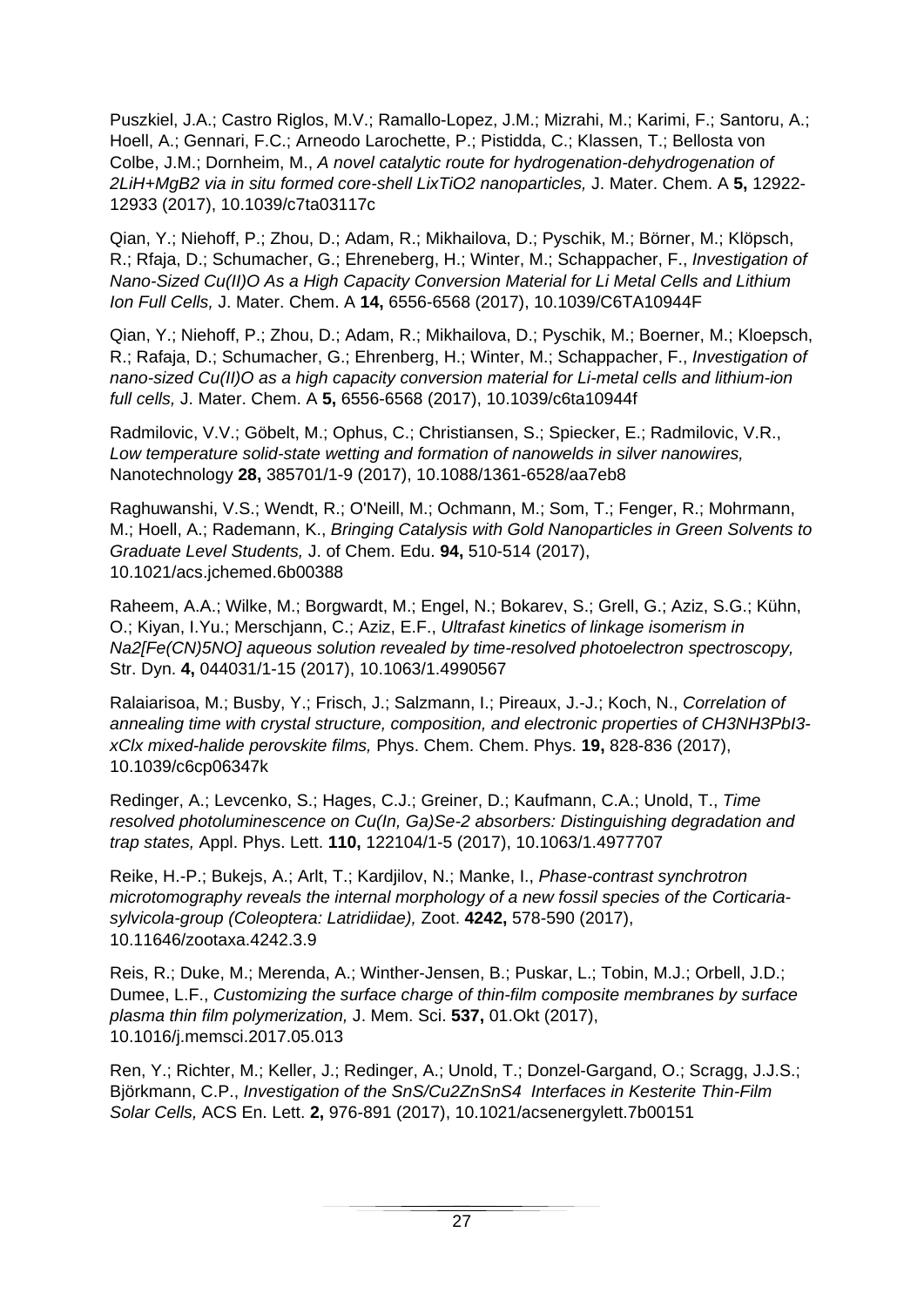Puszkiel, J.A.; Castro Riglos, M.V.; Ramallo-Lopez, J.M.; Mizrahi, M.; Karimi, F.; Santoru, A.; Hoell, A.; Gennari, F.C.; Arneodo Larochette, P.; Pistidda, C.; Klassen, T.; Bellosta von Colbe, J.M.; Dornheim, M., *A novel catalytic route for hydrogenation-dehydrogenation of 2LiH+MgB2 via in situ formed core-shell LixTiO2 nanoparticles,* J. Mater. Chem. A **5,** 12922-12933 (2017), 10.1039/c7ta03117c

Qian, Y.; Niehoff, P.; Zhou, D.; Adam, R.; Mikhailova, D.; Pyschik, M.; Börner, M.; Klöpsch, R.; Rfaja, D.; Schumacher, G.; Ehreneberg, H.; Winter, M.; Schappacher, F., *Investigation of Nano-Sized Cu(II)O As a High Capacity Conversion Material for Li Metal Cells and Lithium Ion Full Cells,* J. Mater. Chem. A **14,** 6556-6568 (2017), 10.1039/C6TA10944F

Qian, Y.; Niehoff, P.; Zhou, D.; Adam, R.; Mikhailova, D.; Pyschik, M.; Boerner, M.; Kloepsch, R.; Rafaja, D.; Schumacher, G.; Ehrenberg, H.; Winter, M.; Schappacher, F., *Investigation of nano-sized Cu(II)O as a high capacity conversion material for Li-metal cells and lithium-ion full cells,* J. Mater. Chem. A **5,** 6556-6568 (2017), 10.1039/c6ta10944f

Radmilovic, V.V.; Göbelt, M.; Ophus, C.; Christiansen, S.; Spiecker, E.; Radmilovic, V.R., *Low temperature solid-state wetting and formation of nanowelds in silver nanowires,* Nanotechnology **28,** 385701/1-9 (2017), 10.1088/1361-6528/aa7eb8

Raghuwanshi, V.S.; Wendt, R.; O'Neill, M.; Ochmann, M.; Som, T.; Fenger, R.; Mohrmann, M.; Hoell, A.; Rademann, K., *Bringing Catalysis with Gold Nanoparticles in Green Solvents to Graduate Level Students,* J. of Chem. Edu. **94,** 510-514 (2017), 10.1021/acs.jchemed.6b00388

Raheem, A.A.; Wilke, M.; Borgwardt, M.; Engel, N.; Bokarev, S.; Grell, G.; Aziz, S.G.; Kühn, O.; Kiyan, I.Yu.; Merschjann, C.; Aziz, E.F., *Ultrafast kinetics of linkage isomerism in Na2[Fe(CN)5NO] aqueous solution revealed by time-resolved photoelectron spectroscopy,* Str. Dyn. **4,** 044031/1-15 (2017), 10.1063/1.4990567

Ralaiarisoa, M.; Busby, Y.; Frisch, J.; Salzmann, I.; Pireaux, J.-J.; Koch, N., *Correlation of annealing time with crystal structure, composition, and electronic properties of CH3NH3PbI3-xClx mixed-halide perovskite films,* Phys. Chem. Chem. Phys. **19,** 828-836 (2017), 10.1039/c6cp06347k

Redinger, A.; Levcenko, S.; Hages, C.J.; Greiner, D.; Kaufmann, C.A.; Unold, T., *Time resolved photoluminescence on Cu(In, Ga)Se-2 absorbers: Distinguishing degradation and trap states,* Appl. Phys. Lett. **110,** 122104/1-5 (2017), 10.1063/1.4977707

Reike, H.-P.; Bukejs, A.; Arlt, T.; Kardjilov, N.; Manke, I., *Phase-contrast synchrotron microtomography reveals the internal morphology of a new fossil species of the Corticaria-sylvicola-group (Coleoptera: Latridiidae),* Zoot. **4242,** 578-590 (2017), 10.11646/zootaxa.4242.3.9

Reis, R.; Duke, M.; Merenda, A.; Winther-Jensen, B.; Puskar, L.; Tobin, M.J.; Orbell, J.D.; Dumee, L.F., *Customizing the surface charge of thin-film composite membranes by surface plasma thin film polymerization,* J. Mem. Sci. **537,** 01.Okt (2017), 10.1016/j.memsci.2017.05.013

Ren, Y.; Richter, M.; Keller, J.; Redinger, A.; Unold, T.; Donzel-Gargand, O.; Scragg, J.J.S.; Björkmann, C.P., *Investigation of the SnS/Cu2ZnSnS4 Interfaces in Kesterite Thin-Film Solar Cells,* ACS En. Lett. **2,** 976-891 (2017), 10.1021/acsenergylett.7b00151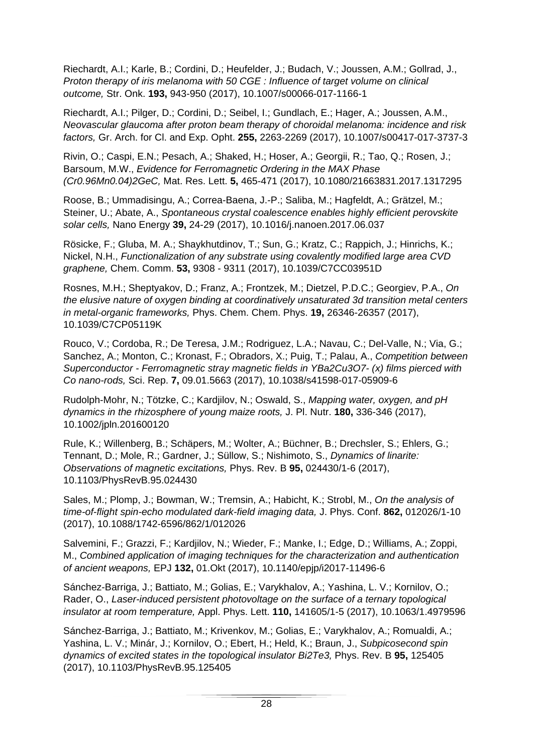Riechardt, A.I.; Karle, B.; Cordini, D.; Heufelder, J.; Budach, V.; Joussen, A.M.; Gollrad, J., *Proton therapy of iris melanoma with 50 CGE : Influence of target volume on clinical outcome,* Str. Onk. **193,** 943-950 (2017), 10.1007/s00066-017-1166-1

Riechardt, A.I.; Pilger, D.; Cordini, D.; Seibel, I.; Gundlach, E.; Hager, A.; Joussen, A.M., *Neovascular glaucoma after proton beam therapy of choroidal melanoma: incidence and risk factors,* Gr. Arch. for Cl. and Exp. Opht. **255,** 2263-2269 (2017), 10.1007/s00417-017-3737-3

Rivin, O.; Caspi, E.N.; Pesach, A.; Shaked, H.; Hoser, A.; Georgii, R.; Tao, Q.; Rosen, J.; Barsoum, M.W., *Evidence for Ferromagnetic Ordering in the MAX Phase $(Cr_{0.96}Mn_{0.04})_2GeC$,* Mat. Res. Lett. **5,** 465-471 (2017), 10.1080/21663831.2017.1317295

Roose, B.; Ummadisingu, A.; Correa-Baena, J.-P.; Saliba, M.; Hagfeldt, A.; Grätzel, M.; Steiner, U.; Abate, A., *Spontaneous crystal coalescence enables highly efficient perovskite solar cells,* Nano Energy **39,** 24-29 (2017), 10.1016/j.nanoen.2017.06.037

Rösicke, F.; Gluba, M. A.; Shaykhutdinov, T.; Sun, G.; Kratz, C.; Rappich, J.; Hinrichs, K.; Nickel, N.H., *Functionalization of any substrate using covalently modified large area CVD graphene,* Chem. Comm. **53,** 9308 - 9311 (2017), 10.1039/C7CC03951D

Rosnes, M.H.; Sheptyakov, D.; Franz, A.; Frontzek, M.; Dietzel, P.D.C.; Georgiev, P.A., *On the elusive nature of oxygen binding at coordinatively unsaturated 3d transition metal centers in metal-organic frameworks,* Phys. Chem. Chem. Phys. **19,** 26346-26357 (2017), 10.1039/C7CP05119K

Rouco, V.; Cordoba, R.; De Teresa, J.M.; Rodriguez, L.A.; Navau, C.; Del-Valle, N.; Via, G.; Sanchez, A.; Monton, C.; Kronast, F.; Obradors, X.; Puig, T.; Palau, A., *Competition between Superconductor - Ferromagnetic stray magnetic fields in $YBa_2Cu_3O_{7-(x)}$ films pierced with Co nano-rods,* Sci. Rep. **7,** 09.01.5663 (2017), 10.1038/s41598-017-05909-6

Rudolph-Mohr, N.; Tötzke, C.; Kardjilov, N.; Oswald, S., *Mapping water, oxygen, and pH dynamics in the rhizosphere of young maize roots,* J. Pl. Nutr. **180,** 336-346 (2017), 10.1002/jpln.201600120

Rule, K.; Willenberg, B.; Schäpers, M.; Wolter, A.; Büchner, B.; Drechsler, S.; Ehlers, G.; Tennant, D.; Mole, R.; Gardner, J.; Süllow, S.; Nishimoto, S., *Dynamics of linarite: Observations of magnetic excitations,* Phys. Rev. B **95,** 024430/1-6 (2017), 10.1103/PhysRevB.95.024430

Sales, M.; Plomp, J.; Bowman, W.; Tremsin, A.; Habicht, K.; Strobl, M., *On the analysis of time-of-flight spin-echo modulated dark-field imaging data,* J. Phys. Conf. **862,** 012026/1-10 (2017), 10.1088/1742-6596/862/1/012026

Salvemini, F.; Grazzi, F.; Kardjilov, N.; Wieder, F.; Manke, I.; Edge, D.; Williams, A.; Zoppi, M., *Combined application of imaging techniques for the characterization and authentication of ancient weapons,* EPJ **132,** 01.Okt (2017), 10.1140/epjp/i2017-11496-6

Sánchez-Barriga, J.; Battiato, M.; Golias, E.; Varykhalov, A.; Yashina, L. V.; Kornilov, O.; Rader, O., *Laser-induced persistent photovoltage on the surface of a ternary topological insulator at room temperature,* Appl. Phys. Lett. **110,** 141605/1-5 (2017), 10.1063/1.4979596

Sánchez-Barriga, J.; Battiato, M.; Krivenkov, M.; Golias, E.; Varykhalov, A.; Romualdi, A.; Yashina, L. V.; Minár, J.; Kornilov, O.; Ebert, H.; Held, K.; Braun, J., *Subpicosecond spin dynamics of excited states in the topological insulator $Bi_2Te_3$,* Phys. Rev. B **95,** 125405 (2017), 10.1103/PhysRevB.95.125405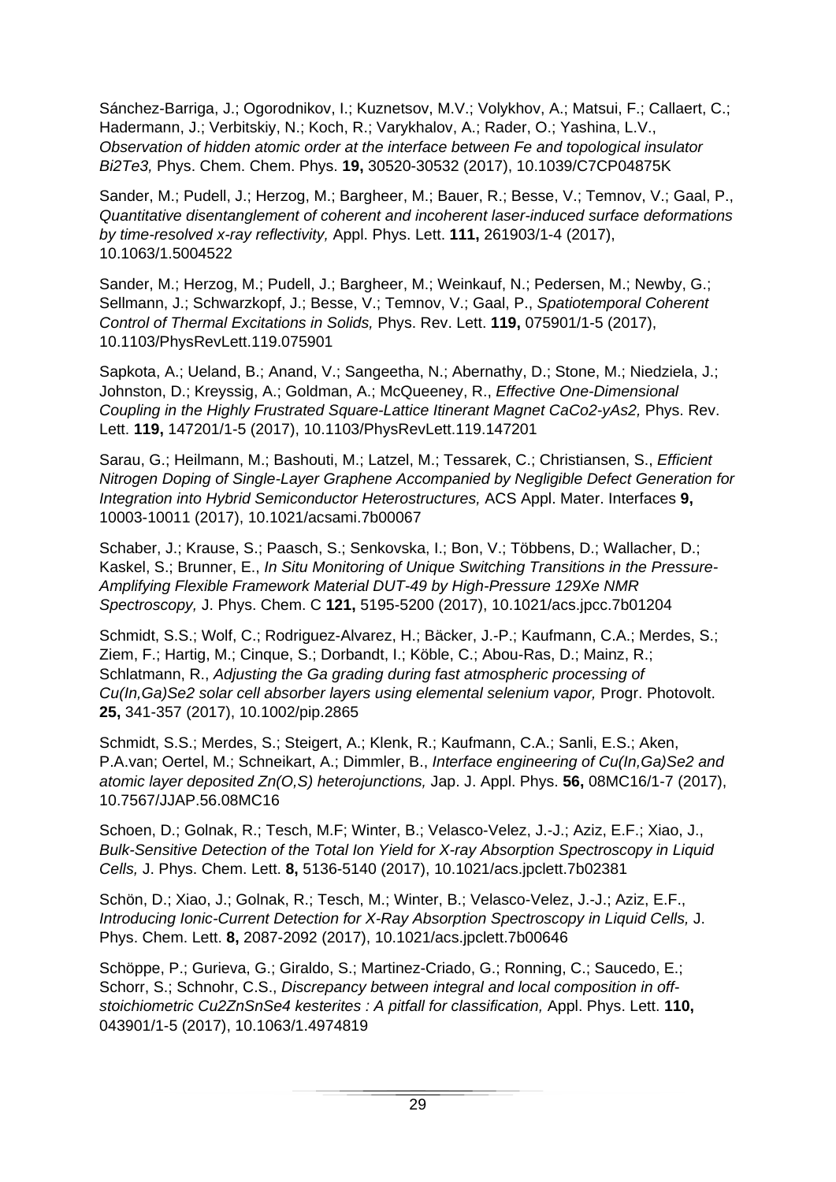Sánchez-Barriga, J.; Ogorodnikov, I.; Kuznetsov, M.V.; Volykhov, A.; Matsui, F.; Callaert, C.; Hadermann, J.; Verbitskiy, N.; Koch, R.; Varykhalov, A.; Rader, O.; Yashina, L.V., *Observation of hidden atomic order at the interface between Fe and topological insulator* $Bi_2Te_3$*,* Phys. Chem. Chem. Phys. **19,** 30520-30532 (2017), 10.1039/C7CP04875K

Sander, M.; Pudell, J.; Herzog, M.; Bargheer, M.; Bauer, R.; Besse, V.; Temnov, V.; Gaal, P., *Quantitative disentanglement of coherent and incoherent laser-induced surface deformations by time-resolved x-ray reflectivity,* Appl. Phys. Lett. **111,** 261903/1-4 (2017), 10.1063/1.5004522

Sander, M.; Herzog, M.; Pudell, J.; Bargheer, M.; Weinkauf, N.; Pedersen, M.; Newby, G.; Sellmann, J.; Schwarzkopf, J.; Besse, V.; Temnov, V.; Gaal, P., *Spatiotemporal Coherent Control of Thermal Excitations in Solids,* Phys. Rev. Lett. **119,** 075901/1-5 (2017), 10.1103/PhysRevLett.119.075901

Sapkota, A.; Ueland, B.; Anand, V.; Sangeetha, N.; Abernathy, D.; Stone, M.; Niedziela, J.; Johnston, D.; Kreyssig, A.; Goldman, A.; McQueeney, R., *Effective One-Dimensional Coupling in the Highly Frustrated Square-Lattice Itinerant Magnet* $CaCo_{2-y}As_2$*,* Phys. Rev. Lett. **119,** 147201/1-5 (2017), 10.1103/PhysRevLett.119.147201

Sarau, G.; Heilmann, M.; Bashouti, M.; Latzel, M.; Tessarek, C.; Christiansen, S., *Efficient Nitrogen Doping of Single-Layer Graphene Accompanied by Negligible Defect Generation for Integration into Hybrid Semiconductor Heterostructures,* ACS Appl. Mater. Interfaces **9,** 10003-10011 (2017), 10.1021/acsami.7b00067

Schaber, J.; Krause, S.; Paasch, S.; Senkovska, I.; Bon, V.; Többens, D.; Wallacher, D.; Kaskel, S.; Brunner, E., *In Situ Monitoring of Unique Switching Transitions in the Pressure-Amplifying Flexible Framework Material DUT-49 by High-Pressure 129Xe NMR Spectroscopy,* J. Phys. Chem. C **121,** 5195-5200 (2017), 10.1021/acs.jpcc.7b01204

Schmidt, S.S.; Wolf, C.; Rodriguez-Alvarez, H.; Bäcker, J.-P.; Kaufmann, C.A.; Merdes, S.; Ziem, F.; Hartig, M.; Cinque, S.; Dorbandt, I.; Köble, C.; Abou-Ras, D.; Mainz, R.; Schlatmann, R., *Adjusting the Ga grading during fast atmospheric processing of* $Cu(In,Ga)Se_2$ *solar cell absorber layers using elemental selenium vapor,* Progr. Photovolt. **25,** 341-357 (2017), 10.1002/pip.2865

Schmidt, S.S.; Merdes, S.; Steigert, A.; Klenk, R.; Kaufmann, C.A.; Sanli, E.S.; Aken, P.A.van; Oertel, M.; Schneikart, A.; Dimmler, B., *Interface engineering of* $Cu(In,Ga)Se_2$ *and atomic layer deposited Zn(O,S) heterojunctions,* Jap. J. Appl. Phys. **56,** 08MC16/1-7 (2017), 10.7567/JJAP.56.08MC16

Schoen, D.; Golnak, R.; Tesch, M.F; Winter, B.; Velasco-Velez, J.-J.; Aziz, E.F.; Xiao, J., *Bulk-Sensitive Detection of the Total Ion Yield for X-ray Absorption Spectroscopy in Liquid Cells,* J. Phys. Chem. Lett. **8,** 5136-5140 (2017), 10.1021/acs.jpclett.7b02381

Schön, D.; Xiao, J.; Golnak, R.; Tesch, M.; Winter, B.; Velasco-Velez, J.-J.; Aziz, E.F., *Introducing Ionic-Current Detection for X-Ray Absorption Spectroscopy in Liquid Cells,* J. Phys. Chem. Lett. **8,** 2087-2092 (2017), 10.1021/acs.jpclett.7b00646

Schöppe, P.; Gurieva, G.; Giraldo, S.; Martinez-Criado, G.; Ronning, C.; Saucedo, E.; Schorr, S.; Schnohr, C.S., *Discrepancy between integral and local composition in off-stoichiometric* $Cu_2ZnSnSe_4$ *kesterites : A pitfall for classification,* Appl. Phys. Lett. **110,** 043901/1-5 (2017), 10.1063/1.4974819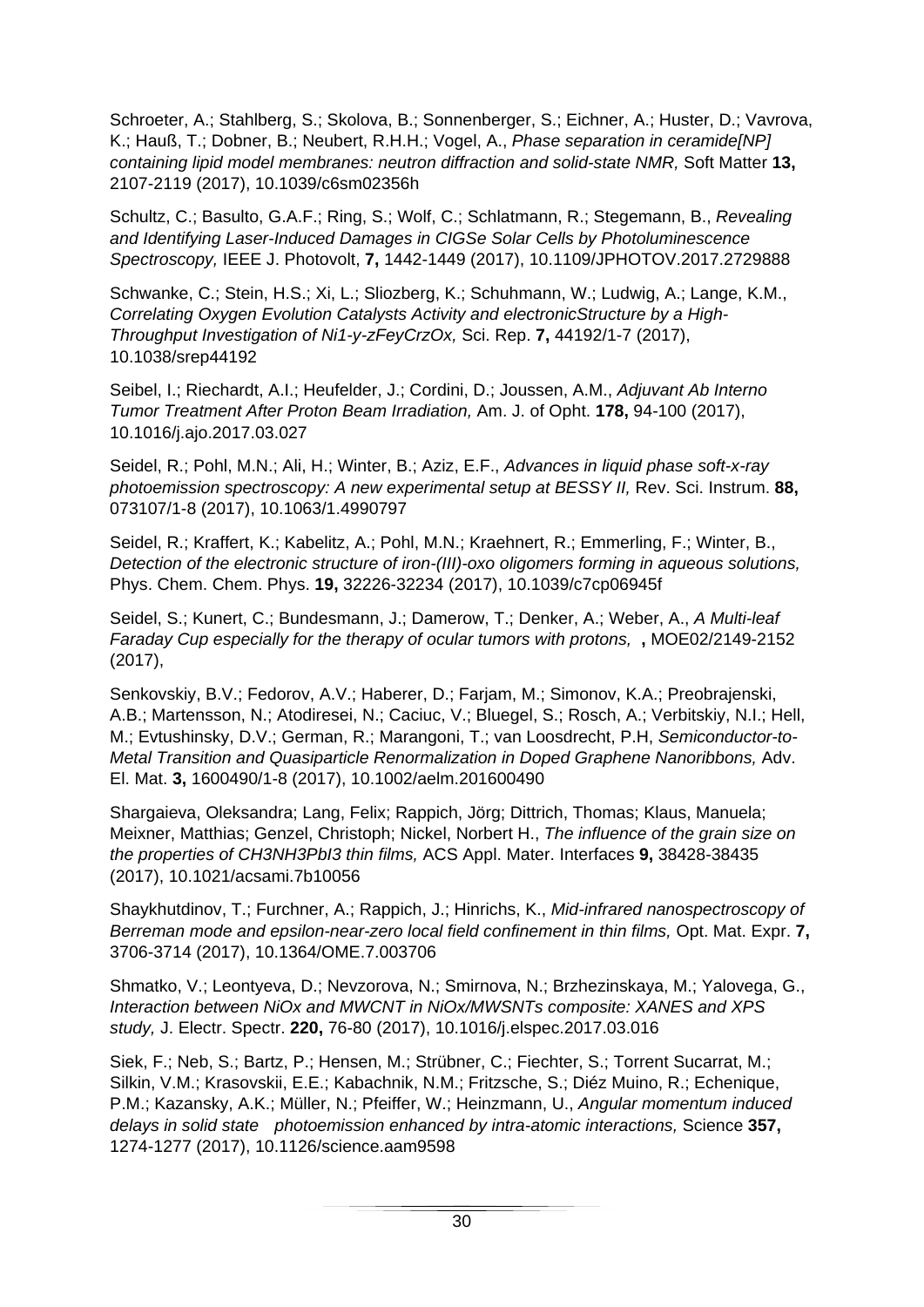Schroeter, A.; Stahlberg, S.; Skolova, B.; Sonnenberger, S.; Eichner, A.; Huster, D.; Vavrova, K.; Hauß, T.; Dobner, B.; Neubert, R.H.H.; Vogel, A., *Phase separation in ceramide[NP] containing lipid model membranes: neutron diffraction and solid-state NMR,* Soft Matter **13,** 2107-2119 (2017), 10.1039/c6sm02356h

Schultz, C.; Basulto, G.A.F.; Ring, S.; Wolf, C.; Schlatmann, R.; Stegemann, B., *Revealing and Identifying Laser-Induced Damages in CIGSe Solar Cells by Photoluminescence Spectroscopy,* IEEE J. Photovolt, **7,** 1442-1449 (2017), 10.1109/JPHOTOV.2017.2729888

Schwanke, C.; Stein, H.S.; Xi, L.; Sliozberg, K.; Schuhmann, W.; Ludwig, A.; Lange, K.M., *Correlating Oxygen Evolution Catalysts Activity and electronicStructure by a High-Throughput Investigation of Ni1-y-zFeyCrzOx,* Sci. Rep. **7,** 44192/1-7 (2017), 10.1038/srep44192

Seibel, I.; Riechardt, A.I.; Heufelder, J.; Cordini, D.; Joussen, A.M., *Adjuvant Ab Interno Tumor Treatment After Proton Beam Irradiation,* Am. J. of Opht. **178,** 94-100 (2017), 10.1016/j.ajo.2017.03.027

Seidel, R.; Pohl, M.N.; Ali, H.; Winter, B.; Aziz, E.F., *Advances in liquid phase soft-x-ray photoemission spectroscopy: A new experimental setup at BESSY II,* Rev. Sci. Instrum. **88,** 073107/1-8 (2017), 10.1063/1.4990797

Seidel, R.; Kraffert, K.; Kabelitz, A.; Pohl, M.N.; Kraehnert, R.; Emmerling, F.; Winter, B., *Detection of the electronic structure of iron-(III)-oxo oligomers forming in aqueous solutions,* Phys. Chem. Chem. Phys. **19,** 32226-32234 (2017), 10.1039/c7cp06945f

Seidel, S.; Kunert, C.; Bundesmann, J.; Damerow, T.; Denker, A.; Weber, A., *A Multi-leaf Faraday Cup especially for the therapy of ocular tumors with protons,* **,** MOE02/2149-2152 (2017),

Senkovskiy, B.V.; Fedorov, A.V.; Haberer, D.; Farjam, M.; Simonov, K.A.; Preobrajenski, A.B.; Martensson, N.; Atodiresei, N.; Caciuc, V.; Bluegel, S.; Rosch, A.; Verbitskiy, N.I.; Hell, M.; Evtushinsky, D.V.; German, R.; Marangoni, T.; van Loosdrecht, P.H, *Semiconductor-to-Metal Transition and Quasiparticle Renormalization in Doped Graphene Nanoribbons,* Adv. El. Mat. **3,** 1600490/1-8 (2017), 10.1002/aelm.201600490

Shargaieva, Oleksandra; Lang, Felix; Rappich, Jörg; Dittrich, Thomas; Klaus, Manuela; Meixner, Matthias; Genzel, Christoph; Nickel, Norbert H., *The influence of the grain size on the properties of CH3NH3PbI3 thin films,* ACS Appl. Mater. Interfaces **9,** 38428-38435 (2017), 10.1021/acsami.7b10056

Shaykhutdinov, T.; Furchner, A.; Rappich, J.; Hinrichs, K., *Mid-infrared nanospectroscopy of Berreman mode and epsilon-near-zero local field confinement in thin films,* Opt. Mat. Expr. **7,** 3706-3714 (2017), 10.1364/OME.7.003706

Shmatko, V.; Leontyeva, D.; Nevzorova, N.; Smirnova, N.; Brzhezinskaya, M.; Yalovega, G., *Interaction between NiOx and MWCNT in NiOx/MWSNTs composite: XANES and XPS study,* J. Electr. Spectr. **220,** 76-80 (2017), 10.1016/j.elspec.2017.03.016

Siek, F.; Neb, S.; Bartz, P.; Hensen, M.; Strübner, C.; Fiechter, S.; Torrent Sucarrat, M.; Silkin, V.M.; Krasovskii, E.E.; Kabachnik, N.M.; Fritzsche, S.; Diéz Muino, R.; Echenique, P.M.; Kazansky, A.K.; Müller, N.; Pfeiffer, W.; Heinzmann, U., *Angular momentum induced delays in solid state photoemission enhanced by intra-atomic interactions,* Science **357,** 1274-1277 (2017), 10.1126/science.aam9598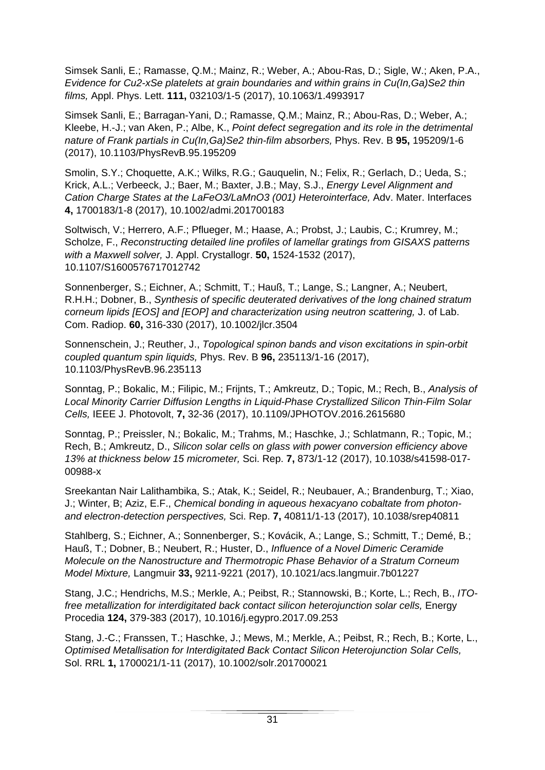Simsek Sanli, E.; Ramasse, Q.M.; Mainz, R.; Weber, A.; Abou-Ras, D.; Sigle, W.; Aken, P.A., *Evidence for Cu2-xSe platelets at grain boundaries and within grains in Cu(In,Ga)Se2 thin films,* Appl. Phys. Lett. **111,** 032103/1-5 (2017), 10.1063/1.4993917

Simsek Sanli, E.; Barragan-Yani, D.; Ramasse, Q.M.; Mainz, R.; Abou-Ras, D.; Weber, A.; Kleebe, H.-J.; van Aken, P.; Albe, K., *Point defect segregation and its role in the detrimental nature of Frank partials in Cu(In,Ga)Se2 thin-film absorbers,* Phys. Rev. B **95,** 195209/1-6 (2017), 10.1103/PhysRevB.95.195209

Smolin, S.Y.; Choquette, A.K.; Wilks, R.G.; Gauquelin, N.; Felix, R.; Gerlach, D.; Ueda, S.; Krick, A.L.; Verbeeck, J.; Baer, M.; Baxter, J.B.; May, S.J., *Energy Level Alignment and Cation Charge States at the LaFeO3/LaMnO3 (001) Heterointerface,* Adv. Mater. Interfaces **4,** 1700183/1-8 (2017), 10.1002/admi.201700183

Soltwisch, V.; Herrero, A.F.; Pflueger, M.; Haase, A.; Probst, J.; Laubis, C.; Krumrey, M.; Scholze, F., *Reconstructing detailed line profiles of lamellar gratings from GISAXS patterns with a Maxwell solver,* J. Appl. Crystallogr. **50,** 1524-1532 (2017), 10.1107/S1600576717012742

Sonnenberger, S.; Eichner, A.; Schmitt, T.; Hauß, T.; Lange, S.; Langner, A.; Neubert, R.H.H.; Dobner, B., *Synthesis of specific deuterated derivatives of the long chained stratum corneum lipids [EOS] and [EOP] and characterization using neutron scattering,* J. of Lab. Com. Radiop. **60,** 316-330 (2017), 10.1002/jlcr.3504

Sonnenschein, J.; Reuther, J., *Topological spinon bands and vison excitations in spin-orbit coupled quantum spin liquids,* Phys. Rev. B **96,** 235113/1-16 (2017), 10.1103/PhysRevB.96.235113

Sonntag, P.; Bokalic, M.; Filipic, M.; Frijnts, T.; Amkreutz, D.; Topic, M.; Rech, B., *Analysis of Local Minority Carrier Diffusion Lengths in Liquid-Phase Crystallized Silicon Thin-Film Solar Cells,* IEEE J. Photovolt, **7,** 32-36 (2017), 10.1109/JPHOTOV.2016.2615680

Sonntag, P.; Preissler, N.; Bokalic, M.; Trahms, M.; Haschke, J.; Schlatmann, R.; Topic, M.; Rech, B.; Amkreutz, D., *Silicon solar cells on glass with power conversion efficiency above 13% at thickness below 15 micrometer,* Sci. Rep. **7,** 873/1-12 (2017), 10.1038/s41598-017-00988-x

Sreekantan Nair Lalithambika, S.; Atak, K.; Seidel, R.; Neubauer, A.; Brandenburg, T.; Xiao, J.; Winter, B; Aziz, E.F., *Chemical bonding in aqueous hexacyano cobaltate from photon- and electron-detection perspectives,* Sci. Rep. **7,** 40811/1-13 (2017), 10.1038/srep40811

Stahlberg, S.; Eichner, A.; Sonnenberger, S.; Kovácik, A.; Lange, S.; Schmitt, T.; Demé, B.; Hauß, T.; Dobner, B.; Neubert, R.; Huster, D., *Influence of a Novel Dimeric Ceramide Molecule on the Nanostructure and Thermotropic Phase Behavior of a Stratum Corneum Model Mixture,* Langmuir **33,** 9211-9221 (2017), 10.1021/acs.langmuir.7b01227

Stang, J.C.; Hendrichs, M.S.; Merkle, A.; Peibst, R.; Stannowski, B.; Korte, L.; Rech, B., *ITO-free metallization for interdigitated back contact silicon heterojunction solar cells,* Energy Procedia **124,** 379-383 (2017), 10.1016/j.egypro.2017.09.253

Stang, J.-C.; Franssen, T.; Haschke, J.; Mews, M.; Merkle, A.; Peibst, R.; Rech, B.; Korte, L., *Optimised Metallisation for Interdigitated Back Contact Silicon Heterojunction Solar Cells,* Sol. RRL **1,** 1700021/1-11 (2017), 10.1002/solr.201700021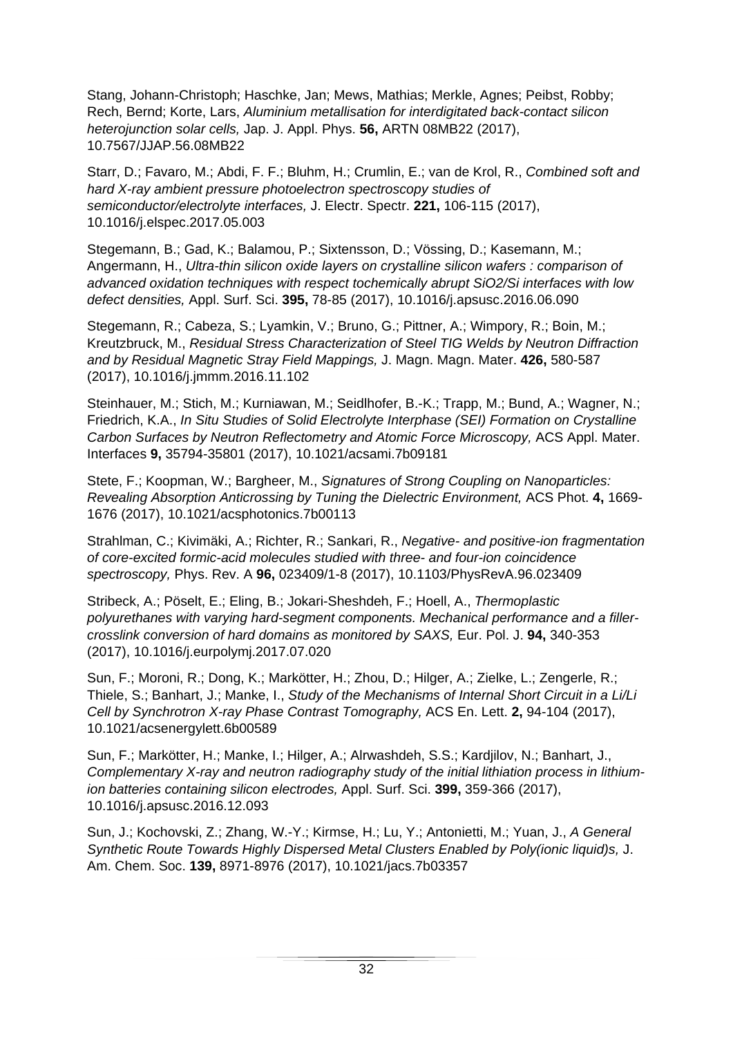Stang, Johann-Christoph; Haschke, Jan; Mews, Mathias; Merkle, Agnes; Peibst, Robby; Rech, Bernd; Korte, Lars, *Aluminium metallisation for interdigitated back-contact silicon heterojunction solar cells,* Jap. J. Appl. Phys. **56,** ARTN 08MB22 (2017), 10.7567/JJAP.56.08MB22

Starr, D.; Favaro, M.; Abdi, F. F.; Bluhm, H.; Crumlin, E.; van de Krol, R., *Combined soft and hard X-ray ambient pressure photoelectron spectroscopy studies of semiconductor/electrolyte interfaces,* J. Electr. Spectr. **221,** 106-115 (2017), 10.1016/j.elspec.2017.05.003

Stegemann, B.; Gad, K.; Balamou, P.; Sixtensson, D.; Vössing, D.; Kasemann, M.; Angermann, H., *Ultra-thin silicon oxide layers on crystalline silicon wafers : comparison of advanced oxidation techniques with respect tochemically abrupt SiO2/Si interfaces with low defect densities,* Appl. Surf. Sci. **395,** 78-85 (2017), 10.1016/j.apsusc.2016.06.090

Stegemann, R.; Cabeza, S.; Lyamkin, V.; Bruno, G.; Pittner, A.; Wimpory, R.; Boin, M.; Kreutzbruck, M., *Residual Stress Characterization of Steel TIG Welds by Neutron Diffraction and by Residual Magnetic Stray Field Mappings,* J. Magn. Magn. Mater. **426,** 580-587 (2017), 10.1016/j.jmmm.2016.11.102

Steinhauer, M.; Stich, M.; Kurniawan, M.; Seidlhofer, B.-K.; Trapp, M.; Bund, A.; Wagner, N.; Friedrich, K.A., *In Situ Studies of Solid Electrolyte Interphase (SEI) Formation on Crystalline Carbon Surfaces by Neutron Reflectometry and Atomic Force Microscopy,* ACS Appl. Mater. Interfaces **9,** 35794-35801 (2017), 10.1021/acsami.7b09181

Stete, F.; Koopman, W.; Bargheer, M., *Signatures of Strong Coupling on Nanoparticles: Revealing Absorption Anticrossing by Tuning the Dielectric Environment,* ACS Phot. **4,** 1669-1676 (2017), 10.1021/acsphotonics.7b00113

Strahlman, C.; Kivimäki, A.; Richter, R.; Sankari, R., *Negative- and positive-ion fragmentation of core-excited formic-acid molecules studied with three- and four-ion coincidence spectroscopy,* Phys. Rev. A **96,** 023409/1-8 (2017), 10.1103/PhysRevA.96.023409

Stribeck, A.; Pöselt, E.; Eling, B.; Jokari-Sheshdeh, F.; Hoell, A., *Thermoplastic polyurethanes with varying hard-segment components. Mechanical performance and a filler-crosslink conversion of hard domains as monitored by SAXS,* Eur. Pol. J. **94,** 340-353 (2017), 10.1016/j.eurpolymj.2017.07.020

Sun, F.; Moroni, R.; Dong, K.; Markötter, H.; Zhou, D.; Hilger, A.; Zielke, L.; Zengerle, R.; Thiele, S.; Banhart, J.; Manke, I., *Study of the Mechanisms of Internal Short Circuit in a Li/Li Cell by Synchrotron X-ray Phase Contrast Tomography,* ACS En. Lett. **2,** 94-104 (2017), 10.1021/acsenergylett.6b00589

Sun, F.; Markötter, H.; Manke, I.; Hilger, A.; Alrwashdeh, S.S.; Kardjilov, N.; Banhart, J., *Complementary X-ray and neutron radiography study of the initial lithiation process in lithium-ion batteries containing silicon electrodes,* Appl. Surf. Sci. **399,** 359-366 (2017), 10.1016/j.apsusc.2016.12.093

Sun, J.; Kochovski, Z.; Zhang, W.-Y.; Kirmse, H.; Lu, Y.; Antonietti, M.; Yuan, J., *A General Synthetic Route Towards Highly Dispersed Metal Clusters Enabled by Poly(ionic liquid)s,* J. Am. Chem. Soc. **139,** 8971-8976 (2017), 10.1021/jacs.7b03357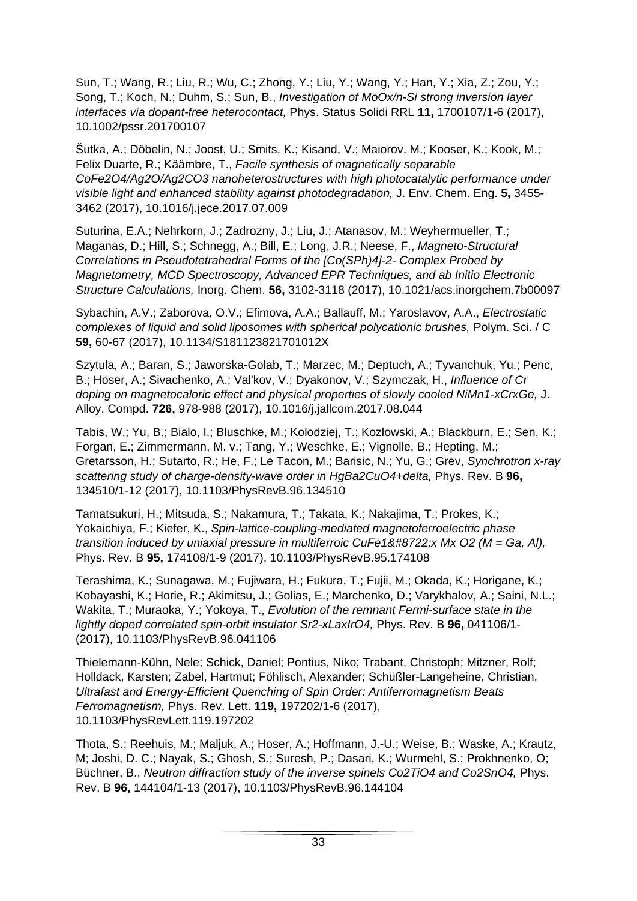Sun, T.; Wang, R.; Liu, R.; Wu, C.; Zhong, Y.; Liu, Y.; Wang, Y.; Han, Y.; Xia, Z.; Zou, Y.; Song, T.; Koch, N.; Duhm, S.; Sun, B., *Investigation of MoOx/n-Si strong inversion layer interfaces via dopant-free heterocontact,* Phys. Status Solidi RRL **11,** 1700107/1-6 (2017), 10.1002/pssr.201700107

Šutka, A.; Döbelin, N.; Joost, U.; Smits, K.; Kisand, V.; Maiorov, M.; Kooser, K.; Kook, M.; Felix Duarte, R.; Käämbre, T., *Facile synthesis of magnetically separable CoFe2O4/Ag2O/Ag2CO3 nanoheterostructures with high photocatalytic performance under visible light and enhanced stability against photodegradation,* J. Env. Chem. Eng. **5,** 3455-3462 (2017), 10.1016/j.jece.2017.07.009

Suturina, E.A.; Nehrkorn, J.; Zadrozny, J.; Liu, J.; Atanasov, M.; Weyhermueller, T.; Maganas, D.; Hill, S.; Schnegg, A.; Bill, E.; Long, J.R.; Neese, F., *Magneto-Structural Correlations in Pseudotetrahedral Forms of the [Co(SPh)4]-2- Complex Probed by Magnetometry, MCD Spectroscopy, Advanced EPR Techniques, and ab Initio Electronic Structure Calculations,* Inorg. Chem. **56,** 3102-3118 (2017), 10.1021/acs.inorgchem.7b00097

Sybachin, A.V.; Zaborova, O.V.; Efimova, A.A.; Ballauff, M.; Yaroslavov, A.A., *Electrostatic complexes of liquid and solid liposomes with spherical polycationic brushes,* Polym. Sci. / C **59,** 60-67 (2017), 10.1134/S181123821701012X

Szytula, A.; Baran, S.; Jaworska-Golab, T.; Marzec, M.; Deptuch, A.; Tyvanchuk, Yu.; Penc, B.; Hoser, A.; Sivachenko, A.; Val'kov, V.; Dyakonov, V.; Szymczak, H., *Influence of Cr doping on magnetocaloric effect and physical properties of slowly cooled NiMn1-xCrxGe,* J. Alloy. Compd. **726,** 978-988 (2017), 10.1016/j.jallcom.2017.08.044

Tabis, W.; Yu, B.; Bialo, I.; Bluschke, M.; Kolodziej, T.; Kozlowski, A.; Blackburn, E.; Sen, K.; Forgan, E.; Zimmermann, M. v.; Tang, Y.; Weschke, E.; Vignolle, B.; Hepting, M.; Gretarsson, H.; Sutarto, R.; He, F.; Le Tacon, M.; Barisic, N.; Yu, G.; Grev, *Synchrotron x-ray scattering study of charge-density-wave order in HgBa2CuO4+delta,* Phys. Rev. B **96,** 134510/1-12 (2017), 10.1103/PhysRevB.96.134510

Tamatsukuri, H.; Mitsuda, S.; Nakamura, T.; Takata, K.; Nakajima, T.; Prokes, K.; Yokaichiya, F.; Kiefer, K., *Spin-lattice-coupling-mediated magnetoferroelectric phase transition induced by uniaxial pressure in multiferroic CuFe1&#8722;x Mx O2 (M = Ga, Al),* Phys. Rev. B **95,** 174108/1-9 (2017), 10.1103/PhysRevB.95.174108

Terashima, K.; Sunagawa, M.; Fujiwara, H.; Fukura, T.; Fujii, M.; Okada, K.; Horigane, K.; Kobayashi, K.; Horie, R.; Akimitsu, J.; Golias, E.; Marchenko, D.; Varykhalov, A.; Saini, N.L.; Wakita, T.; Muraoka, Y.; Yokoya, T., *Evolution of the remnant Fermi-surface state in the lightly doped correlated spin-orbit insulator Sr2-xLaxIrO4,* Phys. Rev. B **96,** 041106/1- (2017), 10.1103/PhysRevB.96.041106

Thielemann-Kühn, Nele; Schick, Daniel; Pontius, Niko; Trabant, Christoph; Mitzner, Rolf; Holldack, Karsten; Zabel, Hartmut; Föhlisch, Alexander; Schüßler-Langeheine, Christian, *Ultrafast and Energy-Efficient Quenching of Spin Order: Antiferromagnetism Beats Ferromagnetism,* Phys. Rev. Lett. **119,** 197202/1-6 (2017), 10.1103/PhysRevLett.119.197202

Thota, S.; Reehuis, M.; Maljuk, A.; Hoser, A.; Hoffmann, J.-U.; Weise, B.; Waske, A.; Krautz, M; Joshi, D. C.; Nayak, S.; Ghosh, S.; Suresh, P.; Dasari, K.; Wurmehl, S.; Prokhnenko, O; Büchner, B., *Neutron diffraction study of the inverse spinels Co2TiO4 and Co2SnO4,* Phys. Rev. B **96,** 144104/1-13 (2017), 10.1103/PhysRevB.96.144104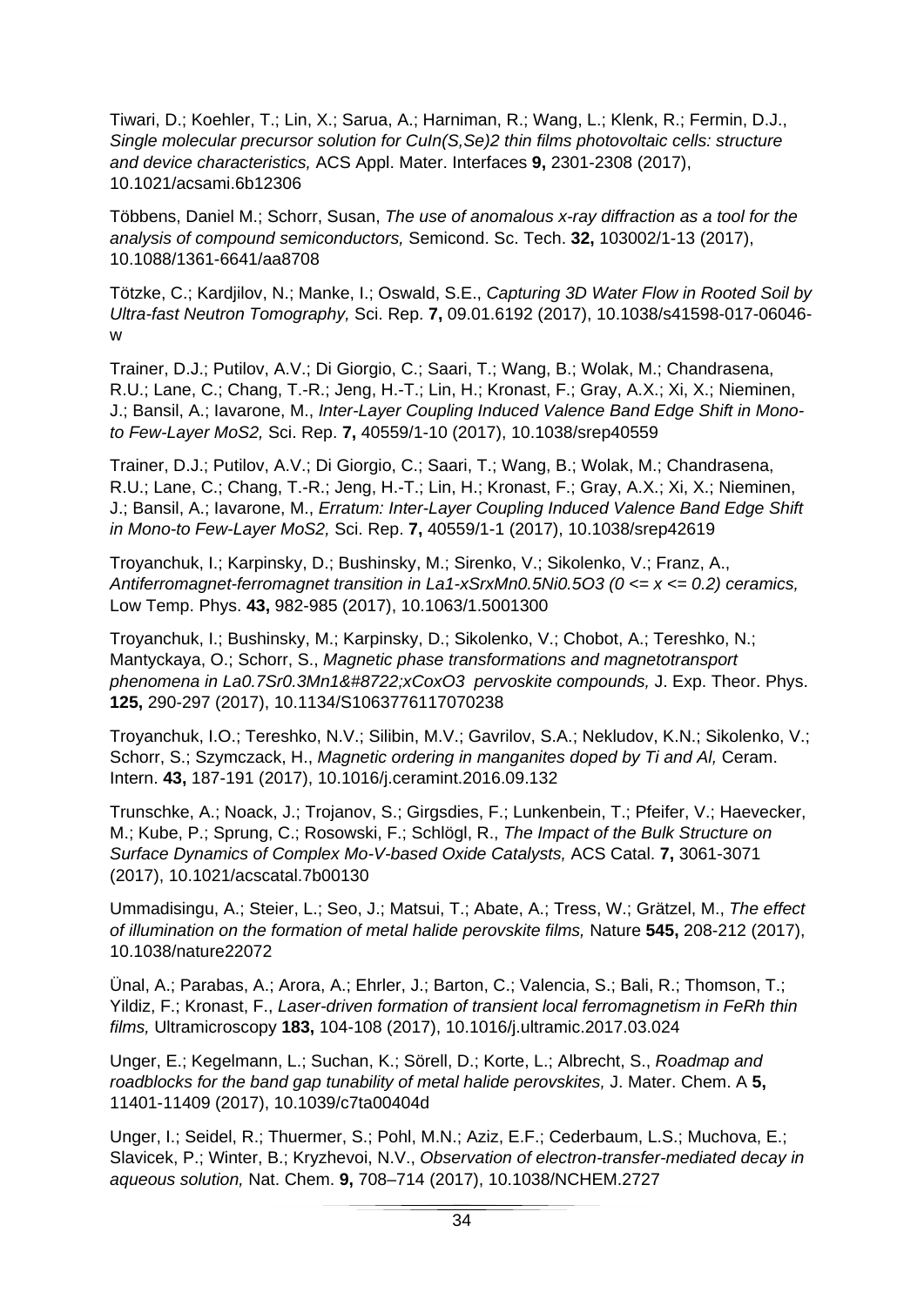Tiwari, D.; Koehler, T.; Lin, X.; Sarua, A.; Harniman, R.; Wang, L.; Klenk, R.; Fermin, D.J., *Single molecular precursor solution for CuIn(S,Se)2 thin films photovoltaic cells: structure and device characteristics,* ACS Appl. Mater. Interfaces **9,** 2301-2308 (2017), 10.1021/acsami.6b12306

Többens, Daniel M.; Schorr, Susan, *The use of anomalous x-ray diffraction as a tool for the analysis of compound semiconductors,* Semicond. Sc. Tech. **32,** 103002/1-13 (2017), 10.1088/1361-6641/aa8708

Tötzke, C.; Kardjilov, N.; Manke, I.; Oswald, S.E., *Capturing 3D Water Flow in Rooted Soil by Ultra-fast Neutron Tomography,* Sci. Rep. **7,** 09.01.6192 (2017), 10.1038/s41598-017-06046-w

Trainer, D.J.; Putilov, A.V.; Di Giorgio, C.; Saari, T.; Wang, B.; Wolak, M.; Chandrasena, R.U.; Lane, C.; Chang, T.-R.; Jeng, H.-T.; Lin, H.; Kronast, F.; Gray, A.X.; Xi, X.; Nieminen, J.; Bansil, A.; Iavarone, M., *Inter-Layer Coupling Induced Valence Band Edge Shift in Mono-to Few-Layer MoS2,* Sci. Rep. **7,** 40559/1-10 (2017), 10.1038/srep40559

Trainer, D.J.; Putilov, A.V.; Di Giorgio, C.; Saari, T.; Wang, B.; Wolak, M.; Chandrasena, R.U.; Lane, C.; Chang, T.-R.; Jeng, H.-T.; Lin, H.; Kronast, F.; Gray, A.X.; Xi, X.; Nieminen, J.; Bansil, A.; Iavarone, M., *Erratum: Inter-Layer Coupling Induced Valence Band Edge Shift in Mono-to Few-Layer MoS2,* Sci. Rep. **7,** 40559/1-1 (2017), 10.1038/srep42619

Troyanchuk, I.; Karpinsky, D.; Bushinsky, M.; Sirenko, V.; Sikolenko, V.; Franz, A., *Antiferromagnet-ferromagnet transition in La1-xSrxMn0.5Ni0.5O3 (0 <= x <= 0.2) ceramics,* Low Temp. Phys. **43,** 982-985 (2017), 10.1063/1.5001300

Troyanchuk, I.; Bushinsky, M.; Karpinsky, D.; Sikolenko, V.; Chobot, A.; Tereshko, N.; Mantyckaya, O.; Schorr, S., *Magnetic phase transformations and magnetotransport phenomena in La0.7Sr0.3Mn1&#8722;xCoxO3 pervoskite compounds,* J. Exp. Theor. Phys. **125,** 290-297 (2017), 10.1134/S1063776117070238

Troyanchuk, I.O.; Tereshko, N.V.; Silibin, M.V.; Gavrilov, S.A.; Nekludov, K.N.; Sikolenko, V.; Schorr, S.; Szymczack, H., *Magnetic ordering in manganites doped by Ti and Al,* Ceram. Intern. **43,** 187-191 (2017), 10.1016/j.ceramint.2016.09.132

Trunschke, A.; Noack, J.; Trojanov, S.; Girgsdies, F.; Lunkenbein, T.; Pfeifer, V.; Haevecker, M.; Kube, P.; Sprung, C.; Rosowski, F.; Schlögl, R., *The Impact of the Bulk Structure on Surface Dynamics of Complex Mo-V-based Oxide Catalysts,* ACS Catal. **7,** 3061-3071 (2017), 10.1021/acscatal.7b00130

Ummadisingu, A.; Steier, L.; Seo, J.; Matsui, T.; Abate, A.; Tress, W.; Grätzel, M., *The effect of illumination on the formation of metal halide perovskite films,* Nature **545,** 208-212 (2017), 10.1038/nature22072

Ünal, A.; Parabas, A.; Arora, A.; Ehrler, J.; Barton, C.; Valencia, S.; Bali, R.; Thomson, T.; Yildiz, F.; Kronast, F., *Laser-driven formation of transient local ferromagnetism in FeRh thin films,* Ultramicroscopy **183,** 104-108 (2017), 10.1016/j.ultramic.2017.03.024

Unger, E.; Kegelmann, L.; Suchan, K.; Sörell, D.; Korte, L.; Albrecht, S., *Roadmap and roadblocks for the band gap tunability of metal halide perovskites,* J. Mater. Chem. A **5,** 11401-11409 (2017), 10.1039/c7ta00404d

Unger, I.; Seidel, R.; Thuermer, S.; Pohl, M.N.; Aziz, E.F.; Cederbaum, L.S.; Muchova, E.; Slavicek, P.; Winter, B.; Kryzhevoi, N.V., *Observation of electron-transfer-mediated decay in aqueous solution,* Nat. Chem. **9,** 708–714 (2017), 10.1038/NCHEM.2727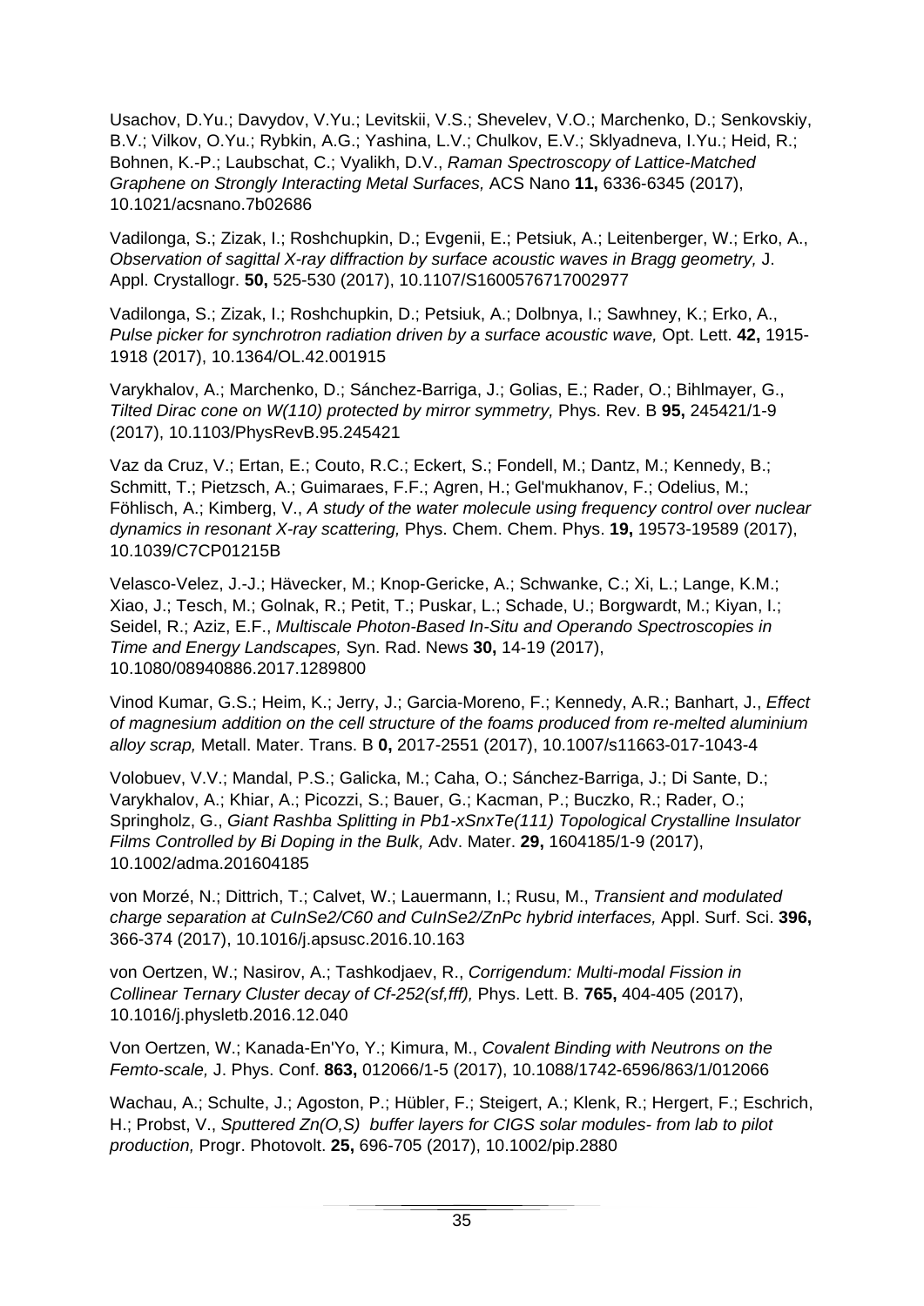Usachov, D.Yu.; Davydov, V.Yu.; Levitskii, V.S.; Shevelev, V.O.; Marchenko, D.; Senkovskiy, B.V.; Vilkov, O.Yu.; Rybkin, A.G.; Yashina, L.V.; Chulkov, E.V.; Sklyadneva, I.Yu.; Heid, R.; Bohnen, K.-P.; Laubschat, C.; Vyalikh, D.V., *Raman Spectroscopy of Lattice-Matched Graphene on Strongly Interacting Metal Surfaces,* ACS Nano **11,** 6336-6345 (2017), 10.1021/acsnano.7b02686

Vadilonga, S.; Zizak, I.; Roshchupkin, D.; Evgenii, E.; Petsiuk, A.; Leitenberger, W.; Erko, A., *Observation of sagittal X-ray diffraction by surface acoustic waves in Bragg geometry,* J. Appl. Crystallogr. **50,** 525-530 (2017), 10.1107/S1600576717002977

Vadilonga, S.; Zizak, I.; Roshchupkin, D.; Petsiuk, A.; Dolbnya, I.; Sawhney, K.; Erko, A., *Pulse picker for synchrotron radiation driven by a surface acoustic wave,* Opt. Lett. **42,** 1915-1918 (2017), 10.1364/OL.42.001915

Varykhalov, A.; Marchenko, D.; Sánchez-Barriga, J.; Golias, E.; Rader, O.; Bihlmayer, G., *Tilted Dirac cone on W(110) protected by mirror symmetry,* Phys. Rev. B **95,** 245421/1-9 (2017), 10.1103/PhysRevB.95.245421

Vaz da Cruz, V.; Ertan, E.; Couto, R.C.; Eckert, S.; Fondell, M.; Dantz, M.; Kennedy, B.; Schmitt, T.; Pietzsch, A.; Guimaraes, F.F.; Agren, H.; Gel'mukhanov, F.; Odelius, M.; Föhlisch, A.; Kimberg, V., *A study of the water molecule using frequency control over nuclear dynamics in resonant X-ray scattering,* Phys. Chem. Chem. Phys. **19,** 19573-19589 (2017), 10.1039/C7CP01215B

Velasco-Velez, J.-J.; Hävecker, M.; Knop-Gericke, A.; Schwanke, C.; Xi, L.; Lange, K.M.; Xiao, J.; Tesch, M.; Golnak, R.; Petit, T.; Puskar, L.; Schade, U.; Borgwardt, M.; Kiyan, I.; Seidel, R.; Aziz, E.F., *Multiscale Photon-Based In-Situ and Operando Spectroscopies in Time and Energy Landscapes,* Syn. Rad. News **30,** 14-19 (2017), 10.1080/08940886.2017.1289800

Vinod Kumar, G.S.; Heim, K.; Jerry, J.; Garcia-Moreno, F.; Kennedy, A.R.; Banhart, J., *Effect of magnesium addition on the cell structure of the foams produced from re-melted aluminium alloy scrap,* Metall. Mater. Trans. B **0,** 2017-2551 (2017), 10.1007/s11663-017-1043-4

Volobuev, V.V.; Mandal, P.S.; Galicka, M.; Caha, O.; Sánchez-Barriga, J.; Di Sante, D.; Varykhalov, A.; Khiar, A.; Picozzi, S.; Bauer, G.; Kacman, P.; Buczko, R.; Rader, O.; Springholz, G., *Giant Rashba Splitting in Pb1-xSnxTe(111) Topological Crystalline Insulator Films Controlled by Bi Doping in the Bulk,* Adv. Mater. **29,** 1604185/1-9 (2017), 10.1002/adma.201604185

von Morzé, N.; Dittrich, T.; Calvet, W.; Lauermann, I.; Rusu, M., *Transient and modulated charge separation at CuInSe2/C60 and CuInSe2/ZnPc hybrid interfaces,* Appl. Surf. Sci. **396,** 366-374 (2017), 10.1016/j.apsusc.2016.10.163

von Oertzen, W.; Nasirov, A.; Tashkodjaev, R., *Corrigendum: Multi-modal Fission in Collinear Ternary Cluster decay of Cf-252(sf,fff),* Phys. Lett. B. **765,** 404-405 (2017), 10.1016/j.physletb.2016.12.040

Von Oertzen, W.; Kanada-En'Yo, Y.; Kimura, M., *Covalent Binding with Neutrons on the Femto-scale,* J. Phys. Conf. **863,** 012066/1-5 (2017), 10.1088/1742-6596/863/1/012066

Wachau, A.; Schulte, J.; Agoston, P.; Hübler, F.; Steigert, A.; Klenk, R.; Hergert, F.; Eschrich, H.; Probst, V., *Sputtered Zn(O,S) buffer layers for CIGS solar modules- from lab to pilot production,* Progr. Photovolt. **25,** 696-705 (2017), 10.1002/pip.2880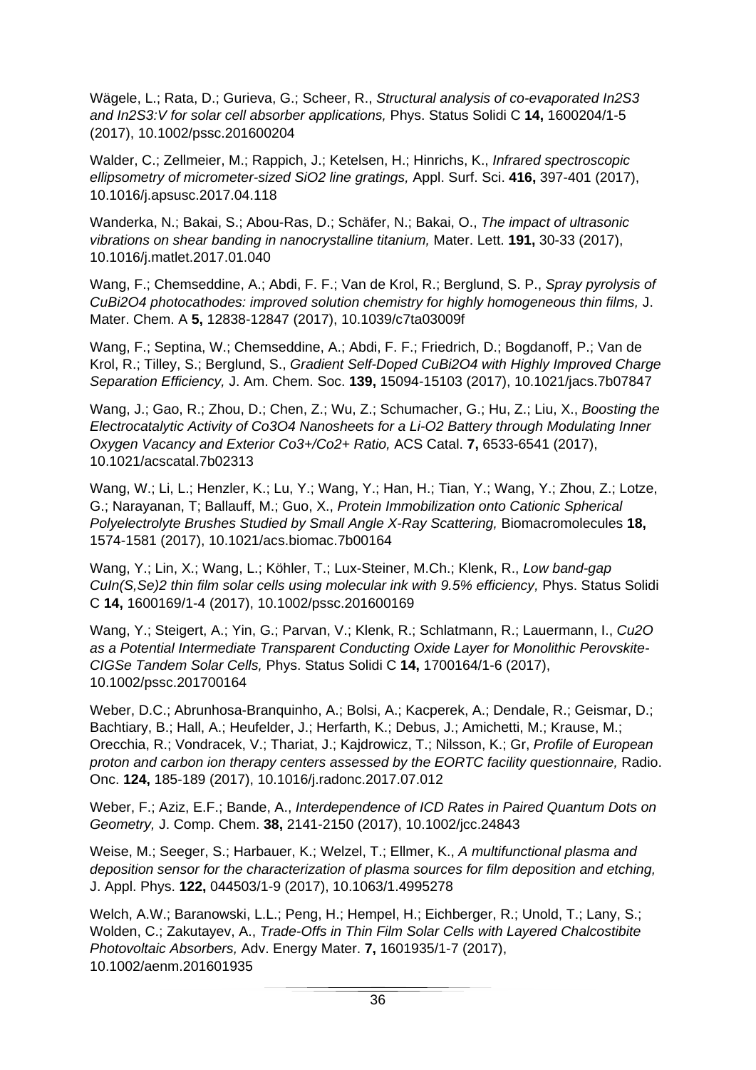Wägele, L.; Rata, D.; Gurieva, G.; Scheer, R., *Structural analysis of co-evaporated $In_2S_3$ and $In_2S_3$:V for solar cell absorber applications,* Phys. Status Solidi C **14,** 1600204/1-5 (2017), 10.1002/pssc.201600204

Walder, C.; Zellmeier, M.; Rappich, J.; Ketelsen, H.; Hinrichs, K., *Infrared spectroscopic ellipsometry of micrometer-sized $SiO_2$ line gratings,* Appl. Surf. Sci. **416,** 397-401 (2017), 10.1016/j.apsusc.2017.04.118

Wanderka, N.; Bakai, S.; Abou-Ras, D.; Schäfer, N.; Bakai, O., *The impact of ultrasonic vibrations on shear banding in nanocrystalline titanium,* Mater. Lett. **191,** 30-33 (2017), 10.1016/j.matlet.2017.01.040

Wang, F.; Chemseddine, A.; Abdi, F. F.; Van de Krol, R.; Berglund, S. P., *Spray pyrolysis of $CuBi_2O_4$ photocathodes: improved solution chemistry for highly homogeneous thin films,* J. Mater. Chem. A **5,** 12838-12847 (2017), 10.1039/c7ta03009f

Wang, F.; Septina, W.; Chemseddine, A.; Abdi, F. F.; Friedrich, D.; Bogdanoff, P.; Van de Krol, R.; Tilley, S.; Berglund, S., *Gradient Self-Doped $CuBi_2O_4$ with Highly Improved Charge Separation Efficiency,* J. Am. Chem. Soc. **139,** 15094-15103 (2017), 10.1021/jacs.7b07847

Wang, J.; Gao, R.; Zhou, D.; Chen, Z.; Wu, Z.; Schumacher, G.; Hu, Z.; Liu, X., *Boosting the Electrocatalytic Activity of $Co_3O_4$ Nanosheets for a Li-$O_2$ Battery through Modulating Inner Oxygen Vacancy and Exterior $Co^{3+}/Co^{2+}$ Ratio,* ACS Catal. **7,** 6533-6541 (2017), 10.1021/acscatal.7b02313

Wang, W.; Li, L.; Henzler, K.; Lu, Y.; Wang, Y.; Han, H.; Tian, Y.; Wang, Y.; Zhou, Z.; Lotze, G.; Narayanan, T; Ballauff, M.; Guo, X., *Protein Immobilization onto Cationic Spherical Polyelectrolyte Brushes Studied by Small Angle X-Ray Scattering,* Biomacromolecules **18,** 1574-1581 (2017), 10.1021/acs.biomac.7b00164

Wang, Y.; Lin, X.; Wang, L.; Köhler, T.; Lux-Steiner, M.Ch.; Klenk, R., *Low band-gap $CuIn(S,Se)_2$ thin film solar cells using molecular ink with 9.5% efficiency,* Phys. Status Solidi C **14,** 1600169/1-4 (2017), 10.1002/pssc.201600169

Wang, Y.; Steigert, A.; Yin, G.; Parvan, V.; Klenk, R.; Schlatmann, R.; Lauermann, I., *$Cu_2O$ as a Potential Intermediate Transparent Conducting Oxide Layer for Monolithic Perovskite-CIGSe Tandem Solar Cells,* Phys. Status Solidi C **14,** 1700164/1-6 (2017), 10.1002/pssc.201700164

Weber, D.C.; Abrunhosa-Branquinho, A.; Bolsi, A.; Kacperek, A.; Dendale, R.; Geismar, D.; Bachtiary, B.; Hall, A.; Heufelder, J.; Herfarth, K.; Debus, J.; Amichetti, M.; Krause, M.; Orecchia, R.; Vondracek, V.; Thariat, J.; Kajdrowicz, T.; Nilsson, K.; Gr, *Profile of European proton and carbon ion therapy centers assessed by the EORTC facility questionnaire,* Radio. Onc. **124,** 185-189 (2017), 10.1016/j.radonc.2017.07.012

Weber, F.; Aziz, E.F.; Bande, A., *Interdependence of ICD Rates in Paired Quantum Dots on Geometry,* J. Comp. Chem. **38,** 2141-2150 (2017), 10.1002/jcc.24843

Weise, M.; Seeger, S.; Harbauer, K.; Welzel, T.; Ellmer, K., *A multifunctional plasma and deposition sensor for the characterization of plasma sources for film deposition and etching,* J. Appl. Phys. **122,** 044503/1-9 (2017), 10.1063/1.4995278

Welch, A.W.; Baranowski, L.L.; Peng, H.; Hempel, H.; Eichberger, R.; Unold, T.; Lany, S.; Wolden, C.; Zakutayev, A., *Trade-Offs in Thin Film Solar Cells with Layered Chalcostibite Photovoltaic Absorbers,* Adv. Energy Mater. **7,** 1601935/1-7 (2017), 10.1002/aenm.201601935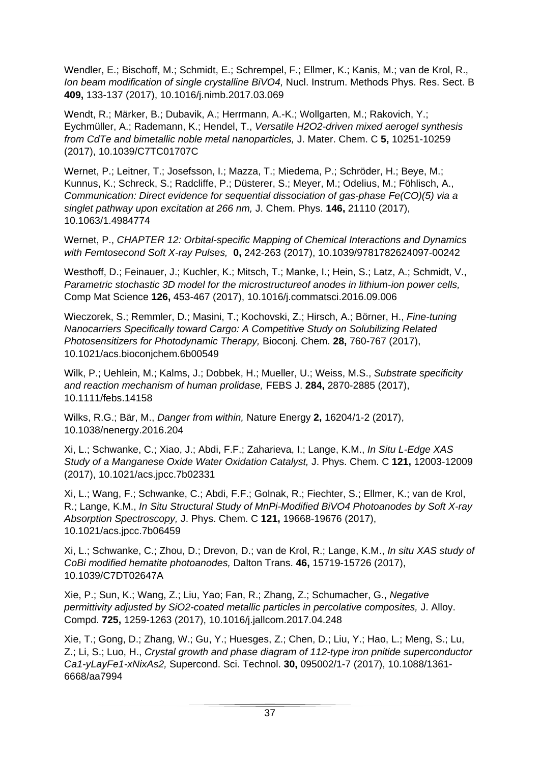Wendler, E.; Bischoff, M.; Schmidt, E.; Schrempel, F.; Ellmer, K.; Kanis, M.; van de Krol, R., *Ion beam modification of single crystalline BiVO4,* Nucl. Instrum. Methods Phys. Res. Sect. B **409,** 133-137 (2017), 10.1016/j.nimb.2017.03.069

Wendt, R.; Märker, B.; Dubavik, A.; Herrmann, A.-K.; Wollgarten, M.; Rakovich, Y.; Eychmüller, A.; Rademann, K.; Hendel, T., *Versatile H2O2-driven mixed aerogel synthesis from CdTe and bimetallic noble metal nanoparticles,* J. Mater. Chem. C **5,** 10251-10259 (2017), 10.1039/C7TC01707C

Wernet, P.; Leitner, T.; Josefsson, I.; Mazza, T.; Miedema, P.; Schröder, H.; Beye, M.; Kunnus, K.; Schreck, S.; Radcliffe, P.; Düsterer, S.; Meyer, M.; Odelius, M.; Föhlisch, A., *Communication: Direct evidence for sequential dissociation of gas-phase Fe(CO)(5) via a singlet pathway upon excitation at 266 nm,* J. Chem. Phys. **146,** 21110 (2017), 10.1063/1.4984774

Wernet, P., *CHAPTER 12: Orbital-specific Mapping of Chemical Interactions and Dynamics with Femtosecond Soft X-ray Pulses,* **0,** 242-263 (2017), 10.1039/9781782624097-00242

Westhoff, D.; Feinauer, J.; Kuchler, K.; Mitsch, T.; Manke, I.; Hein, S.; Latz, A.; Schmidt, V., *Parametric stochastic 3D model for the microstructureof anodes in lithium-ion power cells,* Comp Mat Science **126,** 453-467 (2017), 10.1016/j.commatsci.2016.09.006

Wieczorek, S.; Remmler, D.; Masini, T.; Kochovski, Z.; Hirsch, A.; Börner, H., *Fine-tuning Nanocarriers Specifically toward Cargo: A Competitive Study on Solubilizing Related Photosensitizers for Photodynamic Therapy,* Bioconj. Chem. **28,** 760-767 (2017), 10.1021/acs.bioconjchem.6b00549

Wilk, P.; Uehlein, M.; Kalms, J.; Dobbek, H.; Mueller, U.; Weiss, M.S., *Substrate specificity and reaction mechanism of human prolidase,* FEBS J. **284,** 2870-2885 (2017), 10.1111/febs.14158

Wilks, R.G.; Bär, M., *Danger from within,* Nature Energy **2,** 16204/1-2 (2017), 10.1038/nenergy.2016.204

Xi, L.; Schwanke, C.; Xiao, J.; Abdi, F.F.; Zaharieva, I.; Lange, K.M., *In Situ L-Edge XAS Study of a Manganese Oxide Water Oxidation Catalyst,* J. Phys. Chem. C **121,** 12003-12009 (2017), 10.1021/acs.jpcc.7b02331

Xi, L.; Wang, F.; Schwanke, C.; Abdi, F.F.; Golnak, R.; Fiechter, S.; Ellmer, K.; van de Krol, R.; Lange, K.M., *In Situ Structural Study of MnPi-Modified BiVO4 Photoanodes by Soft X-ray Absorption Spectroscopy,* J. Phys. Chem. C **121,** 19668-19676 (2017), 10.1021/acs.jpcc.7b06459

Xi, L.; Schwanke, C.; Zhou, D.; Drevon, D.; van de Krol, R.; Lange, K.M., *In situ XAS study of CoBi modified hematite photoanodes,* Dalton Trans. **46,** 15719-15726 (2017), 10.1039/C7DT02647A

Xie, P.; Sun, K.; Wang, Z.; Liu, Yao; Fan, R.; Zhang, Z.; Schumacher, G., *Negative permittivity adjusted by SiO2-coated metallic particles in percolative composites,* J. Alloy. Compd. **725,** 1259-1263 (2017), 10.1016/j.jallcom.2017.04.248

Xie, T.; Gong, D.; Zhang, W.; Gu, Y.; Huesges, Z.; Chen, D.; Liu, Y.; Hao, L.; Meng, S.; Lu, Z.; Li, S.; Luo, H., *Crystal growth and phase diagram of 112-type iron pnitide superconductor Ca1-yLayFe1-xNixAs2,* Supercond. Sci. Technol. **30,** 095002/1-7 (2017), 10.1088/1361-6668/aa7994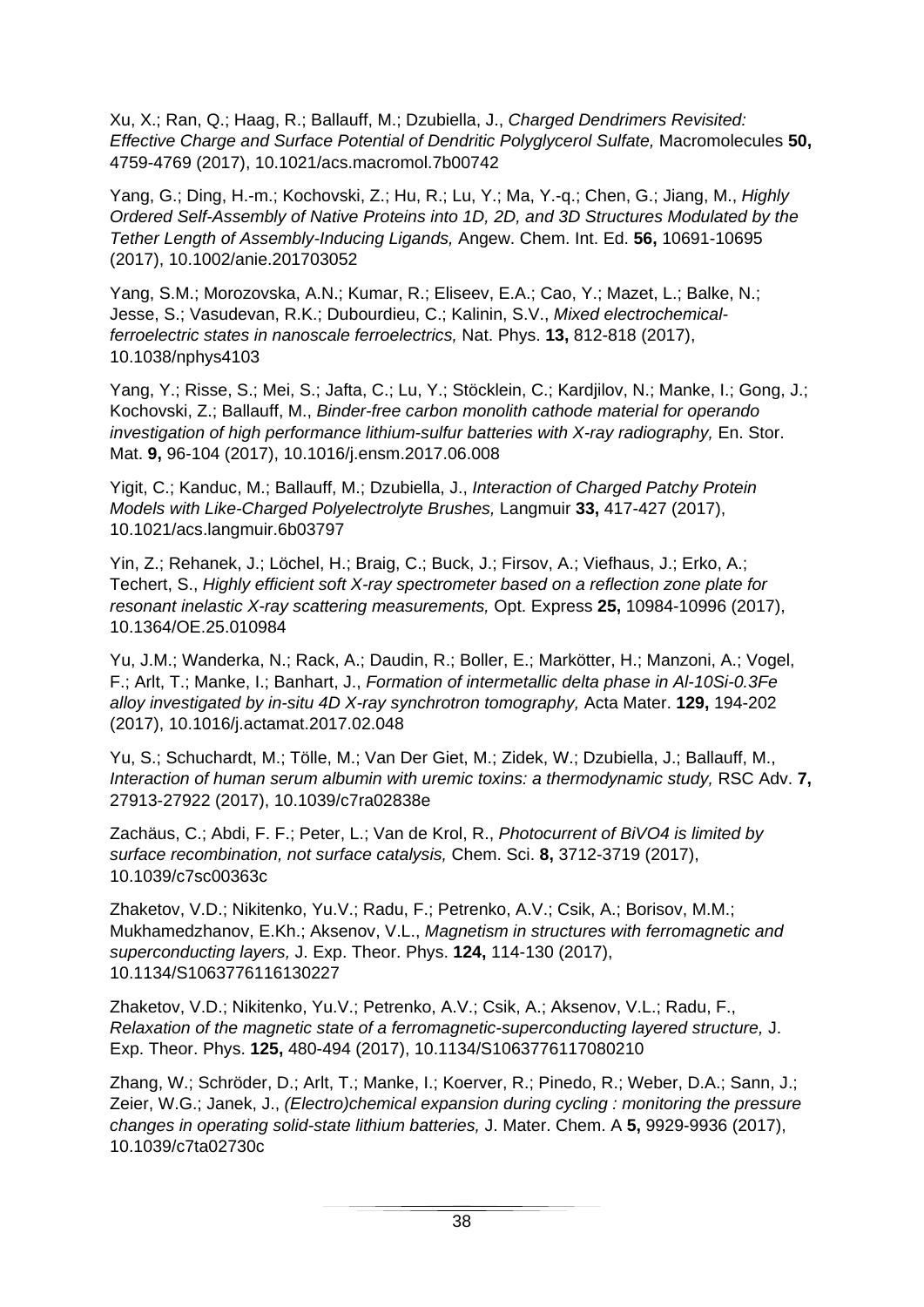Xu, X.; Ran, Q.; Haag, R.; Ballauff, M.; Dzubiella, J., *Charged Dendrimers Revisited: Effective Charge and Surface Potential of Dendritic Polyglycerol Sulfate,* Macromolecules **50,** 4759-4769 (2017), 10.1021/acs.macromol.7b00742

Yang, G.; Ding, H.-m.; Kochovski, Z.; Hu, R.; Lu, Y.; Ma, Y.-q.; Chen, G.; Jiang, M., *Highly Ordered Self-Assembly of Native Proteins into 1D, 2D, and 3D Structures Modulated by the Tether Length of Assembly-Inducing Ligands,* Angew. Chem. Int. Ed. **56,** 10691-10695 (2017), 10.1002/anie.201703052

Yang, S.M.; Morozovska, A.N.; Kumar, R.; Eliseev, E.A.; Cao, Y.; Mazet, L.; Balke, N.; Jesse, S.; Vasudevan, R.K.; Dubourdieu, C.; Kalinin, S.V., *Mixed electrochemical-ferroelectric states in nanoscale ferroelectrics,* Nat. Phys. **13,** 812-818 (2017), 10.1038/nphys4103

Yang, Y.; Risse, S.; Mei, S.; Jafta, C.; Lu, Y.; Stöcklein, C.; Kardjilov, N.; Manke, I.; Gong, J.; Kochovski, Z.; Ballauff, M., *Binder-free carbon monolith cathode material for operando investigation of high performance lithium-sulfur batteries with X-ray radiography,* En. Stor. Mat. **9,** 96-104 (2017), 10.1016/j.ensm.2017.06.008

Yigit, C.; Kanduc, M.; Ballauff, M.; Dzubiella, J., *Interaction of Charged Patchy Protein Models with Like-Charged Polyelectrolyte Brushes,* Langmuir **33,** 417-427 (2017), 10.1021/acs.langmuir.6b03797

Yin, Z.; Rehanek, J.; Löchel, H.; Braig, C.; Buck, J.; Firsov, A.; Viefhaus, J.; Erko, A.; Techert, S., *Highly efficient soft X-ray spectrometer based on a reflection zone plate for resonant inelastic X-ray scattering measurements,* Opt. Express **25,** 10984-10996 (2017), 10.1364/OE.25.010984

Yu, J.M.; Wanderka, N.; Rack, A.; Daudin, R.; Boller, E.; Markötter, H.; Manzoni, A.; Vogel, F.; Arlt, T.; Manke, I.; Banhart, J., *Formation of intermetallic delta phase in Al-10Si-0.3Fe alloy investigated by in-situ 4D X-ray synchrotron tomography,* Acta Mater. **129,** 194-202 (2017), 10.1016/j.actamat.2017.02.048

Yu, S.; Schuchardt, M.; Tölle, M.; Van Der Giet, M.; Zidek, W.; Dzubiella, J.; Ballauff, M., *Interaction of human serum albumin with uremic toxins: a thermodynamic study,* RSC Adv. **7,** 27913-27922 (2017), 10.1039/c7ra02838e

Zachäus, C.; Abdi, F. F.; Peter, L.; Van de Krol, R., *Photocurrent of BiVO4 is limited by surface recombination, not surface catalysis,* Chem. Sci. **8,** 3712-3719 (2017), 10.1039/c7sc00363c

Zhaketov, V.D.; Nikitenko, Yu.V.; Radu, F.; Petrenko, A.V.; Csik, A.; Borisov, M.M.; Mukhamedzhanov, E.Kh.; Aksenov, V.L., *Magnetism in structures with ferromagnetic and superconducting layers,* J. Exp. Theor. Phys. **124,** 114-130 (2017), 10.1134/S1063776116130227

Zhaketov, V.D.; Nikitenko, Yu.V.; Petrenko, A.V.; Csik, A.; Aksenov, V.L.; Radu, F., *Relaxation of the magnetic state of a ferromagnetic-superconducting layered structure,* J. Exp. Theor. Phys. **125,** 480-494 (2017), 10.1134/S1063776117080210

Zhang, W.; Schröder, D.; Arlt, T.; Manke, I.; Koerver, R.; Pinedo, R.; Weber, D.A.; Sann, J.; Zeier, W.G.; Janek, J., *(Electro)chemical expansion during cycling : monitoring the pressure changes in operating solid-state lithium batteries,* J. Mater. Chem. A **5,** 9929-9936 (2017), 10.1039/c7ta02730c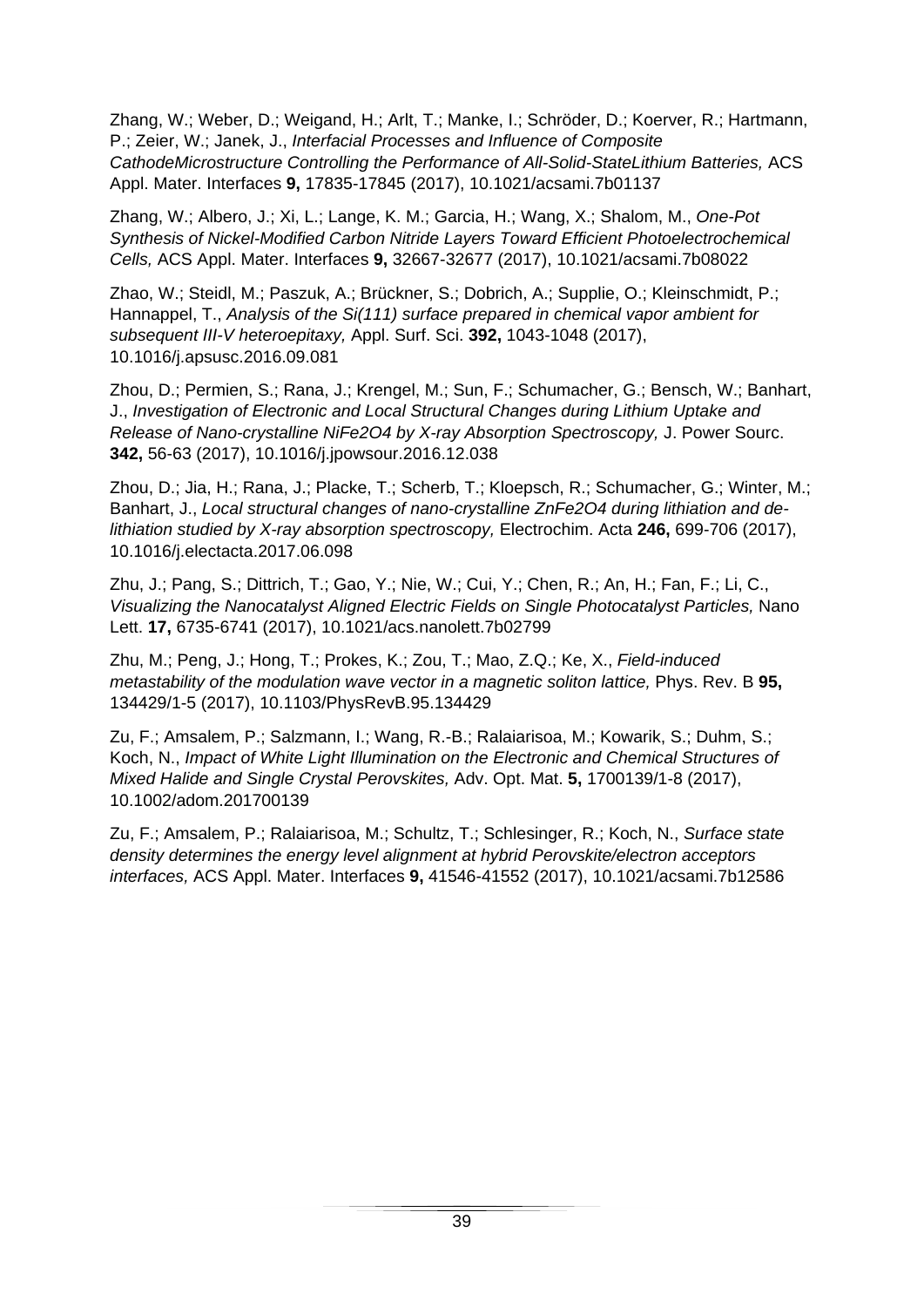Zhang, W.; Weber, D.; Weigand, H.; Arlt, T.; Manke, I.; Schröder, D.; Koerver, R.; Hartmann, P.; Zeier, W.; Janek, J., *Interfacial Processes and Influence of Composite CathodeMicrostructure Controlling the Performance of All-Solid-StateLithium Batteries,* ACS Appl. Mater. Interfaces **9,** 17835-17845 (2017), 10.1021/acsami.7b01137

Zhang, W.; Albero, J.; Xi, L.; Lange, K. M.; Garcia, H.; Wang, X.; Shalom, M., *One-Pot Synthesis of Nickel-Modified Carbon Nitride Layers Toward Efficient Photoelectrochemical Cells,* ACS Appl. Mater. Interfaces **9,** 32667-32677 (2017), 10.1021/acsami.7b08022

Zhao, W.; Steidl, M.; Paszuk, A.; Brückner, S.; Dobrich, A.; Supplie, O.; Kleinschmidt, P.; Hannappel, T., *Analysis of the Si(111) surface prepared in chemical vapor ambient for subsequent III-V heteroepitaxy,* Appl. Surf. Sci. **392,** 1043-1048 (2017), 10.1016/j.apsusc.2016.09.081

Zhou, D.; Permien, S.; Rana, J.; Krengel, M.; Sun, F.; Schumacher, G.; Bensch, W.; Banhart, J., *Investigation of Electronic and Local Structural Changes during Lithium Uptake and Release of Nano-crystalline NiFe2O4 by X-ray Absorption Spectroscopy,* J. Power Sourc. **342,** 56-63 (2017), 10.1016/j.jpowsour.2016.12.038

Zhou, D.; Jia, H.; Rana, J.; Placke, T.; Scherb, T.; Kloepsch, R.; Schumacher, G.; Winter, M.; Banhart, J., *Local structural changes of nano-crystalline ZnFe2O4 during lithiation and de-lithiation studied by X-ray absorption spectroscopy,* Electrochim. Acta **246,** 699-706 (2017), 10.1016/j.electacta.2017.06.098

Zhu, J.; Pang, S.; Dittrich, T.; Gao, Y.; Nie, W.; Cui, Y.; Chen, R.; An, H.; Fan, F.; Li, C., *Visualizing the Nanocatalyst Aligned Electric Fields on Single Photocatalyst Particles,* Nano Lett. **17,** 6735-6741 (2017), 10.1021/acs.nanolett.7b02799

Zhu, M.; Peng, J.; Hong, T.; Prokes, K.; Zou, T.; Mao, Z.Q.; Ke, X., *Field-induced metastability of the modulation wave vector in a magnetic soliton lattice,* Phys. Rev. B **95,** 134429/1-5 (2017), 10.1103/PhysRevB.95.134429

Zu, F.; Amsalem, P.; Salzmann, I.; Wang, R.-B.; Ralaiarisoa, M.; Kowarik, S.; Duhm, S.; Koch, N., *Impact of White Light Illumination on the Electronic and Chemical Structures of Mixed Halide and Single Crystal Perovskites,* Adv. Opt. Mat. **5,** 1700139/1-8 (2017), 10.1002/adom.201700139

Zu, F.; Amsalem, P.; Ralaiarisoa, M.; Schultz, T.; Schlesinger, R.; Koch, N., *Surface state density determines the energy level alignment at hybrid Perovskite/electron acceptors interfaces,* ACS Appl. Mater. Interfaces **9,** 41546-41552 (2017), 10.1021/acsami.7b12586